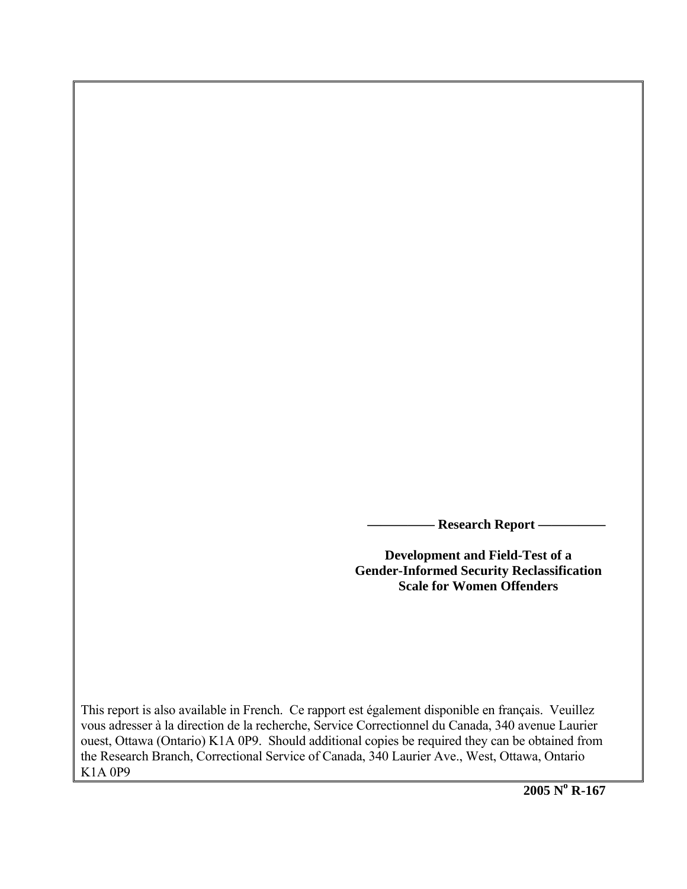**—————— Research Report ——————**

# Development and Field-Test of a Gender-Informed Security Reclassification Scale for Women Offenders

This report is also available in French. Ce rapport est également disponible en français. Veuillez vous adresser à la direction de la recherche, Service Correctionnel du Canada, 340 avenue Laurier ouest, Ottawa (Ontario) K1A 0P9. Should additional copies be required they can be obtained from the Research Branch, Correctional Service of Canada, 340 Laurier Ave., West, Ottawa, Ontario K1A 0P9

**2005 N$^{o}$ R-167**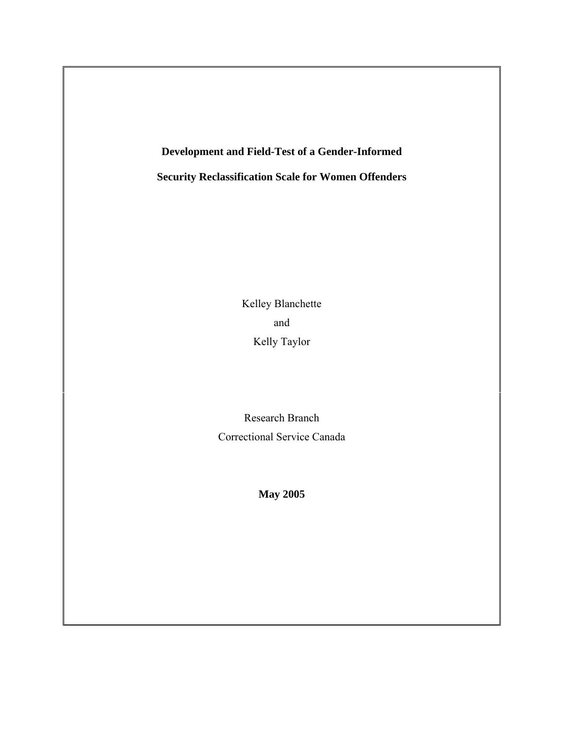**Development and Field-Test of a Gender-Informed**

**Security Reclassification Scale for Women Offenders**

Kelley Blanchette

and

Kelly Taylor

Research Branch

Correctional Service Canada

**May 2005**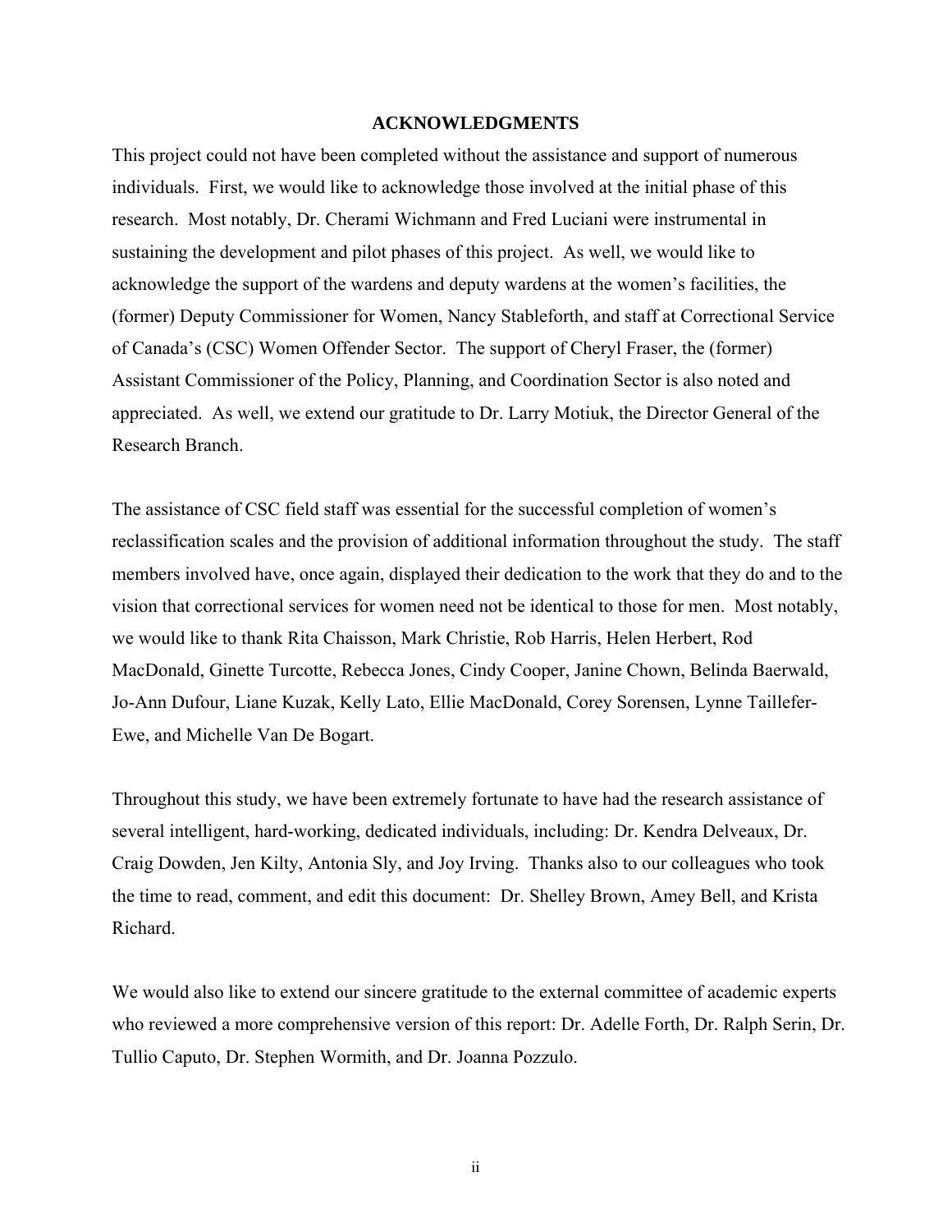# ACKNOWLEDGMENTS

This project could not have been completed without the assistance and support of numerous individuals. First, we would like to acknowledge those involved at the initial phase of this research. Most notably, Dr. Cherami Wichmann and Fred Luciani were instrumental in sustaining the development and pilot phases of this project. As well, we would like to acknowledge the support of the wardens and deputy wardens at the women's facilities, the (former) Deputy Commissioner for Women, Nancy Stableforth, and staff at Correctional Service of Canada's (CSC) Women Offender Sector. The support of Cheryl Fraser, the (former) Assistant Commissioner of the Policy, Planning, and Coordination Sector is also noted and appreciated. As well, we extend our gratitude to Dr. Larry Motiuk, the Director General of the Research Branch.

The assistance of CSC field staff was essential for the successful completion of women's reclassification scales and the provision of additional information throughout the study. The staff members involved have, once again, displayed their dedication to the work that they do and to the vision that correctional services for women need not be identical to those for men. Most notably, we would like to thank Rita Chaisson, Mark Christie, Rob Harris, Helen Herbert, Rod MacDonald, Ginette Turcotte, Rebecca Jones, Cindy Cooper, Janine Chown, Belinda Baerwald, Jo-Ann Dufour, Liane Kuzak, Kelly Lato, Ellie MacDonald, Corey Sorensen, Lynne Taillefer-Ewe, and Michelle Van De Bogart.

Throughout this study, we have been extremely fortunate to have had the research assistance of several intelligent, hard-working, dedicated individuals, including: Dr. Kendra Delveaux, Dr. Craig Dowden, Jen Kilty, Antonia Sly, and Joy Irving. Thanks also to our colleagues who took the time to read, comment, and edit this document: Dr. Shelley Brown, Amey Bell, and Krista Richard.

We would also like to extend our sincere gratitude to the external committee of academic experts who reviewed a more comprehensive version of this report: Dr. Adelle Forth, Dr. Ralph Serin, Dr. Tullio Caputo, Dr. Stephen Wormith, and Dr. Joanna Pozzulo.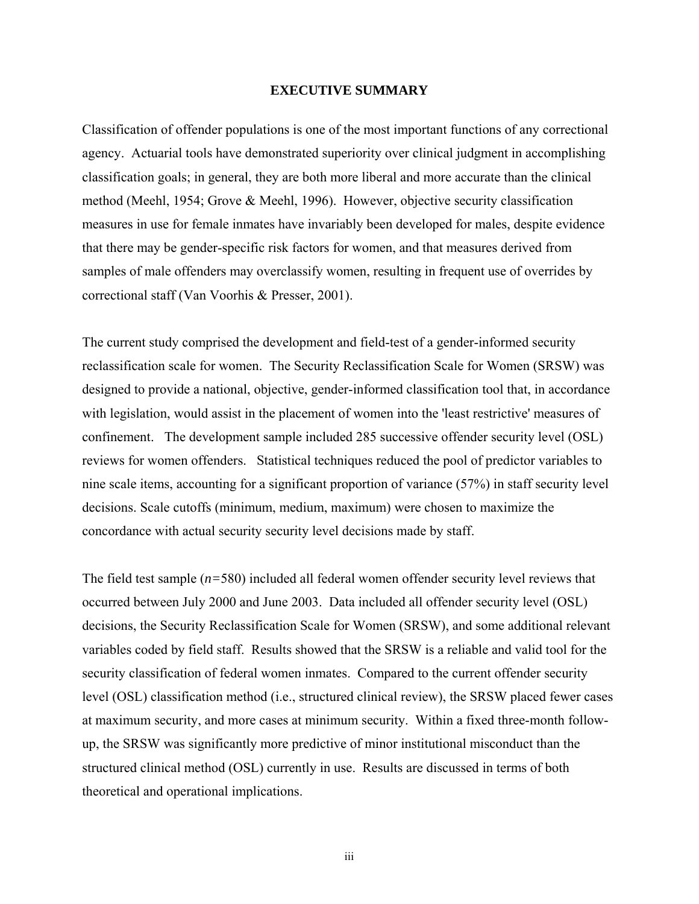# EXECUTIVE SUMMARY

Classification of offender populations is one of the most important functions of any correctional agency. Actuarial tools have demonstrated superiority over clinical judgment in accomplishing classification goals; in general, they are both more liberal and more accurate than the clinical method (Meehl, 1954; Grove & Meehl, 1996). However, objective security classification measures in use for female inmates have invariably been developed for males, despite evidence that there may be gender-specific risk factors for women, and that measures derived from samples of male offenders may overclassify women, resulting in frequent use of overrides by correctional staff (Van Voorhis & Presser, 2001).

The current study comprised the development and field-test of a gender-informed security reclassification scale for women. The Security Reclassification Scale for Women (SRSW) was designed to provide a national, objective, gender-informed classification tool that, in accordance with legislation, would assist in the placement of women into the 'least restrictive' measures of confinement. The development sample included 285 successive offender security level (OSL) reviews for women offenders. Statistical techniques reduced the pool of predictor variables to nine scale items, accounting for a significant proportion of variance (57%) in staff security level decisions. Scale cutoffs (minimum, medium, maximum) were chosen to maximize the concordance with actual security security level decisions made by staff.

The field test sample (*n*=580) included all federal women offender security level reviews that occurred between July 2000 and June 2003. Data included all offender security level (OSL) decisions, the Security Reclassification Scale for Women (SRSW), and some additional relevant variables coded by field staff. Results showed that the SRSW is a reliable and valid tool for the security classification of federal women inmates. Compared to the current offender security level (OSL) classification method (i.e., structured clinical review), the SRSW placed fewer cases at maximum security, and more cases at minimum security. Within a fixed three-month follow-up, the SRSW was significantly more predictive of minor institutional misconduct than the structured clinical method (OSL) currently in use. Results are discussed in terms of both theoretical and operational implications.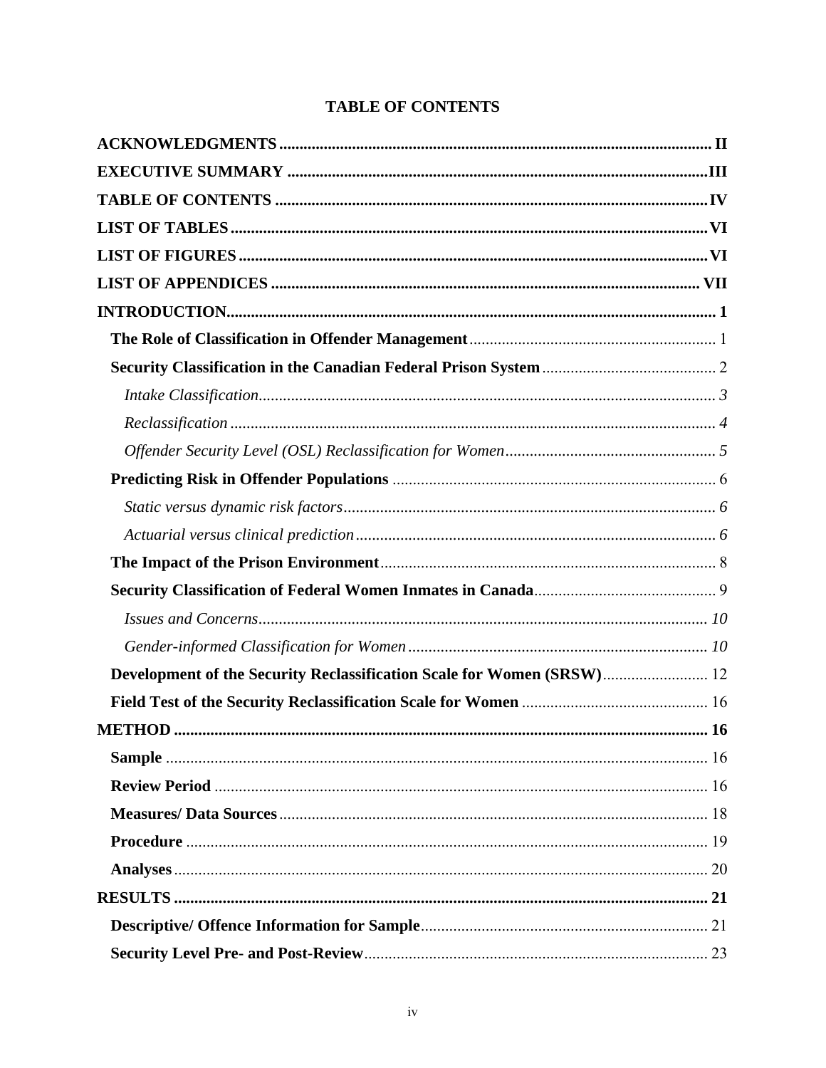# TABLE OF CONTENTS

**ACKNOWLEDGMENTS** ........ II

**EXECUTIVE SUMMARY** ........ III

**TABLE OF CONTENTS** ........ IV

**LIST OF TABLES** ........ VI

**LIST OF FIGURES** ........ VI

**LIST OF APPENDICES** ........ VII

**INTRODUCTION** ........ 1

- **The Role of Classification in Offender Management** ........ 1
- **Security Classification in the Canadian Federal Prison System** ........ 2
  - *Intake Classification* ........ 3
  - *Reclassification* ........ 4
  - *Offender Security Level (OSL) Reclassification for Women* ........ 5
- **Predicting Risk in Offender Populations** ........ 6
  - *Static versus dynamic risk factors* ........ 6
  - *Actuarial versus clinical prediction* ........ 6
- **The Impact of the Prison Environment** ........ 8
- **Security Classification of Federal Women Inmates in Canada** ........ 9
  - *Issues and Concerns* ........ 10
  - *Gender-informed Classification for Women* ........ 10
- **Development of the Security Reclassification Scale for Women (SRSW)** ........ 12
- **Field Test of the Security Reclassification Scale for Women** ........ 16

**METHOD** ........ 16

- **Sample** ........ 16
- **Review Period** ........ 16
- **Measures/ Data Sources** ........ 18
- **Procedure** ........ 19
- **Analyses** ........ 20

**RESULTS** ........ 21

- **Descriptive/ Offence Information for Sample** ........ 21
- **Security Level Pre- and Post-Review** ........ 23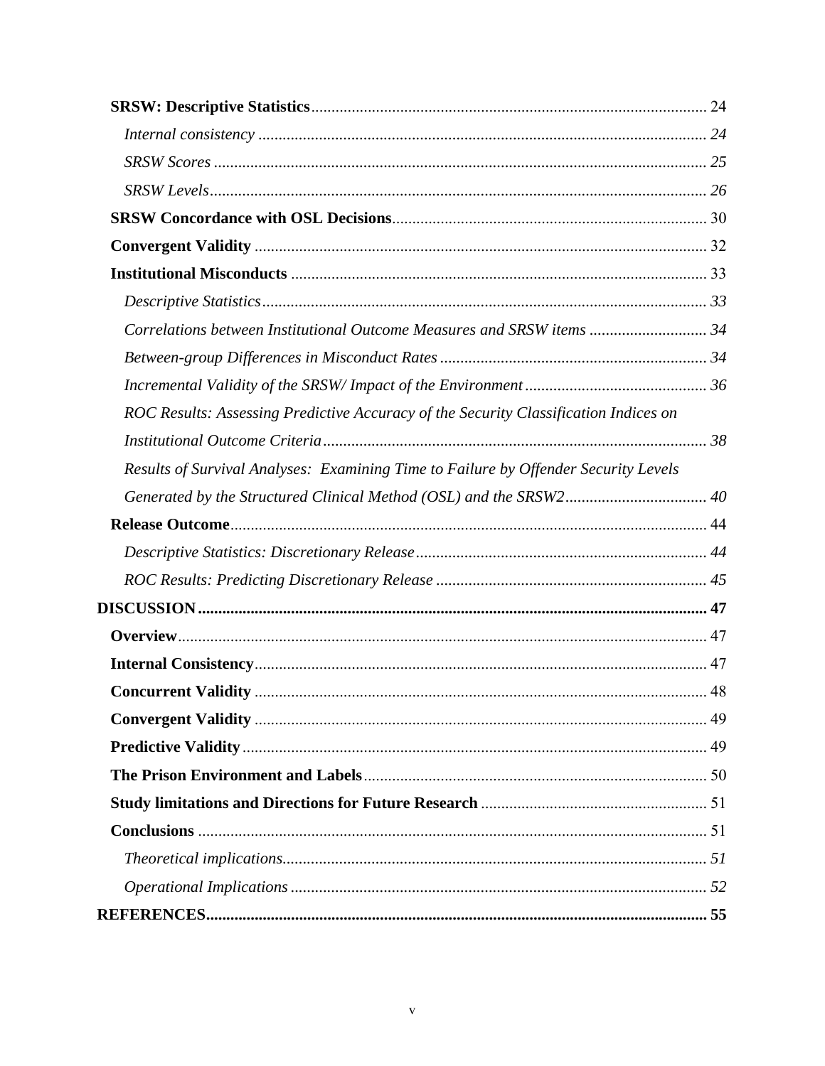**SRSW: Descriptive Statistics** ........ 24

*Internal consistency* ........ 24

*SRSW Scores* ........ 25

*SRSW Levels* ........ 26

**SRSW Concordance with OSL Decisions** ........ 30

**Convergent Validity** ........ 32

**Institutional Misconducts** ........ 33

*Descriptive Statistics* ........ 33

*Correlations between Institutional Outcome Measures and SRSW items* ........ 34

*Between-group Differences in Misconduct Rates* ........ 34

*Incremental Validity of the SRSW/ Impact of the Environment* ........ 36

*ROC Results: Assessing Predictive Accuracy of the Security Classification Indices on Institutional Outcome Criteria* ........ 38

*Results of Survival Analyses: Examining Time to Failure by Offender Security Levels Generated by the Structured Clinical Method (OSL) and the SRSW2* ........ 40

**Release Outcome** ........ 44

*Descriptive Statistics: Discretionary Release* ........ 44

*ROC Results: Predicting Discretionary Release* ........ 45

**DISCUSSION** ........ 47

**Overview** ........ 47

**Internal Consistency** ........ 47

**Concurrent Validity** ........ 48

**Convergent Validity** ........ 49

**Predictive Validity** ........ 49

**The Prison Environment and Labels** ........ 50

**Study limitations and Directions for Future Research** ........ 51

**Conclusions** ........ 51

*Theoretical implications* ........ 51

*Operational Implications* ........ 52

**REFERENCES** ........ 55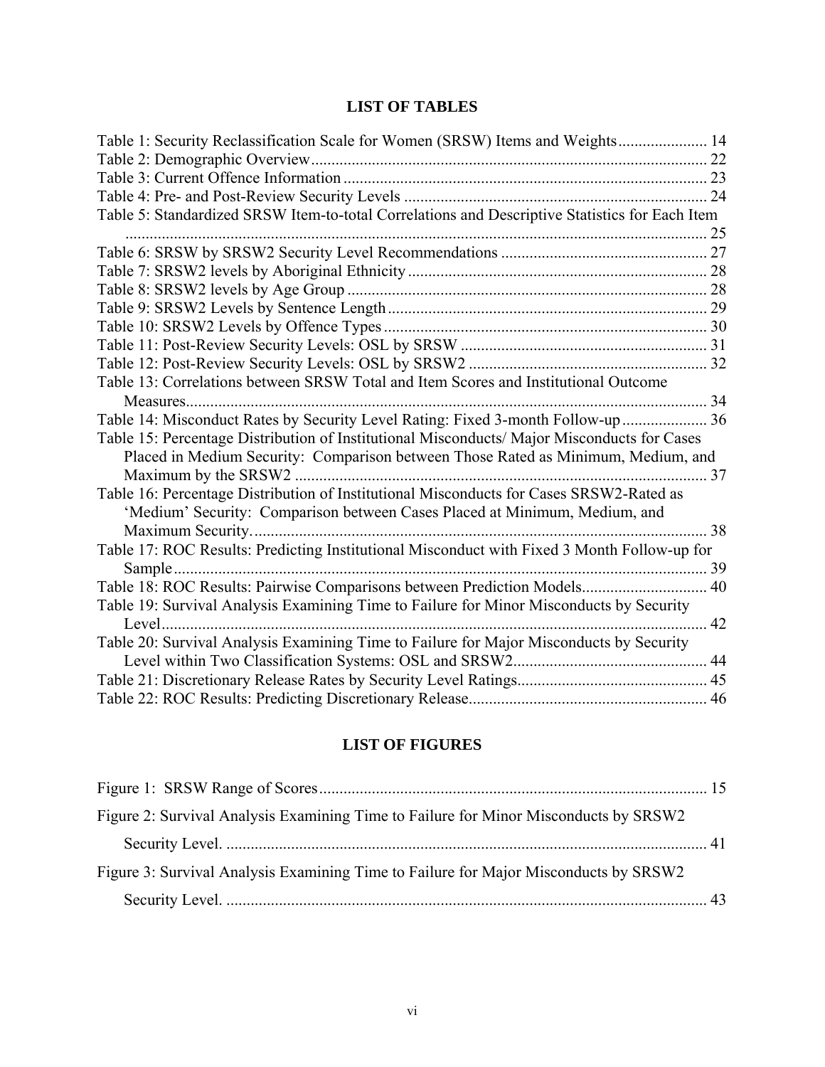## LIST OF TABLES

Table 1: Security Reclassification Scale for Women (SRSW) Items and Weights...................... 14
Table 2: Demographic Overview................................................................................................. 22
Table 3: Current Offence Information......................................................................................... 23
Table 4: Pre- and Post-Review Security Levels .......................................................................... 24
Table 5: Standardized SRSW Item-to-total Correlations and Descriptive Statistics for Each Item ................................................................................................................................................ 25
Table 6: SRSW by SRSW2 Security Level Recommendations ................................................... 27
Table 7: SRSW2 levels by Aboriginal Ethnicity.......................................................................... 28
Table 8: SRSW2 levels by Age Group ......................................................................................... 28
Table 9: SRSW2 Levels by Sentence Length............................................................................... 29
Table 10: SRSW2 Levels by Offence Types................................................................................ 30
Table 11: Post-Review Security Levels: OSL by SRSW ............................................................. 31
Table 12: Post-Review Security Levels: OSL by SRSW2 ........................................................... 32
Table 13: Correlations between SRSW Total and Item Scores and Institutional Outcome Measures................................................................................................................................. 34
Table 14: Misconduct Rates by Security Level Rating: Fixed 3-month Follow-up..................... 36
Table 15: Percentage Distribution of Institutional Misconducts/ Major Misconducts for Cases Placed in Medium Security: Comparison between Those Rated as Minimum, Medium, and Maximum by the SRSW2 ..................................................................................................... 37
Table 16: Percentage Distribution of Institutional Misconducts for Cases SRSW2-Rated as 'Medium' Security: Comparison between Cases Placed at Minimum, Medium, and Maximum Security................................................................................................................ 38
Table 17: ROC Results: Predicting Institutional Misconduct with Fixed 3 Month Follow-up for Sample.................................................................................................................................... 39
Table 18: ROC Results: Pairwise Comparisons between Prediction Models............................... 40
Table 19: Survival Analysis Examining Time to Failure for Minor Misconducts by Security Level....................................................................................................................................... 42
Table 20: Survival Analysis Examining Time to Failure for Major Misconducts by Security Level within Two Classification Systems: OSL and SRSW2................................................ 44
Table 21: Discretionary Release Rates by Security Level Ratings............................................... 45
Table 22: ROC Results: Predicting Discretionary Release........................................................... 46

## LIST OF FIGURES

Figure 1: SRSW Range of Scores................................................................................................ 15
Figure 2: Survival Analysis Examining Time to Failure for Minor Misconducts by SRSW2 Security Level. ...................................................................................................................... 41
Figure 3: Survival Analysis Examining Time to Failure for Major Misconducts by SRSW2 Security Level. ...................................................................................................................... 43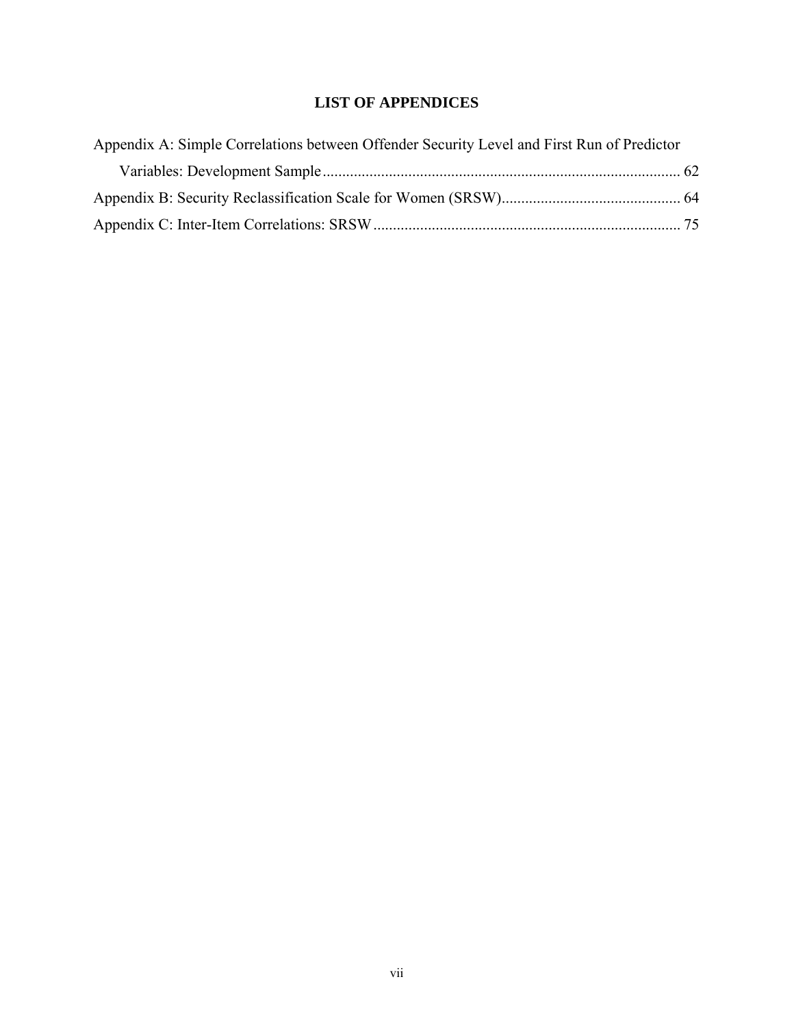# LIST OF APPENDICES

Appendix A: Simple Correlations between Offender Security Level and First Run of Predictor Variables: Development Sample ........................................................................................... 62

Appendix B: Security Reclassification Scale for Women (SRSW)............................................. 64

Appendix C: Inter-Item Correlations: SRSW .............................................................................. 75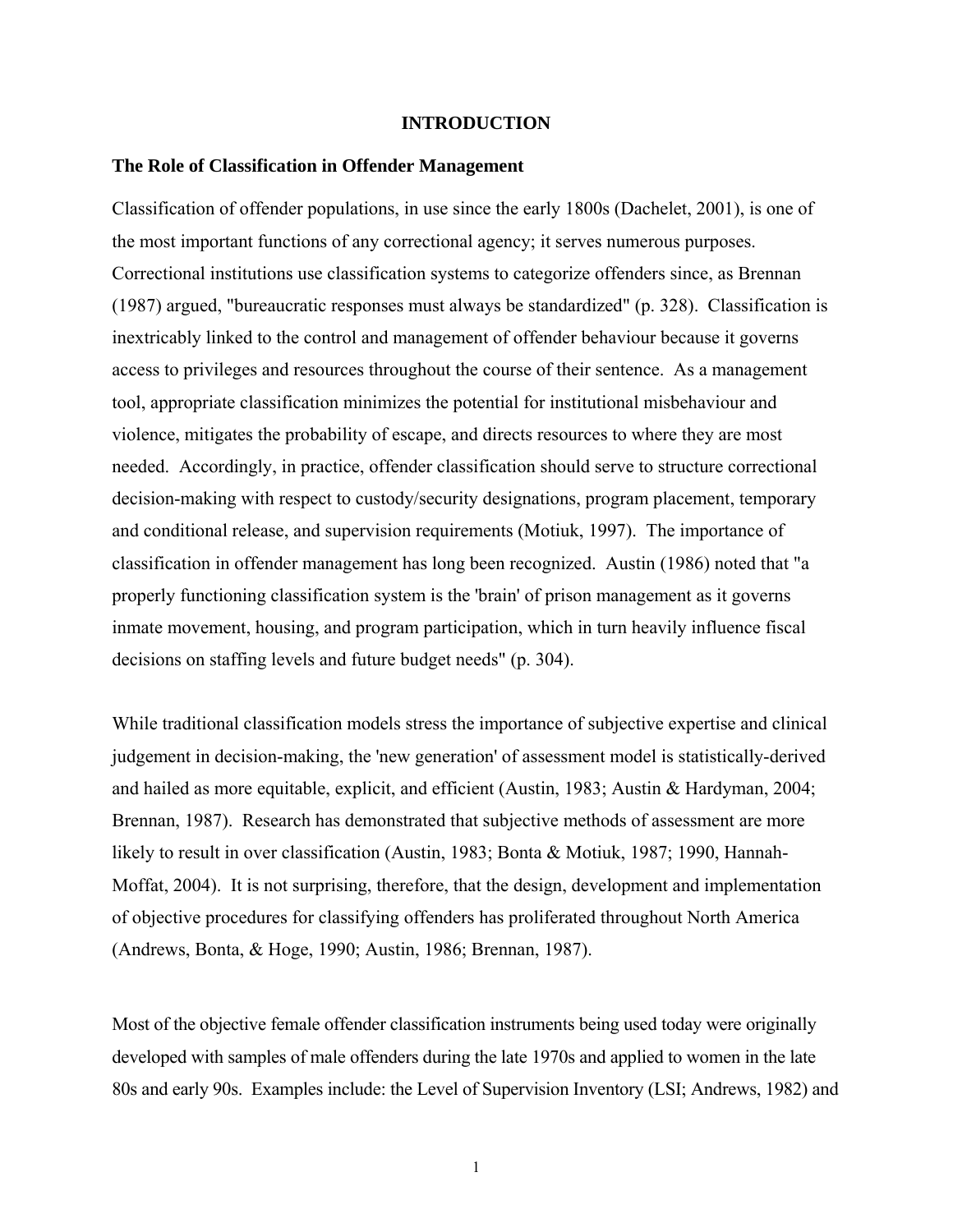# INTRODUCTION

## The Role of Classification in Offender Management

Classification of offender populations, in use since the early 1800s (Dachelet, 2001), is one of the most important functions of any correctional agency; it serves numerous purposes. Correctional institutions use classification systems to categorize offenders since, as Brennan (1987) argued, "bureaucratic responses must always be standardized" (p. 328). Classification is inextricably linked to the control and management of offender behaviour because it governs access to privileges and resources throughout the course of their sentence. As a management tool, appropriate classification minimizes the potential for institutional misbehaviour and violence, mitigates the probability of escape, and directs resources to where they are most needed. Accordingly, in practice, offender classification should serve to structure correctional decision-making with respect to custody/security designations, program placement, temporary and conditional release, and supervision requirements (Motiuk, 1997). The importance of classification in offender management has long been recognized. Austin (1986) noted that "a properly functioning classification system is the 'brain' of prison management as it governs inmate movement, housing, and program participation, which in turn heavily influence fiscal decisions on staffing levels and future budget needs" (p. 304).

While traditional classification models stress the importance of subjective expertise and clinical judgement in decision-making, the 'new generation' of assessment model is statistically-derived and hailed as more equitable, explicit, and efficient (Austin, 1983; Austin & Hardyman, 2004; Brennan, 1987). Research has demonstrated that subjective methods of assessment are more likely to result in over classification (Austin, 1983; Bonta & Motiuk, 1987; 1990, Hannah-Moffat, 2004). It is not surprising, therefore, that the design, development and implementation of objective procedures for classifying offenders has proliferated throughout North America (Andrews, Bonta, & Hoge, 1990; Austin, 1986; Brennan, 1987).

Most of the objective female offender classification instruments being used today were originally developed with samples of male offenders during the late 1970s and applied to women in the late 80s and early 90s. Examples include: the Level of Supervision Inventory (LSI; Andrews, 1982) and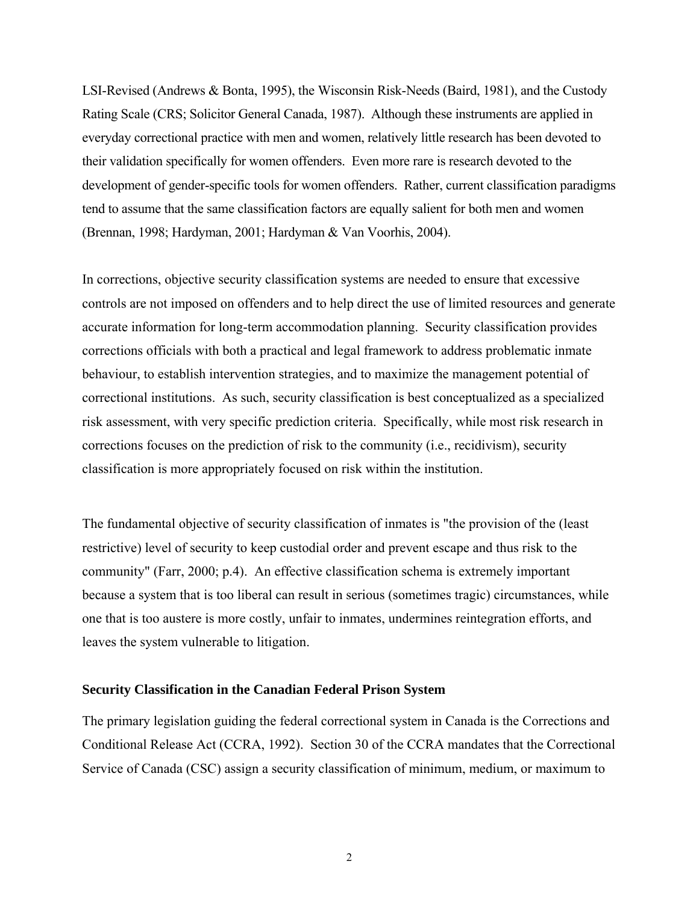LSI-Revised (Andrews & Bonta, 1995), the Wisconsin Risk-Needs (Baird, 1981), and the Custody Rating Scale (CRS; Solicitor General Canada, 1987). Although these instruments are applied in everyday correctional practice with men and women, relatively little research has been devoted to their validation specifically for women offenders. Even more rare is research devoted to the development of gender-specific tools for women offenders. Rather, current classification paradigms tend to assume that the same classification factors are equally salient for both men and women (Brennan, 1998; Hardyman, 2001; Hardyman & Van Voorhis, 2004).

In corrections, objective security classification systems are needed to ensure that excessive controls are not imposed on offenders and to help direct the use of limited resources and generate accurate information for long-term accommodation planning. Security classification provides corrections officials with both a practical and legal framework to address problematic inmate behaviour, to establish intervention strategies, and to maximize the management potential of correctional institutions. As such, security classification is best conceptualized as a specialized risk assessment, with very specific prediction criteria. Specifically, while most risk research in corrections focuses on the prediction of risk to the community (i.e., recidivism), security classification is more appropriately focused on risk within the institution.

The fundamental objective of security classification of inmates is "the provision of the (least restrictive) level of security to keep custodial order and prevent escape and thus risk to the community" (Farr, 2000; p.4). An effective classification schema is extremely important because a system that is too liberal can result in serious (sometimes tragic) circumstances, while one that is too austere is more costly, unfair to inmates, undermines reintegration efforts, and leaves the system vulnerable to litigation.

### Security Classification in the Canadian Federal Prison System

The primary legislation guiding the federal correctional system in Canada is the Corrections and Conditional Release Act (CCRA, 1992). Section 30 of the CCRA mandates that the Correctional Service of Canada (CSC) assign a security classification of minimum, medium, or maximum to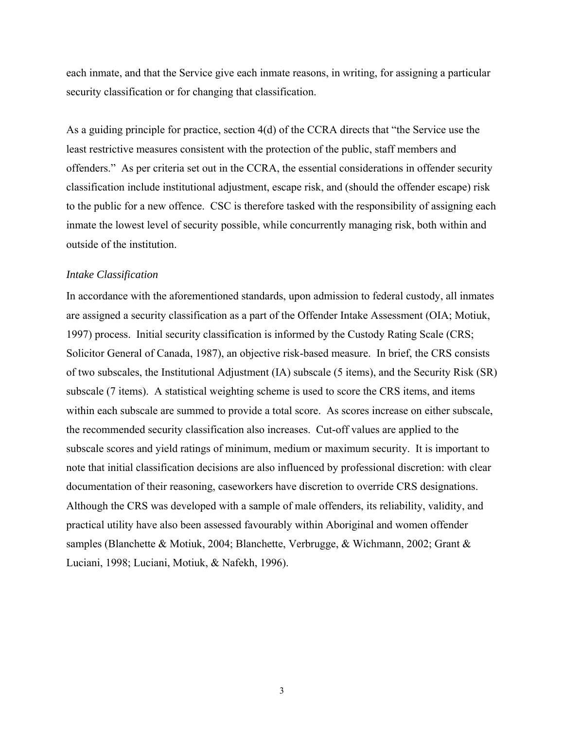each inmate, and that the Service give each inmate reasons, in writing, for assigning a particular security classification or for changing that classification.

As a guiding principle for practice, section 4(d) of the CCRA directs that "the Service use the least restrictive measures consistent with the protection of the public, staff members and offenders." As per criteria set out in the CCRA, the essential considerations in offender security classification include institutional adjustment, escape risk, and (should the offender escape) risk to the public for a new offence. CSC is therefore tasked with the responsibility of assigning each inmate the lowest level of security possible, while concurrently managing risk, both within and outside of the institution.

*Intake Classification*

In accordance with the aforementioned standards, upon admission to federal custody, all inmates are assigned a security classification as a part of the Offender Intake Assessment (OIA; Motiuk, 1997) process. Initial security classification is informed by the Custody Rating Scale (CRS; Solicitor General of Canada, 1987), an objective risk-based measure. In brief, the CRS consists of two subscales, the Institutional Adjustment (IA) subscale (5 items), and the Security Risk (SR) subscale (7 items). A statistical weighting scheme is used to score the CRS items, and items within each subscale are summed to provide a total score. As scores increase on either subscale, the recommended security classification also increases. Cut-off values are applied to the subscale scores and yield ratings of minimum, medium or maximum security. It is important to note that initial classification decisions are also influenced by professional discretion: with clear documentation of their reasoning, caseworkers have discretion to override CRS designations. Although the CRS was developed with a sample of male offenders, its reliability, validity, and practical utility have also been assessed favourably within Aboriginal and women offender samples (Blanchette & Motiuk, 2004; Blanchette, Verbrugge, & Wichmann, 2002; Grant & Luciani, 1998; Luciani, Motiuk, & Nafekh, 1996).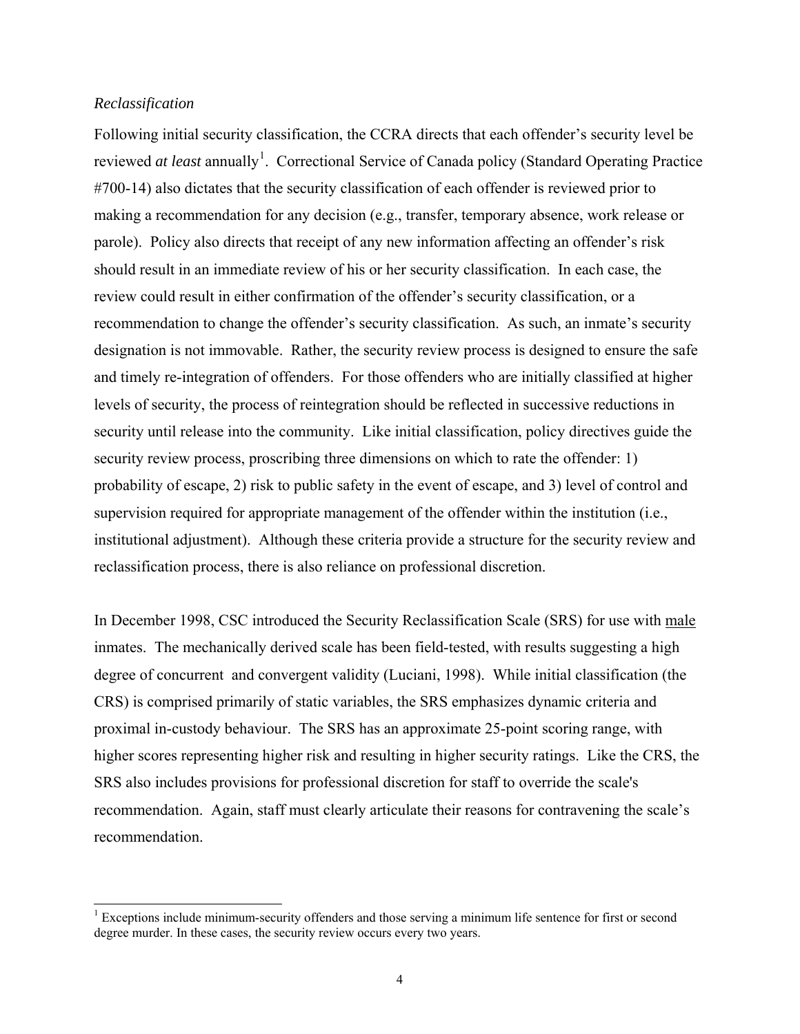*Reclassification*

Following initial security classification, the CCRA directs that each offender's security level be reviewed *at least* annually[1]. Correctional Service of Canada policy (Standard Operating Practice #700-14) also dictates that the security classification of each offender is reviewed prior to making a recommendation for any decision (e.g., transfer, temporary absence, work release or parole). Policy also directs that receipt of any new information affecting an offender's risk should result in an immediate review of his or her security classification. In each case, the review could result in either confirmation of the offender's security classification, or a recommendation to change the offender's security classification. As such, an inmate's security designation is not immovable. Rather, the security review process is designed to ensure the safe and timely re-integration of offenders. For those offenders who are initially classified at higher levels of security, the process of reintegration should be reflected in successive reductions in security until release into the community. Like initial classification, policy directives guide the security review process, proscribing three dimensions on which to rate the offender: 1) probability of escape, 2) risk to public safety in the event of escape, and 3) level of control and supervision required for appropriate management of the offender within the institution (i.e., institutional adjustment). Although these criteria provide a structure for the security review and reclassification process, there is also reliance on professional discretion.

In December 1998, CSC introduced the Security Reclassification Scale (SRS) for use with male inmates. The mechanically derived scale has been field-tested, with results suggesting a high degree of concurrent and convergent validity (Luciani, 1998). While initial classification (the CRS) is comprised primarily of static variables, the SRS emphasizes dynamic criteria and proximal in-custody behaviour. The SRS has an approximate 25-point scoring range, with higher scores representing higher risk and resulting in higher security ratings. Like the CRS, the SRS also includes provisions for professional discretion for staff to override the scale's recommendation. Again, staff must clearly articulate their reasons for contravening the scale's recommendation.

[1] Exceptions include minimum-security offenders and those serving a minimum life sentence for first or second degree murder. In these cases, the security review occurs every two years.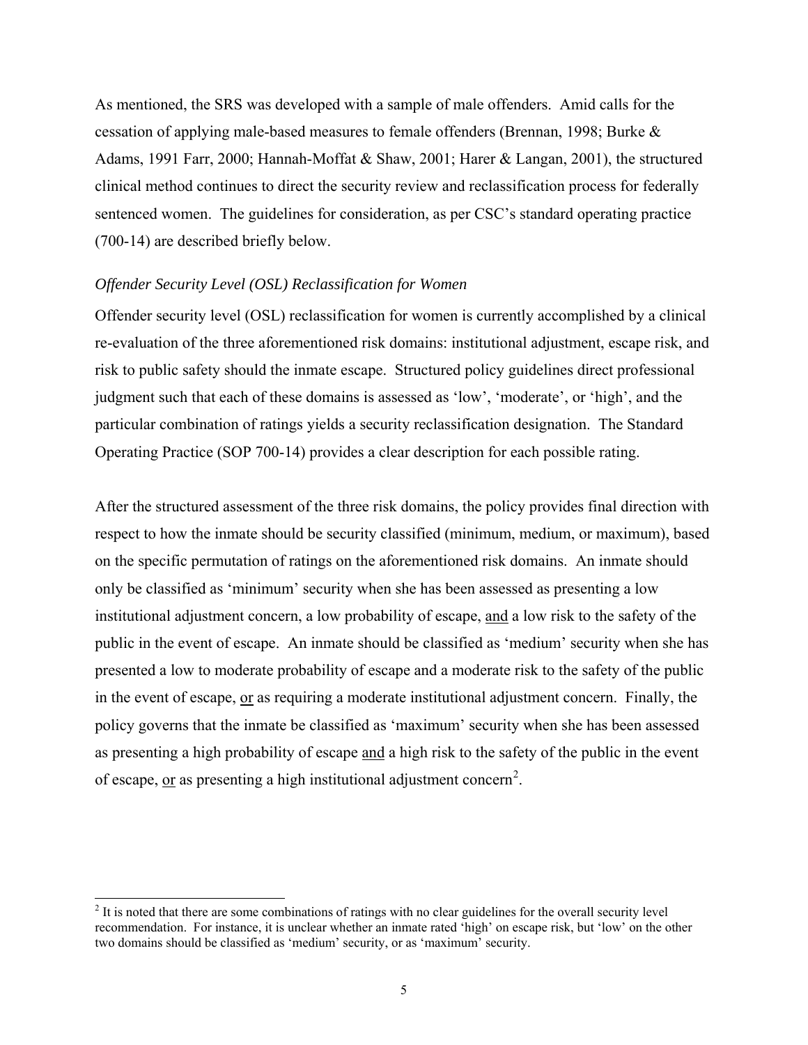As mentioned, the SRS was developed with a sample of male offenders. Amid calls for the cessation of applying male-based measures to female offenders (Brennan, 1998; Burke & Adams, 1991 Farr, 2000; Hannah-Moffat & Shaw, 2001; Harer & Langan, 2001), the structured clinical method continues to direct the security review and reclassification process for federally sentenced women. The guidelines for consideration, as per CSC's standard operating practice (700-14) are described briefly below.

*Offender Security Level (OSL) Reclassification for Women*

Offender security level (OSL) reclassification for women is currently accomplished by a clinical re-evaluation of the three aforementioned risk domains: institutional adjustment, escape risk, and risk to public safety should the inmate escape. Structured policy guidelines direct professional judgment such that each of these domains is assessed as 'low', 'moderate', or 'high', and the particular combination of ratings yields a security reclassification designation. The Standard Operating Practice (SOP 700-14) provides a clear description for each possible rating.

After the structured assessment of the three risk domains, the policy provides final direction with respect to how the inmate should be security classified (minimum, medium, or maximum), based on the specific permutation of ratings on the aforementioned risk domains. An inmate should only be classified as 'minimum' security when she has been assessed as presenting a low institutional adjustment concern, a low probability of escape, <u>and</u> a low risk to the safety of the public in the event of escape. An inmate should be classified as 'medium' security when she has presented a low to moderate probability of escape and a moderate risk to the safety of the public in the event of escape, <u>or</u> as requiring a moderate institutional adjustment concern. Finally, the policy governs that the inmate be classified as 'maximum' security when she has been assessed as presenting a high probability of escape <u>and</u> a high risk to the safety of the public in the event of escape, <u>or</u> as presenting a high institutional adjustment concern[2].

[2] It is noted that there are some combinations of ratings with no clear guidelines for the overall security level recommendation. For instance, it is unclear whether an inmate rated 'high' on escape risk, but 'low' on the other two domains should be classified as 'medium' security, or as 'maximum' security.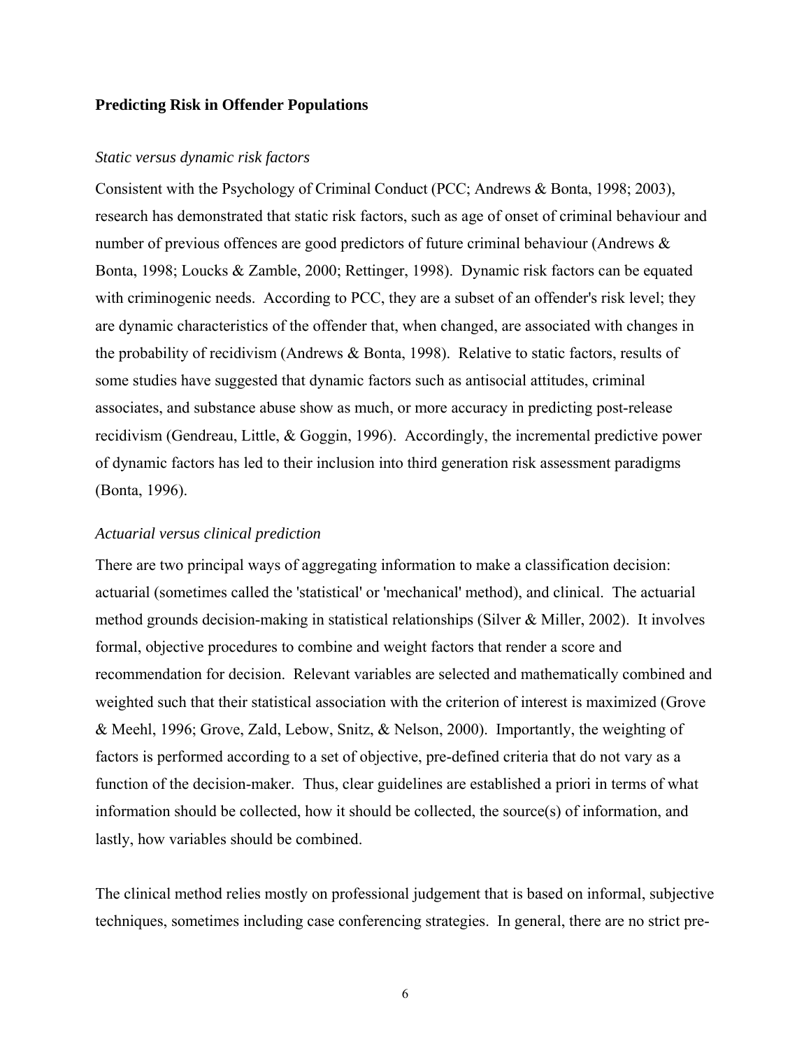## Predicting Risk in Offender Populations

### *Static versus dynamic risk factors*

Consistent with the Psychology of Criminal Conduct (PCC; Andrews & Bonta, 1998; 2003), research has demonstrated that static risk factors, such as age of onset of criminal behaviour and number of previous offences are good predictors of future criminal behaviour (Andrews & Bonta, 1998; Loucks & Zamble, 2000; Rettinger, 1998). Dynamic risk factors can be equated with criminogenic needs. According to PCC, they are a subset of an offender's risk level; they are dynamic characteristics of the offender that, when changed, are associated with changes in the probability of recidivism (Andrews & Bonta, 1998). Relative to static factors, results of some studies have suggested that dynamic factors such as antisocial attitudes, criminal associates, and substance abuse show as much, or more accuracy in predicting post-release recidivism (Gendreau, Little, & Goggin, 1996). Accordingly, the incremental predictive power of dynamic factors has led to their inclusion into third generation risk assessment paradigms (Bonta, 1996).

### *Actuarial versus clinical prediction*

There are two principal ways of aggregating information to make a classification decision: actuarial (sometimes called the 'statistical' or 'mechanical' method), and clinical. The actuarial method grounds decision-making in statistical relationships (Silver & Miller, 2002). It involves formal, objective procedures to combine and weight factors that render a score and recommendation for decision. Relevant variables are selected and mathematically combined and weighted such that their statistical association with the criterion of interest is maximized (Grove & Meehl, 1996; Grove, Zald, Lebow, Snitz, & Nelson, 2000). Importantly, the weighting of factors is performed according to a set of objective, pre-defined criteria that do not vary as a function of the decision-maker. Thus, clear guidelines are established a priori in terms of what information should be collected, how it should be collected, the source(s) of information, and lastly, how variables should be combined.

The clinical method relies mostly on professional judgement that is based on informal, subjective techniques, sometimes including case conferencing strategies. In general, there are no strict pre-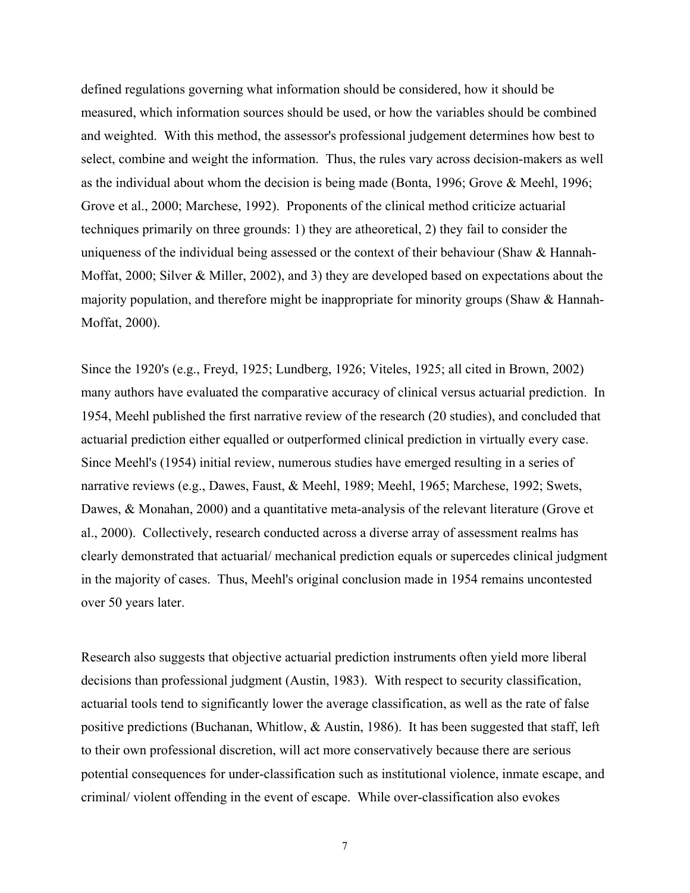defined regulations governing what information should be considered, how it should be measured, which information sources should be used, or how the variables should be combined and weighted. With this method, the assessor's professional judgement determines how best to select, combine and weight the information. Thus, the rules vary across decision-makers as well as the individual about whom the decision is being made (Bonta, 1996; Grove & Meehl, 1996; Grove et al., 2000; Marchese, 1992). Proponents of the clinical method criticize actuarial techniques primarily on three grounds: 1) they are atheoretical, 2) they fail to consider the uniqueness of the individual being assessed or the context of their behaviour (Shaw & Hannah-Moffat, 2000; Silver & Miller, 2002), and 3) they are developed based on expectations about the majority population, and therefore might be inappropriate for minority groups (Shaw & Hannah-Moffat, 2000).

Since the 1920's (e.g., Freyd, 1925; Lundberg, 1926; Viteles, 1925; all cited in Brown, 2002) many authors have evaluated the comparative accuracy of clinical versus actuarial prediction. In 1954, Meehl published the first narrative review of the research (20 studies), and concluded that actuarial prediction either equalled or outperformed clinical prediction in virtually every case. Since Meehl's (1954) initial review, numerous studies have emerged resulting in a series of narrative reviews (e.g., Dawes, Faust, & Meehl, 1989; Meehl, 1965; Marchese, 1992; Swets, Dawes, & Monahan, 2000) and a quantitative meta-analysis of the relevant literature (Grove et al., 2000). Collectively, research conducted across a diverse array of assessment realms has clearly demonstrated that actuarial/ mechanical prediction equals or supercedes clinical judgment in the majority of cases. Thus, Meehl's original conclusion made in 1954 remains uncontested over 50 years later.

Research also suggests that objective actuarial prediction instruments often yield more liberal decisions than professional judgment (Austin, 1983). With respect to security classification, actuarial tools tend to significantly lower the average classification, as well as the rate of false positive predictions (Buchanan, Whitlow, & Austin, 1986). It has been suggested that staff, left to their own professional discretion, will act more conservatively because there are serious potential consequences for under-classification such as institutional violence, inmate escape, and criminal/ violent offending in the event of escape. While over-classification also evokes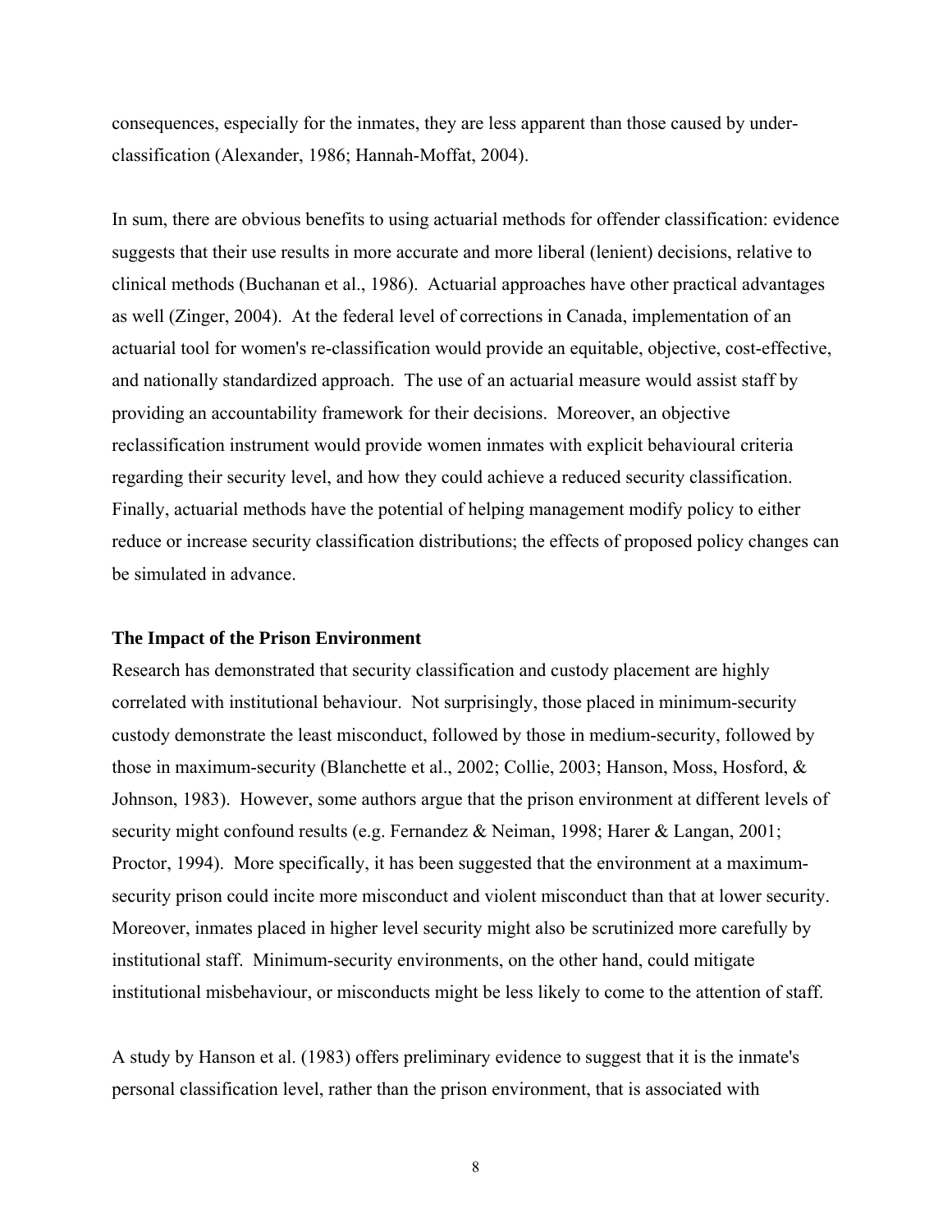consequences, especially for the inmates, they are less apparent than those caused by under-classification (Alexander, 1986; Hannah-Moffat, 2004).

In sum, there are obvious benefits to using actuarial methods for offender classification: evidence suggests that their use results in more accurate and more liberal (lenient) decisions, relative to clinical methods (Buchanan et al., 1986). Actuarial approaches have other practical advantages as well (Zinger, 2004). At the federal level of corrections in Canada, implementation of an actuarial tool for women's re-classification would provide an equitable, objective, cost-effective, and nationally standardized approach. The use of an actuarial measure would assist staff by providing an accountability framework for their decisions. Moreover, an objective reclassification instrument would provide women inmates with explicit behavioural criteria regarding their security level, and how they could achieve a reduced security classification. Finally, actuarial methods have the potential of helping management modify policy to either reduce or increase security classification distributions; the effects of proposed policy changes can be simulated in advance.

### The Impact of the Prison Environment

Research has demonstrated that security classification and custody placement are highly correlated with institutional behaviour. Not surprisingly, those placed in minimum-security custody demonstrate the least misconduct, followed by those in medium-security, followed by those in maximum-security (Blanchette et al., 2002; Collie, 2003; Hanson, Moss, Hosford, & Johnson, 1983). However, some authors argue that the prison environment at different levels of security might confound results (e.g. Fernandez & Neiman, 1998; Harer & Langan, 2001; Proctor, 1994). More specifically, it has been suggested that the environment at a maximum-security prison could incite more misconduct and violent misconduct than that at lower security. Moreover, inmates placed in higher level security might also be scrutinized more carefully by institutional staff. Minimum-security environments, on the other hand, could mitigate institutional misbehaviour, or misconducts might be less likely to come to the attention of staff.

A study by Hanson et al. (1983) offers preliminary evidence to suggest that it is the inmate's personal classification level, rather than the prison environment, that is associated with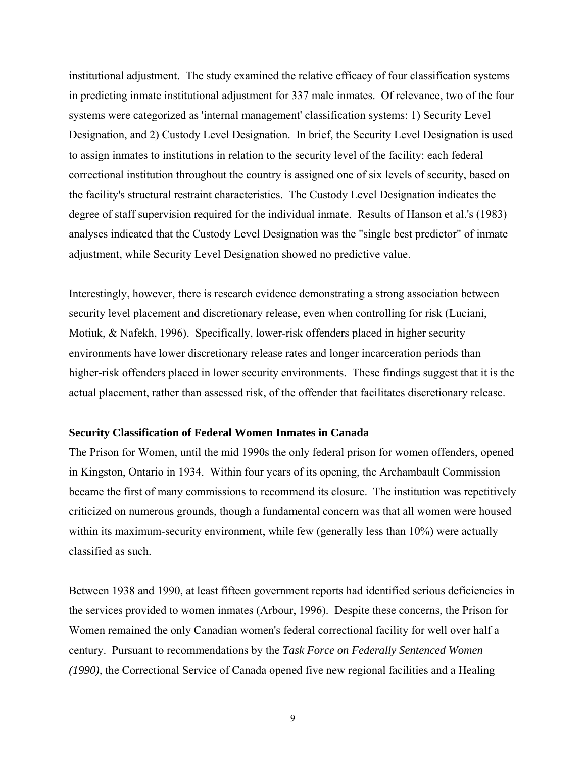institutional adjustment. The study examined the relative efficacy of four classification systems in predicting inmate institutional adjustment for 337 male inmates. Of relevance, two of the four systems were categorized as 'internal management' classification systems: 1) Security Level Designation, and 2) Custody Level Designation. In brief, the Security Level Designation is used to assign inmates to institutions in relation to the security level of the facility: each federal correctional institution throughout the country is assigned one of six levels of security, based on the facility's structural restraint characteristics. The Custody Level Designation indicates the degree of staff supervision required for the individual inmate. Results of Hanson et al.'s (1983) analyses indicated that the Custody Level Designation was the "single best predictor" of inmate adjustment, while Security Level Designation showed no predictive value.

Interestingly, however, there is research evidence demonstrating a strong association between security level placement and discretionary release, even when controlling for risk (Luciani, Motiuk, & Nafekh, 1996). Specifically, lower-risk offenders placed in higher security environments have lower discretionary release rates and longer incarceration periods than higher-risk offenders placed in lower security environments. These findings suggest that it is the actual placement, rather than assessed risk, of the offender that facilitates discretionary release.

### Security Classification of Federal Women Inmates in Canada

The Prison for Women, until the mid 1990s the only federal prison for women offenders, opened in Kingston, Ontario in 1934. Within four years of its opening, the Archambault Commission became the first of many commissions to recommend its closure. The institution was repetitively criticized on numerous grounds, though a fundamental concern was that all women were housed within its maximum-security environment, while few (generally less than 10%) were actually classified as such.

Between 1938 and 1990, at least fifteen government reports had identified serious deficiencies in the services provided to women inmates (Arbour, 1996). Despite these concerns, the Prison for Women remained the only Canadian women's federal correctional facility for well over half a century. Pursuant to recommendations by the *Task Force on Federally Sentenced Women (1990),* the Correctional Service of Canada opened five new regional facilities and a Healing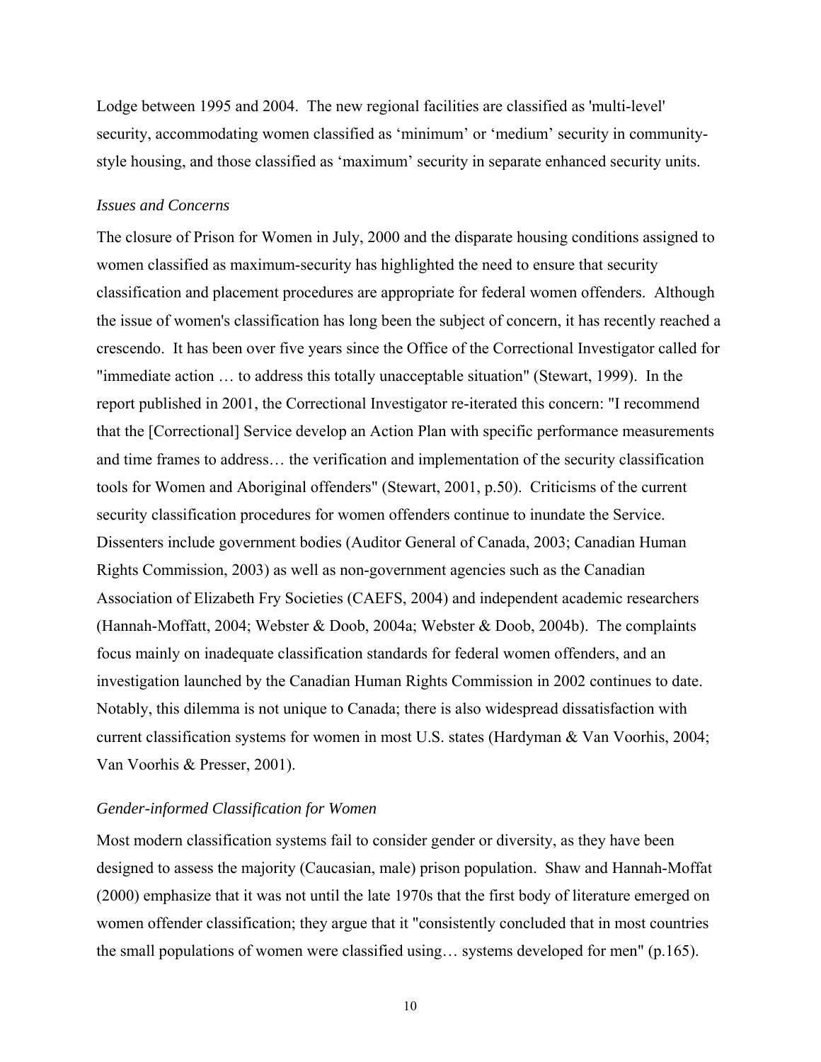Lodge between 1995 and 2004. The new regional facilities are classified as 'multi-level' security, accommodating women classified as ‘minimum’ or ‘medium’ security in community-style housing, and those classified as ‘maximum’ security in separate enhanced security units.

### *Issues and Concerns*

The closure of Prison for Women in July, 2000 and the disparate housing conditions assigned to women classified as maximum-security has highlighted the need to ensure that security classification and placement procedures are appropriate for federal women offenders. Although the issue of women's classification has long been the subject of concern, it has recently reached a crescendo. It has been over five years since the Office of the Correctional Investigator called for "immediate action … to address this totally unacceptable situation" (Stewart, 1999). In the report published in 2001, the Correctional Investigator re-iterated this concern: "I recommend that the [Correctional] Service develop an Action Plan with specific performance measurements and time frames to address… the verification and implementation of the security classification tools for Women and Aboriginal offenders" (Stewart, 2001, p.50). Criticisms of the current security classification procedures for women offenders continue to inundate the Service. Dissenters include government bodies (Auditor General of Canada, 2003; Canadian Human Rights Commission, 2003) as well as non-government agencies such as the Canadian Association of Elizabeth Fry Societies (CAEFS, 2004) and independent academic researchers (Hannah-Moffatt, 2004; Webster & Doob, 2004a; Webster & Doob, 2004b). The complaints focus mainly on inadequate classification standards for federal women offenders, and an investigation launched by the Canadian Human Rights Commission in 2002 continues to date. Notably, this dilemma is not unique to Canada; there is also widespread dissatisfaction with current classification systems for women in most U.S. states (Hardyman & Van Voorhis, 2004; Van Voorhis & Presser, 2001).

### *Gender-informed Classification for Women*

Most modern classification systems fail to consider gender or diversity, as they have been designed to assess the majority (Caucasian, male) prison population. Shaw and Hannah-Moffat (2000) emphasize that it was not until the late 1970s that the first body of literature emerged on women offender classification; they argue that it "consistently concluded that in most countries the small populations of women were classified using… systems developed for men" (p.165).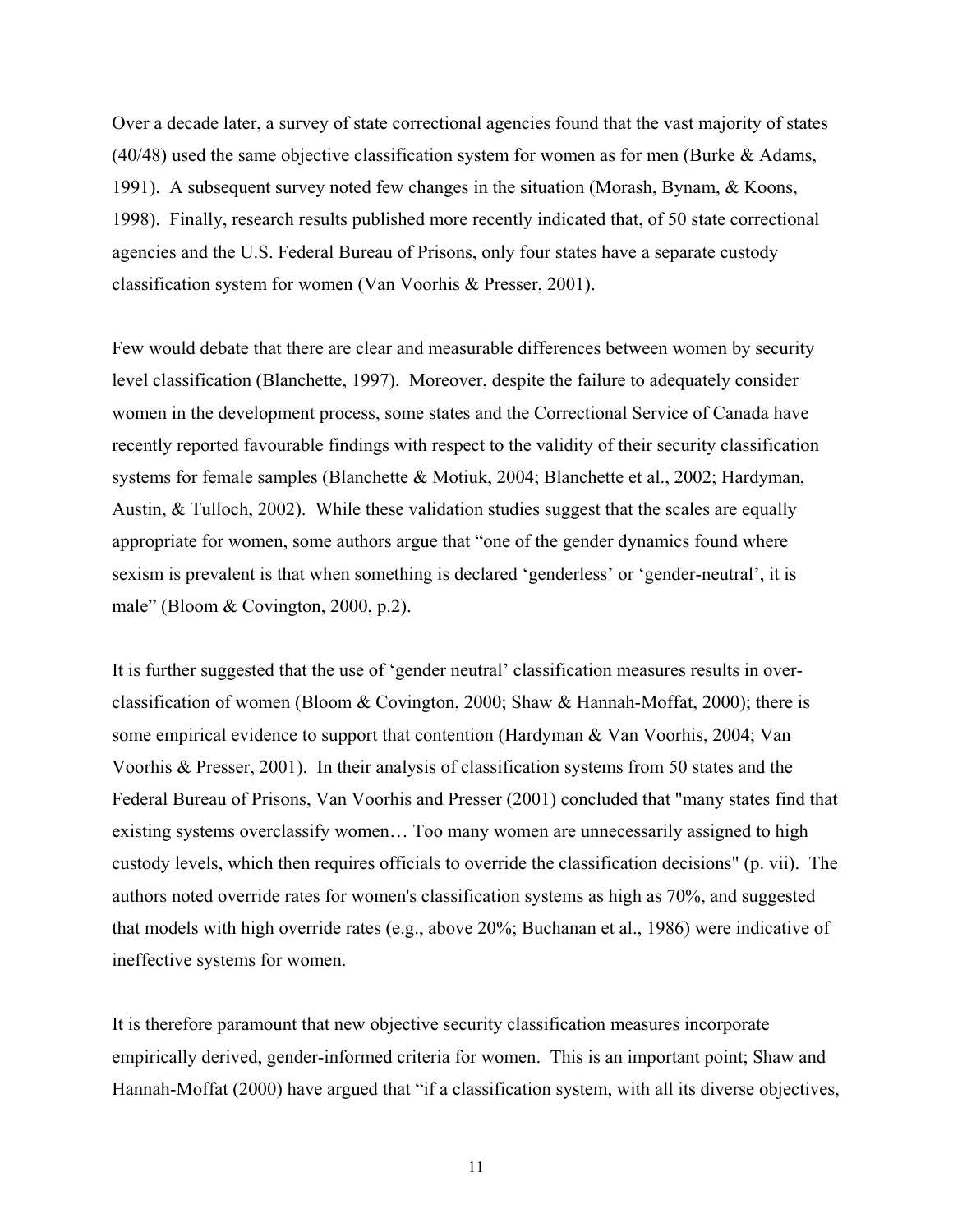Over a decade later, a survey of state correctional agencies found that the vast majority of states (40/48) used the same objective classification system for women as for men (Burke & Adams, 1991). A subsequent survey noted few changes in the situation (Morash, Bynam, & Koons, 1998). Finally, research results published more recently indicated that, of 50 state correctional agencies and the U.S. Federal Bureau of Prisons, only four states have a separate custody classification system for women (Van Voorhis & Presser, 2001).

Few would debate that there are clear and measurable differences between women by security level classification (Blanchette, 1997). Moreover, despite the failure to adequately consider women in the development process, some states and the Correctional Service of Canada have recently reported favourable findings with respect to the validity of their security classification systems for female samples (Blanchette & Motiuk, 2004; Blanchette et al., 2002; Hardyman, Austin, & Tulloch, 2002). While these validation studies suggest that the scales are equally appropriate for women, some authors argue that "one of the gender dynamics found where sexism is prevalent is that when something is declared 'genderless' or 'gender-neutral', it is male" (Bloom & Covington, 2000, p.2).

It is further suggested that the use of 'gender neutral' classification measures results in over-classification of women (Bloom & Covington, 2000; Shaw & Hannah-Moffat, 2000); there is some empirical evidence to support that contention (Hardyman & Van Voorhis, 2004; Van Voorhis & Presser, 2001). In their analysis of classification systems from 50 states and the Federal Bureau of Prisons, Van Voorhis and Presser (2001) concluded that "many states find that existing systems overclassify women… Too many women are unnecessarily assigned to high custody levels, which then requires officials to override the classification decisions" (p. vii). The authors noted override rates for women's classification systems as high as 70%, and suggested that models with high override rates (e.g., above 20%; Buchanan et al., 1986) were indicative of ineffective systems for women.

It is therefore paramount that new objective security classification measures incorporate empirically derived, gender-informed criteria for women. This is an important point; Shaw and Hannah-Moffat (2000) have argued that "if a classification system, with all its diverse objectives,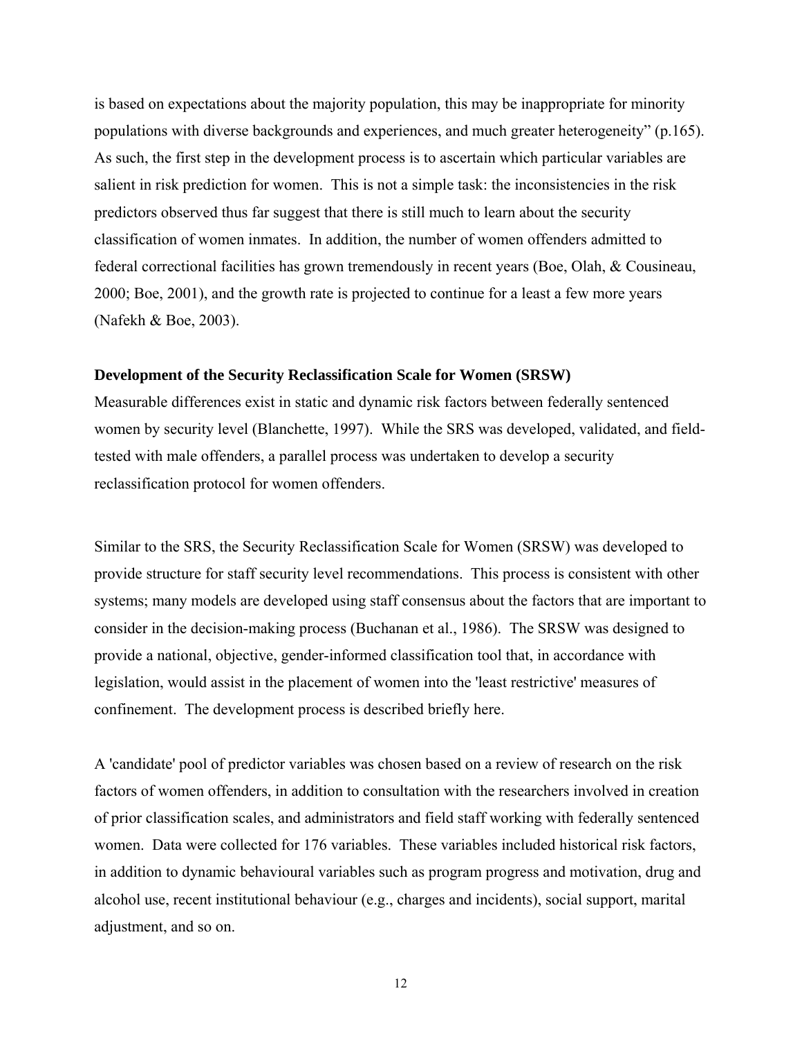is based on expectations about the majority population, this may be inappropriate for minority populations with diverse backgrounds and experiences, and much greater heterogeneity" (p.165). As such, the first step in the development process is to ascertain which particular variables are salient in risk prediction for women. This is not a simple task: the inconsistencies in the risk predictors observed thus far suggest that there is still much to learn about the security classification of women inmates. In addition, the number of women offenders admitted to federal correctional facilities has grown tremendously in recent years (Boe, Olah, & Cousineau, 2000; Boe, 2001), and the growth rate is projected to continue for a least a few more years (Nafekh & Boe, 2003).

**Development of the Security Reclassification Scale for Women (SRSW)**

Measurable differences exist in static and dynamic risk factors between federally sentenced women by security level (Blanchette, 1997). While the SRS was developed, validated, and field-tested with male offenders, a parallel process was undertaken to develop a security reclassification protocol for women offenders.

Similar to the SRS, the Security Reclassification Scale for Women (SRSW) was developed to provide structure for staff security level recommendations. This process is consistent with other systems; many models are developed using staff consensus about the factors that are important to consider in the decision-making process (Buchanan et al., 1986). The SRSW was designed to provide a national, objective, gender-informed classification tool that, in accordance with legislation, would assist in the placement of women into the 'least restrictive' measures of confinement. The development process is described briefly here.

A 'candidate' pool of predictor variables was chosen based on a review of research on the risk factors of women offenders, in addition to consultation with the researchers involved in creation of prior classification scales, and administrators and field staff working with federally sentenced women. Data were collected for 176 variables. These variables included historical risk factors, in addition to dynamic behavioural variables such as program progress and motivation, drug and alcohol use, recent institutional behaviour (e.g., charges and incidents), social support, marital adjustment, and so on.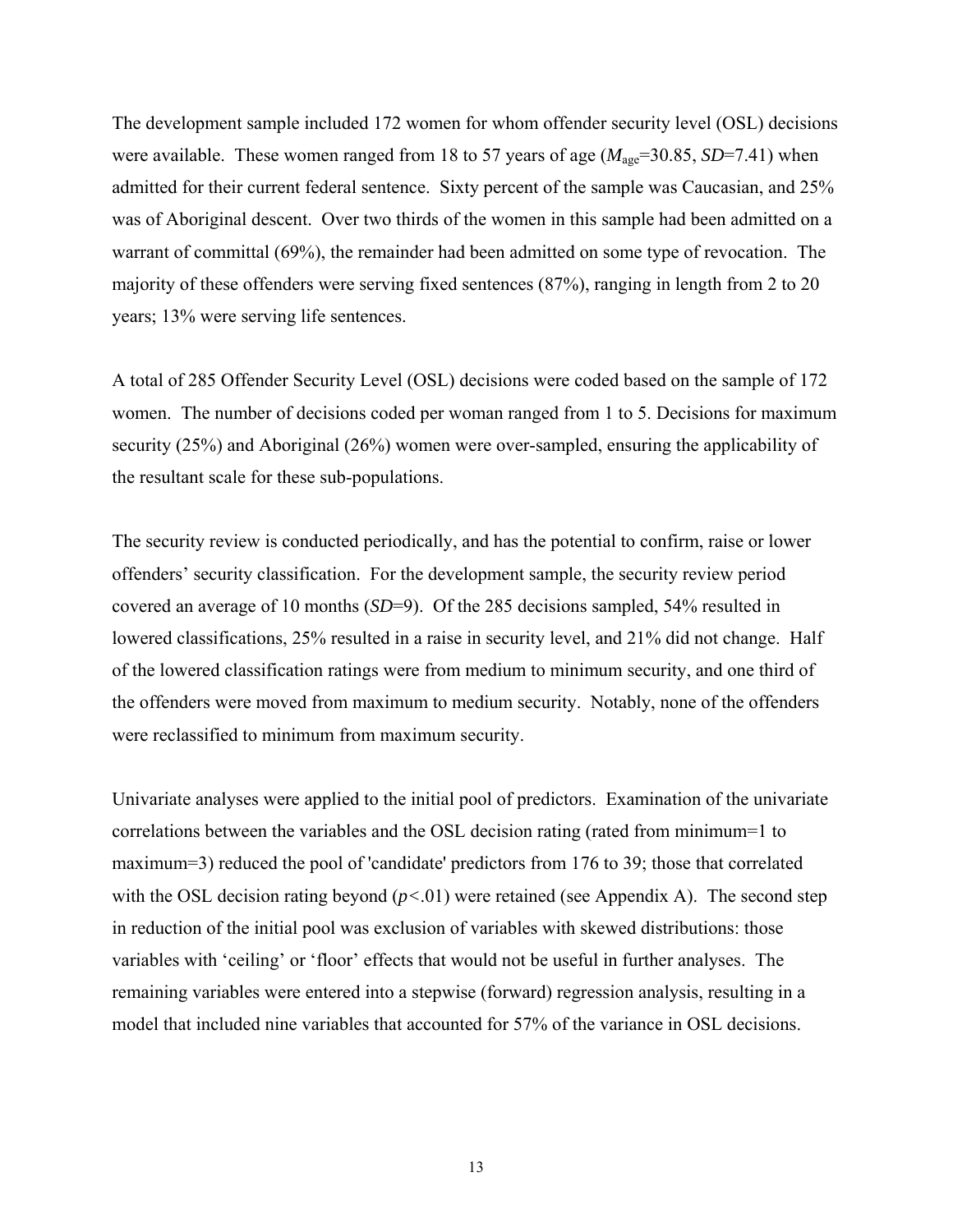The development sample included 172 women for whom offender security level (OSL) decisions were available. These women ranged from 18 to 57 years of age ($M_{age}$=30.85, *SD*=7.41) when admitted for their current federal sentence. Sixty percent of the sample was Caucasian, and 25% was of Aboriginal descent. Over two thirds of the women in this sample had been admitted on a warrant of committal (69%), the remainder had been admitted on some type of revocation. The majority of these offenders were serving fixed sentences (87%), ranging in length from 2 to 20 years; 13% were serving life sentences.

A total of 285 Offender Security Level (OSL) decisions were coded based on the sample of 172 women. The number of decisions coded per woman ranged from 1 to 5. Decisions for maximum security (25%) and Aboriginal (26%) women were over-sampled, ensuring the applicability of the resultant scale for these sub-populations.

The security review is conducted periodically, and has the potential to confirm, raise or lower offenders' security classification. For the development sample, the security review period covered an average of 10 months (*SD*=9). Of the 285 decisions sampled, 54% resulted in lowered classifications, 25% resulted in a raise in security level, and 21% did not change. Half of the lowered classification ratings were from medium to minimum security, and one third of the offenders were moved from maximum to medium security. Notably, none of the offenders were reclassified to minimum from maximum security.

Univariate analyses were applied to the initial pool of predictors. Examination of the univariate correlations between the variables and the OSL decision rating (rated from minimum=1 to maximum=3) reduced the pool of 'candidate' predictors from 176 to 39; those that correlated with the OSL decision rating beyond ($p<.01$) were retained (see Appendix A). The second step in reduction of the initial pool was exclusion of variables with skewed distributions: those variables with 'ceiling' or 'floor' effects that would not be useful in further analyses. The remaining variables were entered into a stepwise (forward) regression analysis, resulting in a model that included nine variables that accounted for 57% of the variance in OSL decisions.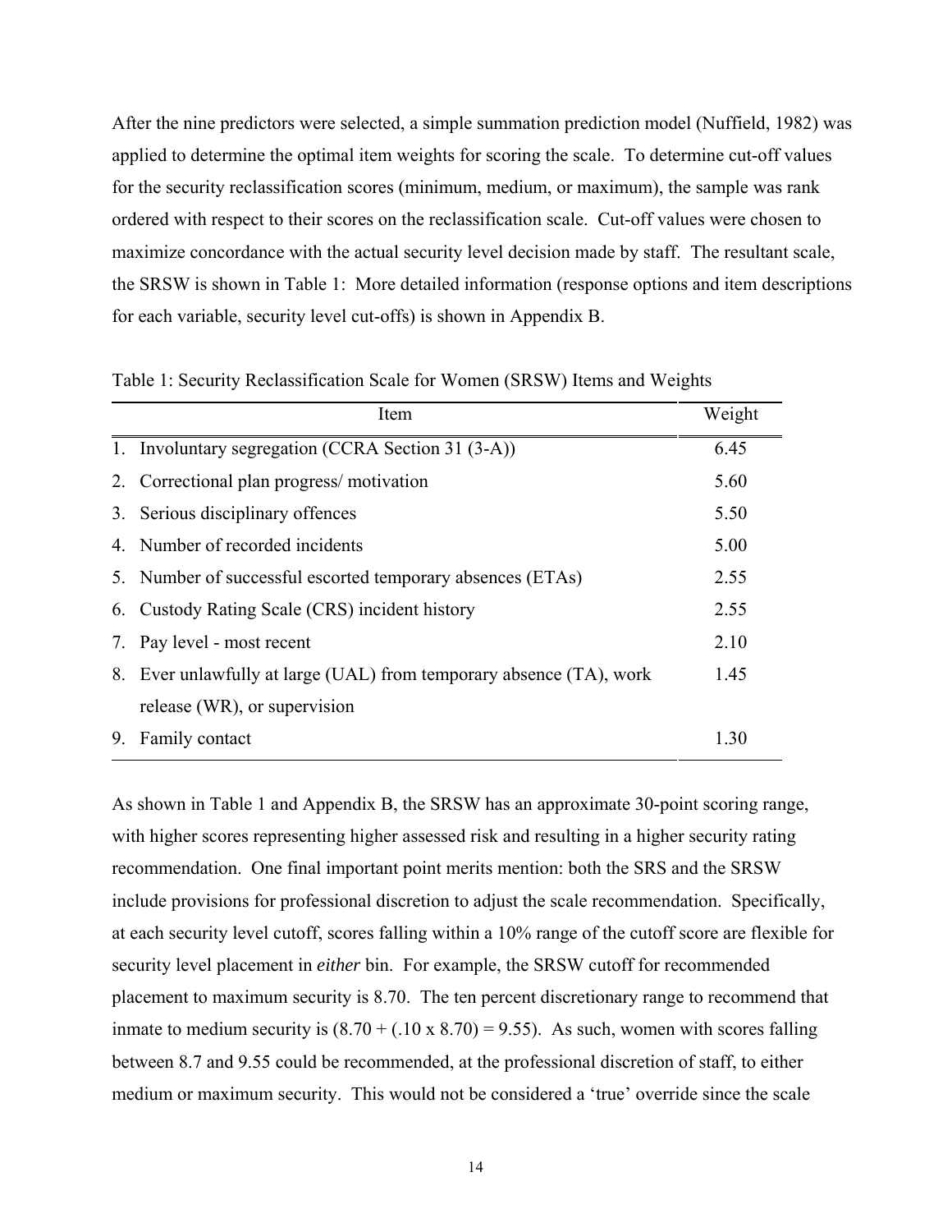After the nine predictors were selected, a simple summation prediction model (Nuffield, 1982) was applied to determine the optimal item weights for scoring the scale. To determine cut-off values for the security reclassification scores (minimum, medium, or maximum), the sample was rank ordered with respect to their scores on the reclassification scale. Cut-off values were chosen to maximize concordance with the actual security level decision made by staff. The resultant scale, the SRSW is shown in Table 1: More detailed information (response options and item descriptions for each variable, security level cut-offs) is shown in Appendix B.

Table 1: Security Reclassification Scale for Women (SRSW) Items and Weights

| Item | Weight |
|---|---|
| 1. Involuntary segregation (CCRA Section 31 (3-A)) | 6.45 |
| 2. Correctional plan progress/ motivation | 5.60 |
| 3. Serious disciplinary offences | 5.50 |
| 4. Number of recorded incidents | 5.00 |
| 5. Number of successful escorted temporary absences (ETAs) | 2.55 |
| 6. Custody Rating Scale (CRS) incident history | 2.55 |
| 7. Pay level - most recent | 2.10 |
| 8. Ever unlawfully at large (UAL) from temporary absence (TA), work release (WR), or supervision | 1.45 |
| 9. Family contact | 1.30 |

As shown in Table 1 and Appendix B, the SRSW has an approximate 30-point scoring range, with higher scores representing higher assessed risk and resulting in a higher security rating recommendation. One final important point merits mention: both the SRS and the SRSW include provisions for professional discretion to adjust the scale recommendation. Specifically, at each security level cutoff, scores falling within a 10% range of the cutoff score are flexible for security level placement in *either* bin. For example, the SRSW cutoff for recommended placement to maximum security is 8.70. The ten percent discretionary range to recommend that inmate to medium security is (8.70 + (.10 x 8.70) = 9.55). As such, women with scores falling between 8.7 and 9.55 could be recommended, at the professional discretion of staff, to either medium or maximum security. This would not be considered a 'true' override since the scale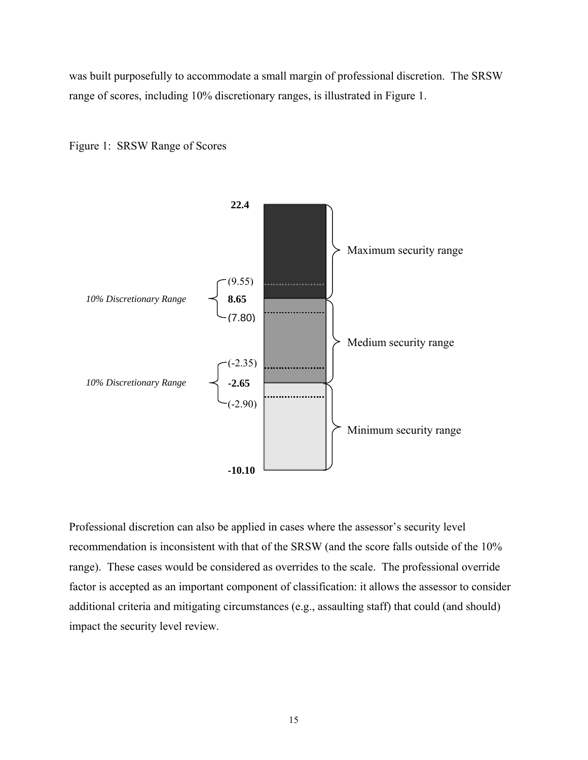was built purposefully to accommodate a small margin of professional discretion. The SRSW range of scores, including 10% discretionary ranges, is illustrated in Figure 1.

Figure 1: SRSW Range of Scores

| Score | Discretionary Range | Security Range |
| --- | --- | --- |
| **22.4** | | Maximum security range |
| (9.55) | *10% Discretionary Range* | Maximum security range |
| **8.65** | *10% Discretionary Range* | Boundary: Maximum / Medium |
| (7.80) | *10% Discretionary Range* | Medium security range |
| (-2.35) | *10% Discretionary Range* | Medium security range |
| **-2.65** | *10% Discretionary Range* | Boundary: Medium / Minimum |
| (-2.90) | *10% Discretionary Range* | Minimum security range |
| **-10.10** | | Minimum security range |

Professional discretion can also be applied in cases where the assessor's security level recommendation is inconsistent with that of the SRSW (and the score falls outside of the 10% range). These cases would be considered as overrides to the scale. The professional override factor is accepted as an important component of classification: it allows the assessor to consider additional criteria and mitigating circumstances (e.g., assaulting staff) that could (and should) impact the security level review.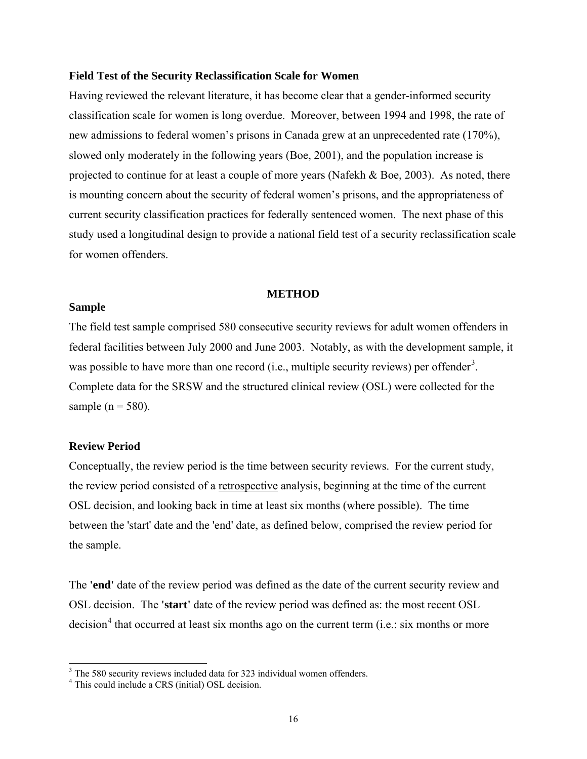**Field Test of the Security Reclassification Scale for Women**

Having reviewed the relevant literature, it has become clear that a gender-informed security classification scale for women is long overdue. Moreover, between 1994 and 1998, the rate of new admissions to federal women's prisons in Canada grew at an unprecedented rate (170%), slowed only moderately in the following years (Boe, 2001), and the population increase is projected to continue for at least a couple of more years (Nafekh & Boe, 2003). As noted, there is mounting concern about the security of federal women's prisons, and the appropriateness of current security classification practices for federally sentenced women. The next phase of this study used a longitudinal design to provide a national field test of a security reclassification scale for women offenders.

## METHOD

### Sample

The field test sample comprised 580 consecutive security reviews for adult women offenders in federal facilities between July 2000 and June 2003. Notably, as with the development sample, it was possible to have more than one record (i.e., multiple security reviews) per offender[3]. Complete data for the SRSW and the structured clinical review (OSL) were collected for the sample (n = 580).

### Review Period

Conceptually, the review period is the time between security reviews. For the current study, the review period consisted of a retrospective analysis, beginning at the time of the current OSL decision, and looking back in time at least six months (where possible). The time between the 'start' date and the 'end' date, as defined below, comprised the review period for the sample.

The **'end'** date of the review period was defined as the date of the current security review and OSL decision. The **'start'** date of the review period was defined as: the most recent OSL decision[4] that occurred at least six months ago on the current term (i.e.: six months or more

[3] The 580 security reviews included data for 323 individual women offenders.

[4] This could include a CRS (initial) OSL decision.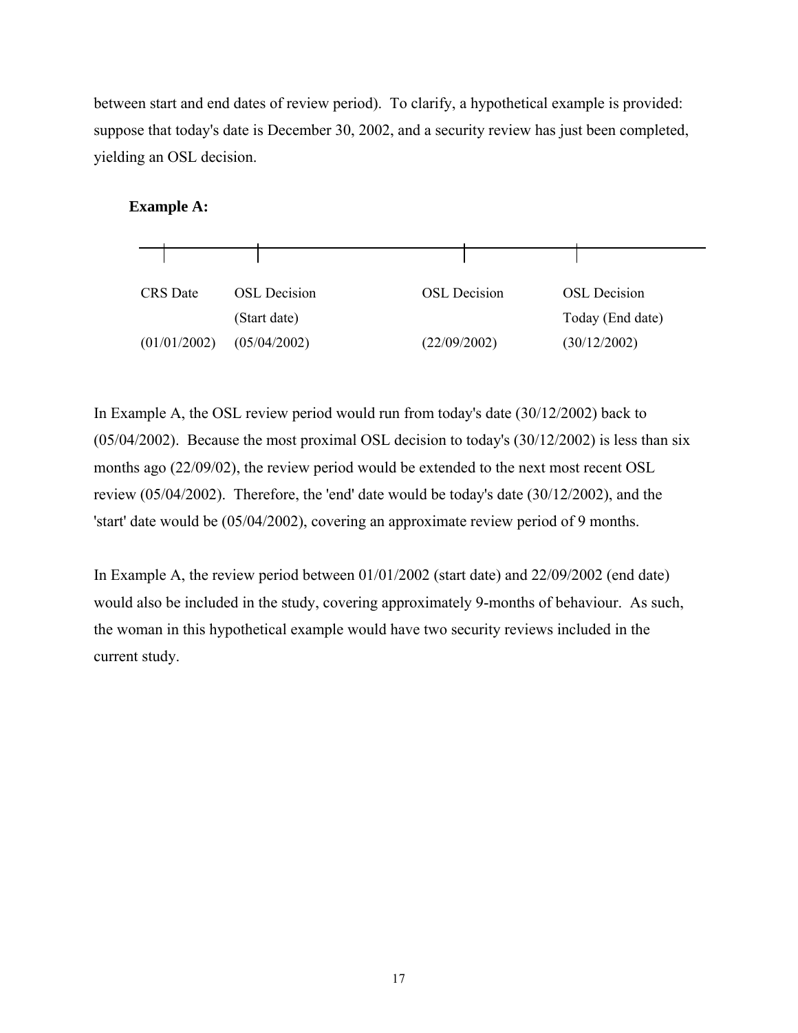between start and end dates of review period). To clarify, a hypothetical example is provided: suppose that today's date is December 30, 2002, and a security review has just been completed, yielding an OSL decision.

**Example A:**

| CRS Date | OSL Decision | OSL Decision | OSL Decision |
|---|---|---|---|
| | (Start date) | | Today (End date) |
| (01/01/2002) | (05/04/2002) | (22/09/2002) | (30/12/2002) |

In Example A, the OSL review period would run from today's date (30/12/2002) back to (05/04/2002). Because the most proximal OSL decision to today's (30/12/2002) is less than six months ago (22/09/02), the review period would be extended to the next most recent OSL review (05/04/2002). Therefore, the 'end' date would be today's date (30/12/2002), and the 'start' date would be (05/04/2002), covering an approximate review period of 9 months.

In Example A, the review period between 01/01/2002 (start date) and 22/09/2002 (end date) would also be included in the study, covering approximately 9-months of behaviour. As such, the woman in this hypothetical example would have two security reviews included in the current study.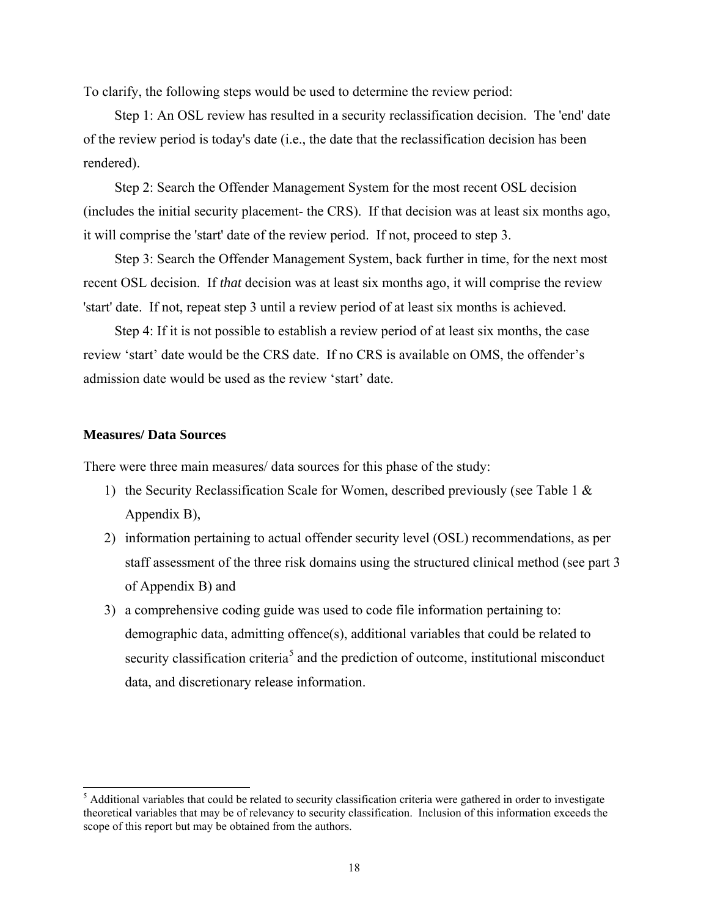To clarify, the following steps would be used to determine the review period:

Step 1: An OSL review has resulted in a security reclassification decision. The 'end' date of the review period is today's date (i.e., the date that the reclassification decision has been rendered).

Step 2: Search the Offender Management System for the most recent OSL decision (includes the initial security placement- the CRS). If that decision was at least six months ago, it will comprise the 'start' date of the review period. If not, proceed to step 3.

Step 3: Search the Offender Management System, back further in time, for the next most recent OSL decision. If *that* decision was at least six months ago, it will comprise the review 'start' date. If not, repeat step 3 until a review period of at least six months is achieved.

Step 4: If it is not possible to establish a review period of at least six months, the case review 'start' date would be the CRS date. If no CRS is available on OMS, the offender's admission date would be used as the review 'start' date.

**Measures/ Data Sources**

There were three main measures/ data sources for this phase of the study:

1) the Security Reclassification Scale for Women, described previously (see Table 1 & Appendix B),
2) information pertaining to actual offender security level (OSL) recommendations, as per staff assessment of the three risk domains using the structured clinical method (see part 3 of Appendix B) and
3) a comprehensive coding guide was used to code file information pertaining to: demographic data, admitting offence(s), additional variables that could be related to security classification criteria[5] and the prediction of outcome, institutional misconduct data, and discretionary release information.

[5] Additional variables that could be related to security classification criteria were gathered in order to investigate theoretical variables that may be of relevancy to security classification. Inclusion of this information exceeds the scope of this report but may be obtained from the authors.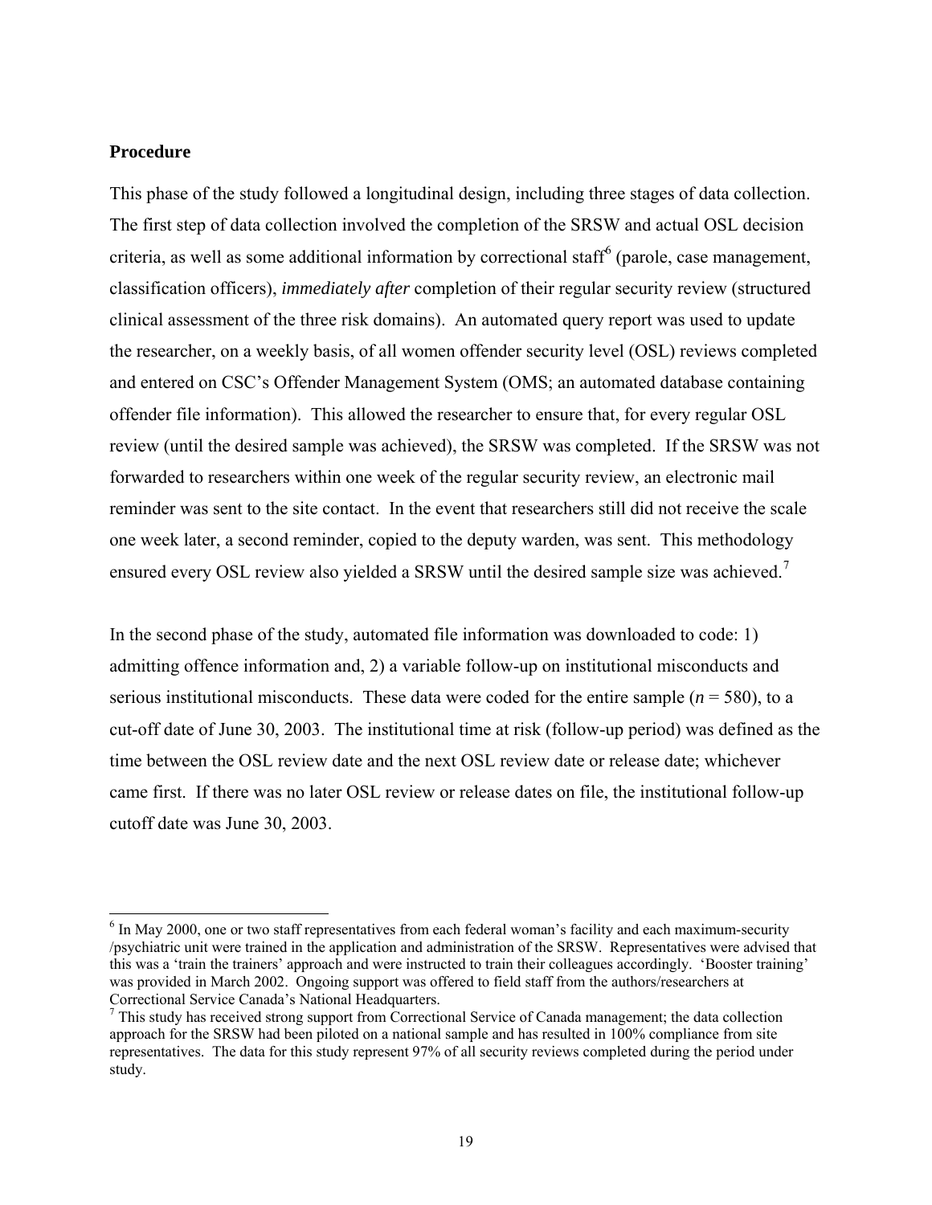### Procedure

This phase of the study followed a longitudinal design, including three stages of data collection. The first step of data collection involved the completion of the SRSW and actual OSL decision criteria, as well as some additional information by correctional staff[6] (parole, case management, classification officers), *immediately after* completion of their regular security review (structured clinical assessment of the three risk domains). An automated query report was used to update the researcher, on a weekly basis, of all women offender security level (OSL) reviews completed and entered on CSC's Offender Management System (OMS; an automated database containing offender file information). This allowed the researcher to ensure that, for every regular OSL review (until the desired sample was achieved), the SRSW was completed. If the SRSW was not forwarded to researchers within one week of the regular security review, an electronic mail reminder was sent to the site contact. In the event that researchers still did not receive the scale one week later, a second reminder, copied to the deputy warden, was sent. This methodology ensured every OSL review also yielded a SRSW until the desired sample size was achieved.[7]

In the second phase of the study, automated file information was downloaded to code: 1) admitting offence information and, 2) a variable follow-up on institutional misconducts and serious institutional misconducts. These data were coded for the entire sample ($n$ = 580), to a cut-off date of June 30, 2003. The institutional time at risk (follow-up period) was defined as the time between the OSL review date and the next OSL review date or release date; whichever came first. If there was no later OSL review or release dates on file, the institutional follow-up cutoff date was June 30, 2003.

---

[6] In May 2000, one or two staff representatives from each federal woman's facility and each maximum-security /psychiatric unit were trained in the application and administration of the SRSW. Representatives were advised that this was a 'train the trainers' approach and were instructed to train their colleagues accordingly. 'Booster training' was provided in March 2002. Ongoing support was offered to field staff from the authors/researchers at Correctional Service Canada's National Headquarters.

[7] This study has received strong support from Correctional Service of Canada management; the data collection approach for the SRSW had been piloted on a national sample and has resulted in 100% compliance from site representatives. The data for this study represent 97% of all security reviews completed during the period under study.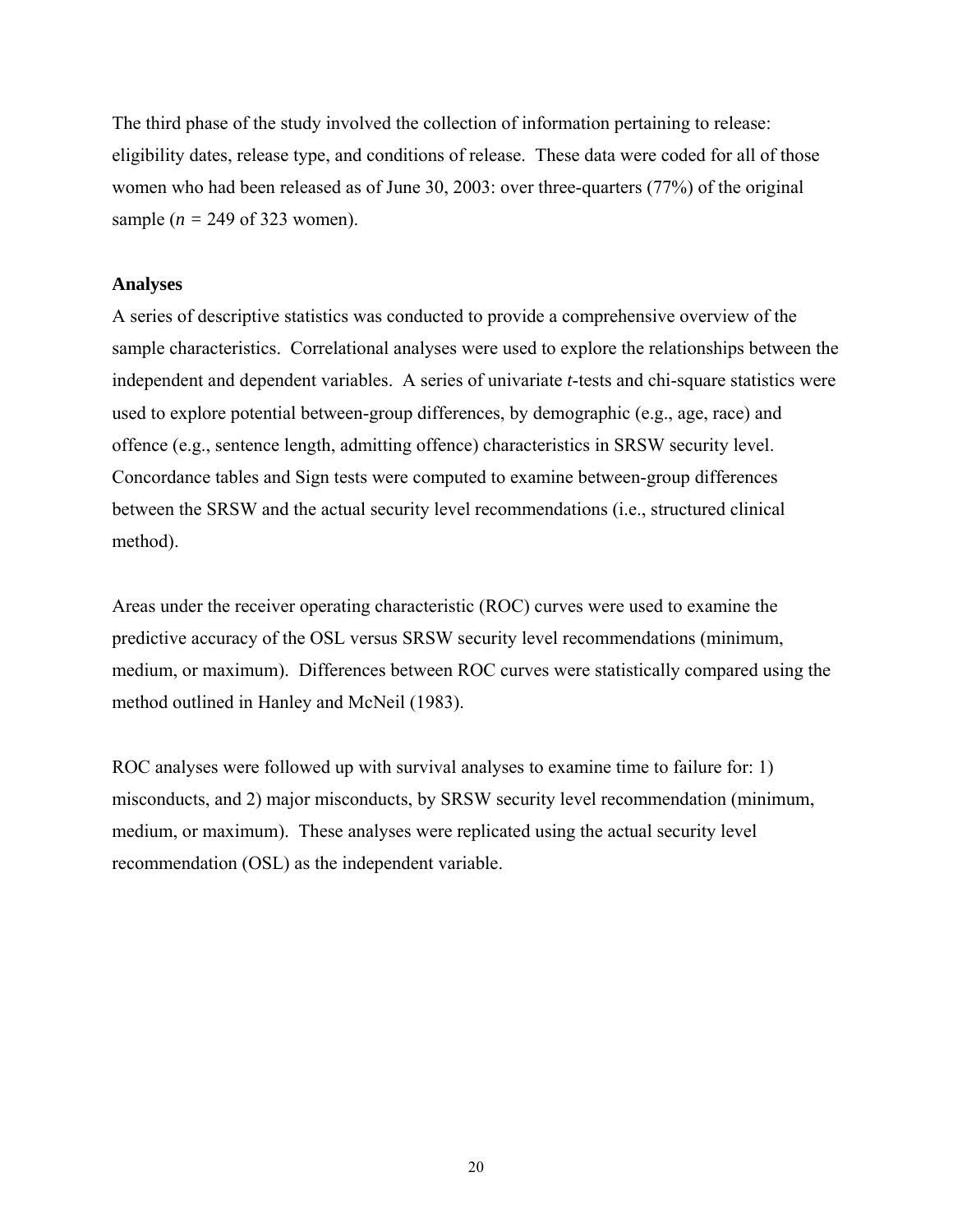The third phase of the study involved the collection of information pertaining to release: eligibility dates, release type, and conditions of release. These data were coded for all of those women who had been released as of June 30, 2003: over three-quarters (77%) of the original sample ($n$ = 249 of 323 women).

### Analyses

A series of descriptive statistics was conducted to provide a comprehensive overview of the sample characteristics. Correlational analyses were used to explore the relationships between the independent and dependent variables. A series of univariate *t*-tests and chi-square statistics were used to explore potential between-group differences, by demographic (e.g., age, race) and offence (e.g., sentence length, admitting offence) characteristics in SRSW security level. Concordance tables and Sign tests were computed to examine between-group differences between the SRSW and the actual security level recommendations (i.e., structured clinical method).

Areas under the receiver operating characteristic (ROC) curves were used to examine the predictive accuracy of the OSL versus SRSW security level recommendations (minimum, medium, or maximum). Differences between ROC curves were statistically compared using the method outlined in Hanley and McNeil (1983).

ROC analyses were followed up with survival analyses to examine time to failure for: 1) misconducts, and 2) major misconducts, by SRSW security level recommendation (minimum, medium, or maximum). These analyses were replicated using the actual security level recommendation (OSL) as the independent variable.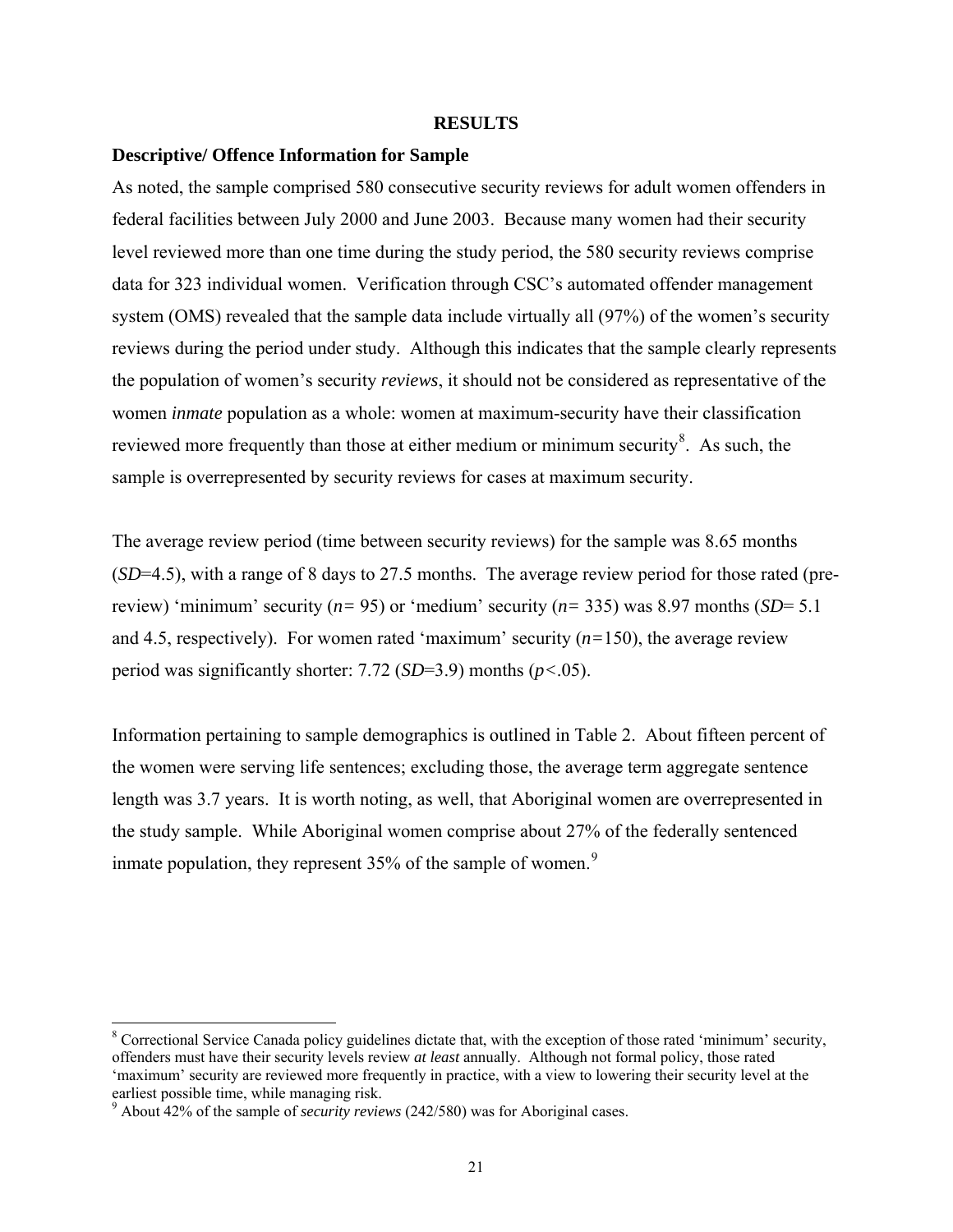## RESULTS

### Descriptive/ Offence Information for Sample

As noted, the sample comprised 580 consecutive security reviews for adult women offenders in federal facilities between July 2000 and June 2003. Because many women had their security level reviewed more than one time during the study period, the 580 security reviews comprise data for 323 individual women. Verification through CSC's automated offender management system (OMS) revealed that the sample data include virtually all (97%) of the women's security reviews during the period under study. Although this indicates that the sample clearly represents the population of women's security *reviews*, it should not be considered as representative of the women *inmate* population as a whole: women at maximum-security have their classification reviewed more frequently than those at either medium or minimum security[8]. As such, the sample is overrepresented by security reviews for cases at maximum security.

The average review period (time between security reviews) for the sample was 8.65 months (*SD*=4.5), with a range of 8 days to 27.5 months. The average review period for those rated (pre-review) 'minimum' security (*n*= 95) or 'medium' security (*n*= 335) was 8.97 months (*SD*= 5.1 and 4.5, respectively). For women rated 'maximum' security (*n*=150), the average review period was significantly shorter: 7.72 (*SD*=3.9) months ($p<.05$).

Information pertaining to sample demographics is outlined in Table 2. About fifteen percent of the women were serving life sentences; excluding those, the average term aggregate sentence length was 3.7 years. It is worth noting, as well, that Aboriginal women are overrepresented in the study sample. While Aboriginal women comprise about 27% of the federally sentenced inmate population, they represent 35% of the sample of women.[9]

---

[8] Correctional Service Canada policy guidelines dictate that, with the exception of those rated 'minimum' security, offenders must have their security levels review *at least* annually. Although not formal policy, those rated 'maximum' security are reviewed more frequently in practice, with a view to lowering their security level at the earliest possible time, while managing risk.

[9] About 42% of the sample of *security reviews* (242/580) was for Aboriginal cases.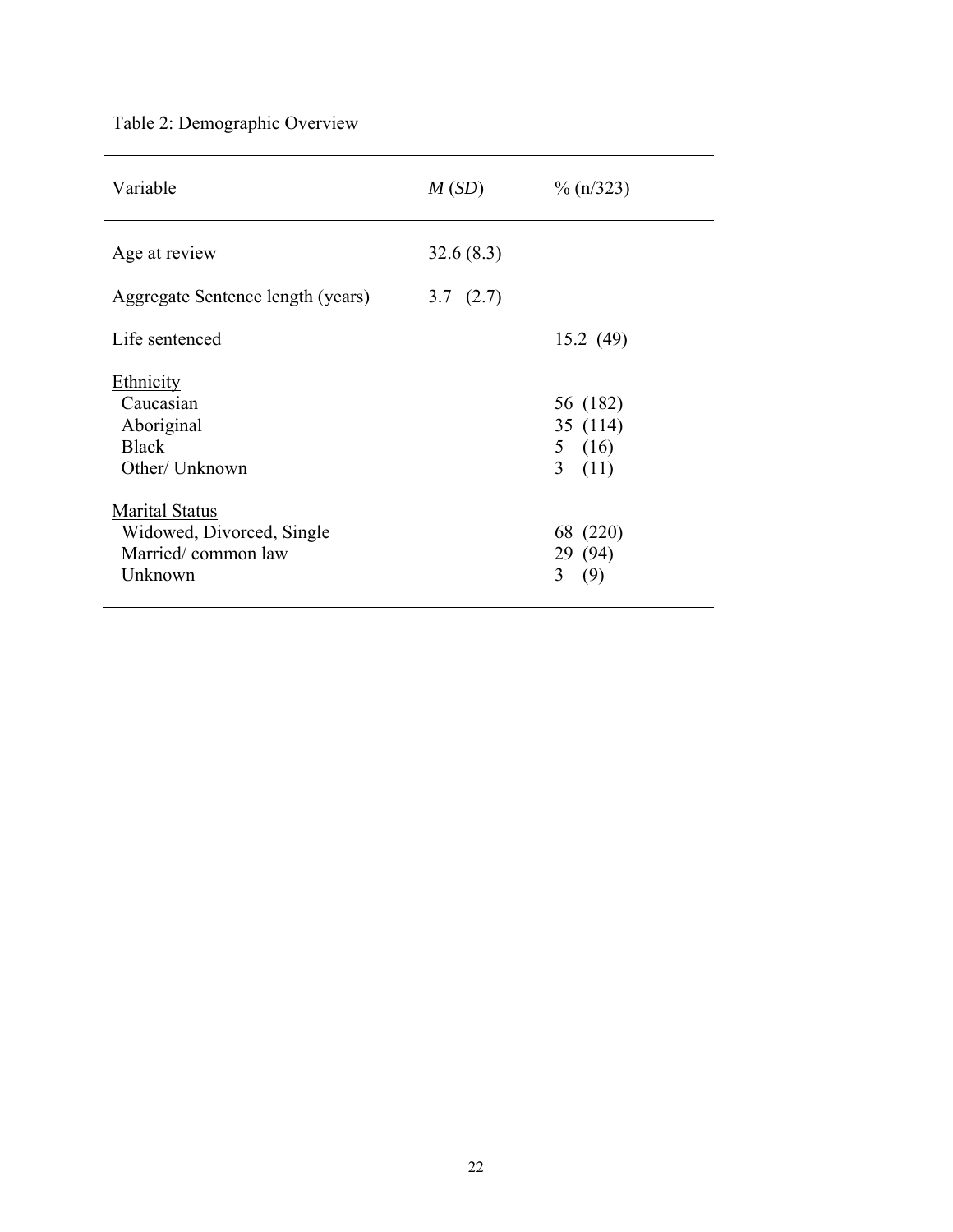Table 2: Demographic Overview

| Variable | *M* (*SD*) | % (n/323) |
|---|---|---|
| Age at review | 32.6 (8.3) | |
| Aggregate Sentence length (years) | 3.7 (2.7) | |
| Life sentenced | | 15.2 (49) |
| Ethnicity | | |
| Caucasian | | 56 (182) |
| Aboriginal | | 35 (114) |
| Black | | 5 (16) |
| Other/ Unknown | | 3 (11) |
| Marital Status | | |
| Widowed, Divorced, Single | | 68 (220) |
| Married/ common law | | 29 (94) |
| Unknown | | 3 (9) |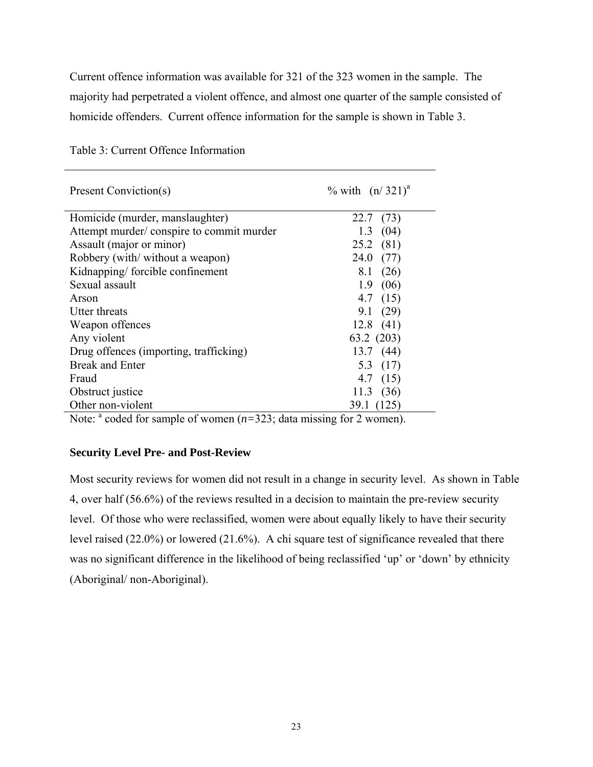Current offence information was available for 321 of the 323 women in the sample. The majority had perpetrated a violent offence, and almost one quarter of the sample consisted of homicide offenders. Current offence information for the sample is shown in Table 3.

Table 3: Current Offence Information

| Present Conviction(s) | % with (n/ 321)[a] |
|---|---|
| Homicide (murder, manslaughter) | 22.7 (73) |
| Attempt murder/ conspire to commit murder | 1.3 (04) |
| Assault (major or minor) | 25.2 (81) |
| Robbery (with/ without a weapon) | 24.0 (77) |
| Kidnapping/ forcible confinement | 8.1 (26) |
| Sexual assault | 1.9 (06) |
| Arson | 4.7 (15) |
| Utter threats | 9.1 (29) |
| Weapon offences | 12.8 (41) |
| Any violent | 63.2 (203) |
| Drug offences (importing, trafficking) | 13.7 (44) |
| Break and Enter | 5.3 (17) |
| Fraud | 4.7 (15) |
| Obstruct justice | 11.3 (36) |
| Other non-violent | 39.1 (125) |

Note: [a] coded for sample of women (*n*=323; data missing for 2 women).

### Security Level Pre- and Post-Review

Most security reviews for women did not result in a change in security level. As shown in Table 4, over half (56.6%) of the reviews resulted in a decision to maintain the pre-review security level. Of those who were reclassified, women were about equally likely to have their security level raised (22.0%) or lowered (21.6%). A chi square test of significance revealed that there was no significant difference in the likelihood of being reclassified 'up' or 'down' by ethnicity (Aboriginal/ non-Aboriginal).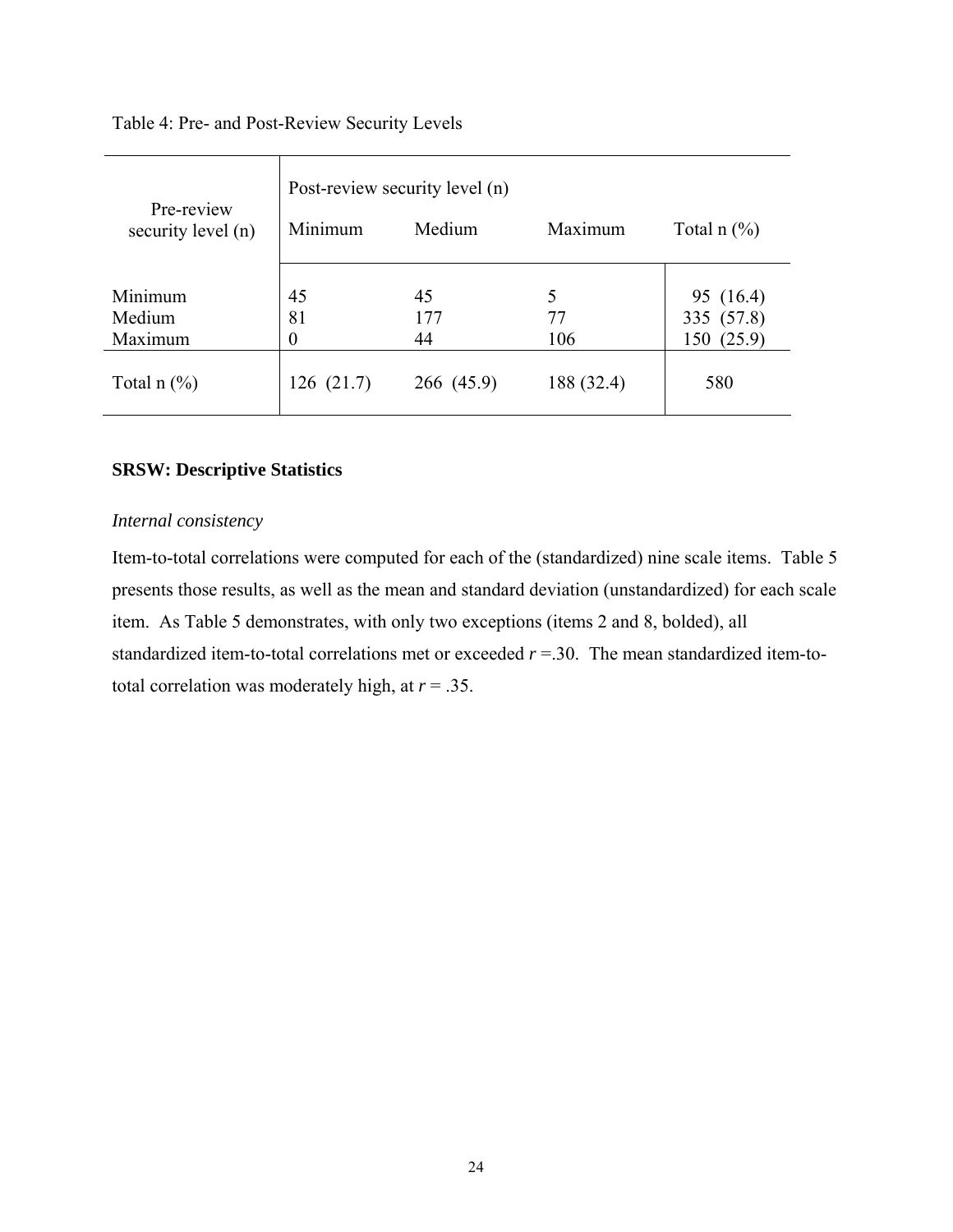Table 4: Pre- and Post-Review Security Levels

| Pre-review security level (n) | Post-review security level (n) Minimum | Medium | Maximum | Total n (%) |
|---|---|---|---|---|
| Minimum | 45 | 45 | 5 | 95 (16.4) |
| Medium | 81 | 177 | 77 | 335 (57.8) |
| Maximum | 0 | 44 | 106 | 150 (25.9) |
| Total n (%) | 126 (21.7) | 266 (45.9) | 188 (32.4) | 580 |

## SRSW: Descriptive Statistics

### *Internal consistency*

Item-to-total correlations were computed for each of the (standardized) nine scale items. Table 5 presents those results, as well as the mean and standard deviation (unstandardized) for each scale item. As Table 5 demonstrates, with only two exceptions (items 2 and 8, bolded), all standardized item-to-total correlations met or exceeded $r$ =.30. The mean standardized item-to-total correlation was moderately high, at $r$ = .35.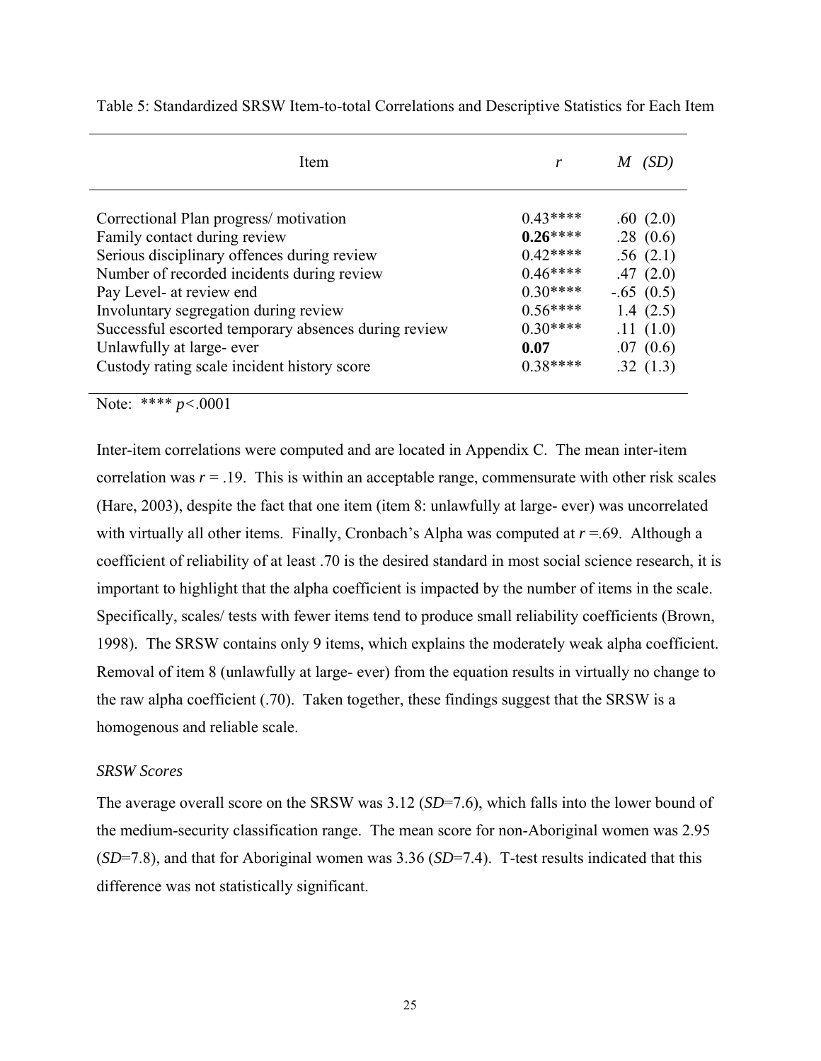Table 5: Standardized SRSW Item-to-total Correlations and Descriptive Statistics for Each Item

| Item | *r* | *M (SD)* |
|---|---|---|
| Correctional Plan progress/ motivation | 0.43**** | .60 (2.0) |
| Family contact during review | **0.26******** | .28 (0.6) |
| Serious disciplinary offences during review | 0.42**** | .56 (2.1) |
| Number of recorded incidents during review | 0.46**** | .47 (2.0) |
| Pay Level- at review end | 0.30**** | -.65 (0.5) |
| Involuntary segregation during review | 0.56**** | 1.4 (2.5) |
| Successful escorted temporary absences during review | 0.30**** | .11 (1.0) |
| Unlawfully at large- ever | **0.07** | .07 (0.6) |
| Custody rating scale incident history score | 0.38**** | .32 (1.3) |

Note: **** $p<.0001$

Inter-item correlations were computed and are located in Appendix C. The mean inter-item correlation was $r = .19$. This is within an acceptable range, commensurate with other risk scales (Hare, 2003), despite the fact that one item (item 8: unlawfully at large- ever) was uncorrelated with virtually all other items. Finally, Cronbach's Alpha was computed at $r = .69$. Although a coefficient of reliability of at least .70 is the desired standard in most social science research, it is important to highlight that the alpha coefficient is impacted by the number of items in the scale. Specifically, scales/ tests with fewer items tend to produce small reliability coefficients (Brown, 1998). The SRSW contains only 9 items, which explains the moderately weak alpha coefficient. Removal of item 8 (unlawfully at large- ever) from the equation results in virtually no change to the raw alpha coefficient (.70). Taken together, these findings suggest that the SRSW is a homogenous and reliable scale.

*SRSW Scores*

The average overall score on the SRSW was 3.12 (*SD*=7.6), which falls into the lower bound of the medium-security classification range. The mean score for non-Aboriginal women was 2.95 (*SD*=7.8), and that for Aboriginal women was 3.36 (*SD*=7.4). T-test results indicated that this difference was not statistically significant.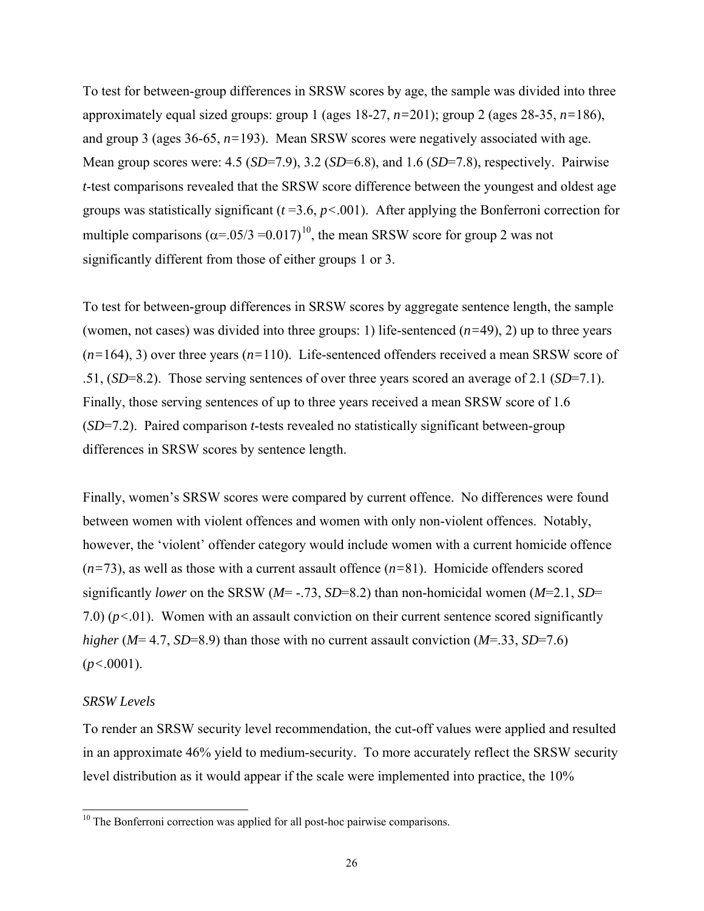To test for between-group differences in SRSW scores by age, the sample was divided into three approximately equal sized groups: group 1 (ages 18-27, $n$=201); group 2 (ages 28-35, $n$=186), and group 3 (ages 36-65, $n$=193). Mean SRSW scores were negatively associated with age. Mean group scores were: 4.5 ($SD$=7.9), 3.2 ($SD$=6.8), and 1.6 ($SD$=7.8), respectively. Pairwise $t$-test comparisons revealed that the SRSW score difference between the youngest and oldest age groups was statistically significant ($t$ =3.6, $p$<.001). After applying the Bonferroni correction for multiple comparisons ($\alpha$=.05/3 =0.017)[10], the mean SRSW score for group 2 was not significantly different from those of either groups 1 or 3.

To test for between-group differences in SRSW scores by aggregate sentence length, the sample (women, not cases) was divided into three groups: 1) life-sentenced ($n$=49), 2) up to three years ($n$=164), 3) over three years ($n$=110). Life-sentenced offenders received a mean SRSW score of .51, ($SD$=8.2). Those serving sentences of over three years scored an average of 2.1 ($SD$=7.1). Finally, those serving sentences of up to three years received a mean SRSW score of 1.6 ($SD$=7.2). Paired comparison $t$-tests revealed no statistically significant between-group differences in SRSW scores by sentence length.

Finally, women's SRSW scores were compared by current offence. No differences were found between women with violent offences and women with only non-violent offences. Notably, however, the 'violent' offender category would include women with a current homicide offence ($n$=73), as well as those with a current assault offence ($n$=81). Homicide offenders scored significantly *lower* on the SRSW ($M$= -.73, $SD$=8.2) than non-homicidal women ($M$=2.1, $SD$= 7.0) ($p$<.01). Women with an assault conviction on their current sentence scored significantly *higher* ($M$= 4.7, $SD$=8.9) than those with no current assault conviction ($M$=.33, $SD$=7.6) ($p$<.0001).

*SRSW Levels*

To render an SRSW security level recommendation, the cut-off values were applied and resulted in an approximate 46% yield to medium-security. To more accurately reflect the SRSW security level distribution as it would appear if the scale were implemented into practice, the 10%

[10] The Bonferroni correction was applied for all post-hoc pairwise comparisons.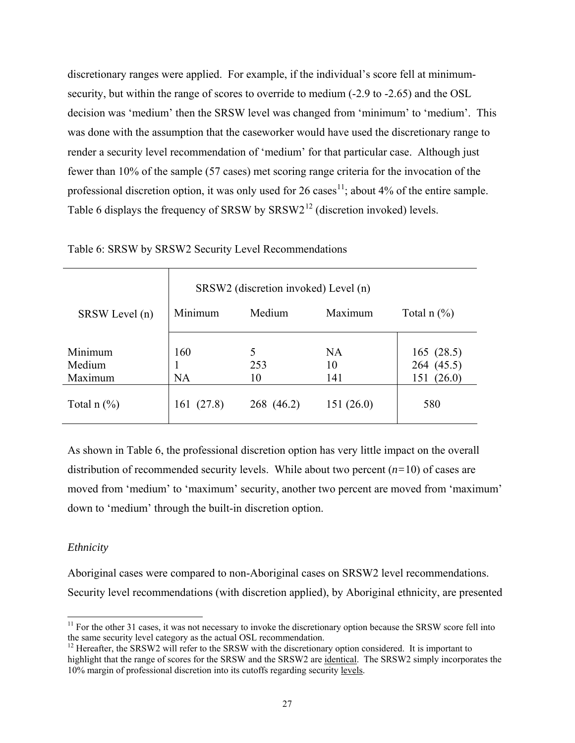discretionary ranges were applied. For example, if the individual's score fell at minimum-security, but within the range of scores to override to medium (-2.9 to -2.65) and the OSL decision was 'medium' then the SRSW level was changed from 'minimum' to 'medium'. This was done with the assumption that the caseworker would have used the discretionary range to render a security level recommendation of 'medium' for that particular case. Although just fewer than 10% of the sample (57 cases) met scoring range criteria for the invocation of the professional discretion option, it was only used for 26 cases[11]; about 4% of the entire sample. Table 6 displays the frequency of SRSW by SRSW2[12] (discretion invoked) levels.

Table 6: SRSW by SRSW2 Security Level Recommendations

| | SRSW2 (discretion invoked) Level (n) | | | |
|---|---|---|---|---|
| SRSW Level (n) | Minimum | Medium | Maximum | Total n (%) |
| Minimum | 160 | 5 | NA | 165 (28.5) |
| Medium | 1 | 253 | 10 | 264 (45.5) |
| Maximum | NA | 10 | 141 | 151 (26.0) |
| Total n (%) | 161 (27.8) | 268 (46.2) | 151 (26.0) | 580 |

As shown in Table 6, the professional discretion option has very little impact on the overall distribution of recommended security levels. While about two percent (*n*=10) of cases are moved from 'medium' to 'maximum' security, another two percent are moved from 'maximum' down to 'medium' through the built-in discretion option.

*Ethnicity*

Aboriginal cases were compared to non-Aboriginal cases on SRSW2 level recommendations. Security level recommendations (with discretion applied), by Aboriginal ethnicity, are presented

[11] For the other 31 cases, it was not necessary to invoke the discretionary option because the SRSW score fell into the same security level category as the actual OSL recommendation.

[12] Hereafter, the SRSW2 will refer to the SRSW with the discretionary option considered. It is important to highlight that the range of scores for the SRSW and the SRSW2 are <u>identical</u>. The SRSW2 simply incorporates the 10% margin of professional discretion into its cutoffs regarding security <u>levels</u>.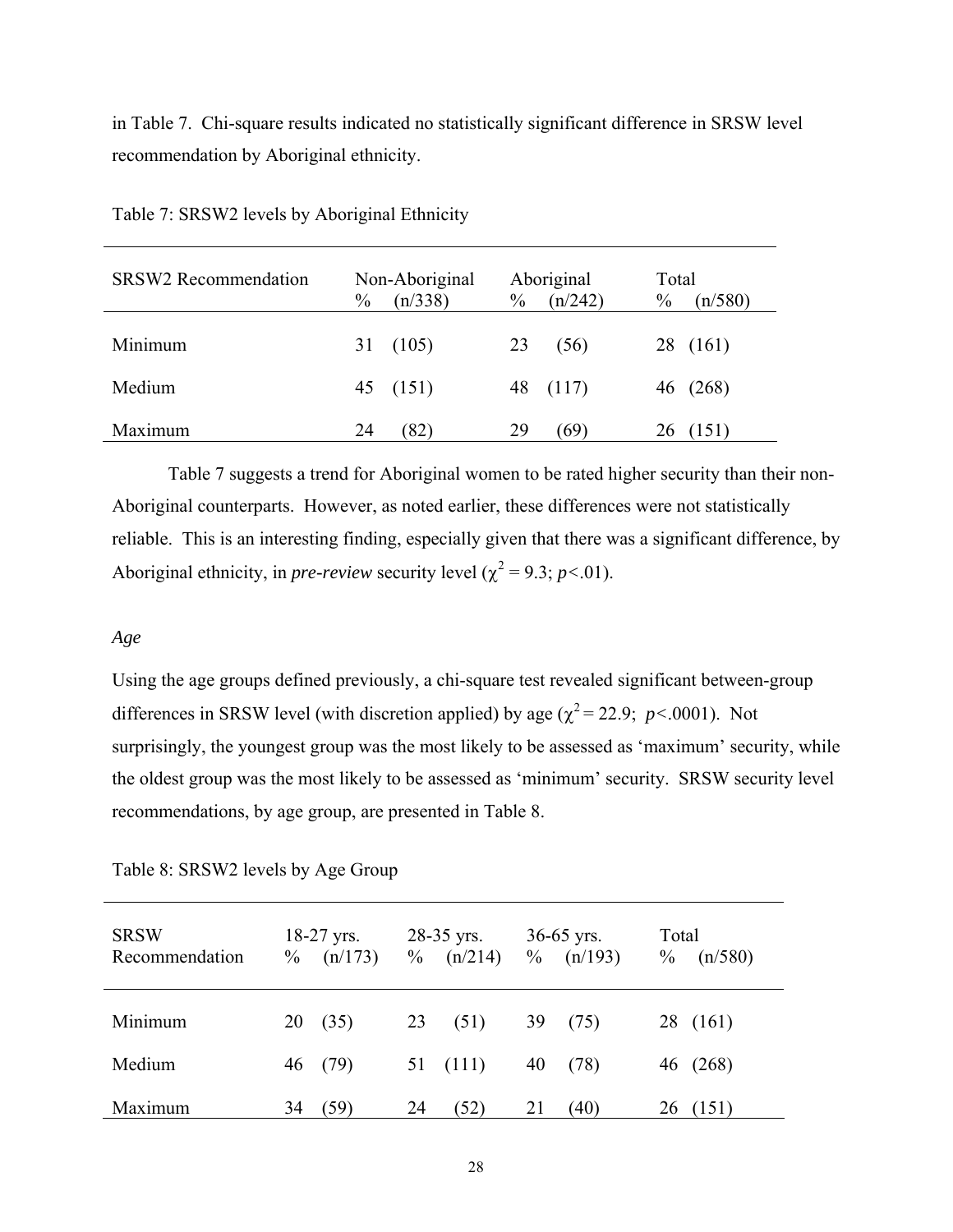in Table 7. Chi-square results indicated no statistically significant difference in SRSW level recommendation by Aboriginal ethnicity.

Table 7: SRSW2 levels by Aboriginal Ethnicity

| SRSW2 Recommendation | Non-Aboriginal % (n/338) | Aboriginal % (n/242) | Total % (n/580) |
|---|---|---|---|
| Minimum | 31 (105) | 23 (56) | 28 (161) |
| Medium | 45 (151) | 48 (117) | 46 (268) |
| Maximum | 24 (82) | 29 (69) | 26 (151) |

Table 7 suggests a trend for Aboriginal women to be rated higher security than their non-Aboriginal counterparts. However, as noted earlier, these differences were not statistically reliable. This is an interesting finding, especially given that there was a significant difference, by Aboriginal ethnicity, in *pre-review* security level ($\chi^2 = 9.3$; $p<.01$).

*Age*

Using the age groups defined previously, a chi-square test revealed significant between-group differences in SRSW level (with discretion applied) by age ($\chi^2 = 22.9$; $p<.0001$). Not surprisingly, the youngest group was the most likely to be assessed as 'maximum' security, while the oldest group was the most likely to be assessed as 'minimum' security. SRSW security level recommendations, by age group, are presented in Table 8.

Table 8: SRSW2 levels by Age Group

| SRSW Recommendation | 18-27 yrs. % (n/173) | 28-35 yrs. % (n/214) | 36-65 yrs. % (n/193) | Total % (n/580) |
|---|---|---|---|---|
| Minimum | 20 (35) | 23 (51) | 39 (75) | 28 (161) |
| Medium | 46 (79) | 51 (111) | 40 (78) | 46 (268) |
| Maximum | 34 (59) | 24 (52) | 21 (40) | 26 (151) |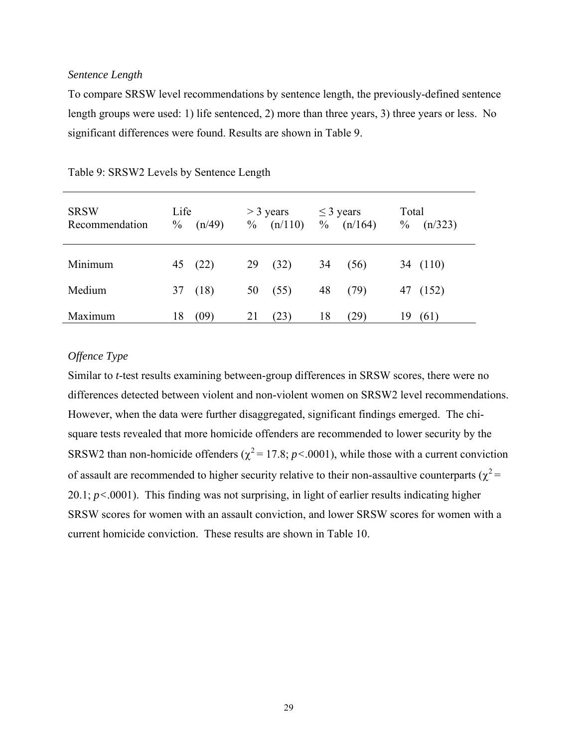*Sentence Length*

To compare SRSW level recommendations by sentence length, the previously-defined sentence length groups were used: 1) life sentenced, 2) more than three years, 3) three years or less. No significant differences were found. Results are shown in Table 9.

Table 9: SRSW2 Levels by Sentence Length

| SRSW Recommendation | Life % | (n/49) | > 3 years % | (n/110) | ≤ 3 years % | (n/164) | Total % | (n/323) |
|---|---|---|---|---|---|---|---|---|
| Minimum | 45 | (22) | 29 | (32) | 34 | (56) | 34 | (110) |
| Medium | 37 | (18) | 50 | (55) | 48 | (79) | 47 | (152) |
| Maximum | 18 | (09) | 21 | (23) | 18 | (29) | 19 | (61) |

*Offence Type*

Similar to *t*-test results examining between-group differences in SRSW scores, there were no differences detected between violent and non-violent women on SRSW2 level recommendations. However, when the data were further disaggregated, significant findings emerged. The chi-square tests revealed that more homicide offenders are recommended to lower security by the SRSW2 than non-homicide offenders ($\chi^2 = 17.8$; $p<.0001$), while those with a current conviction of assault are recommended to higher security relative to their non-assaultive counterparts ($\chi^2 = 20.1$; $p<.0001$). This finding was not surprising, in light of earlier results indicating higher SRSW scores for women with an assault conviction, and lower SRSW scores for women with a current homicide conviction. These results are shown in Table 10.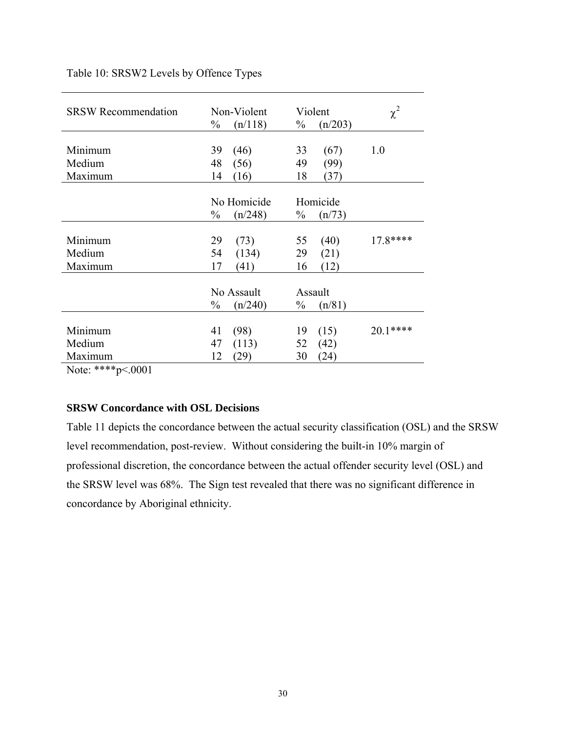Table 10: SRSW2 Levels by Offence Types

| SRSW Recommendation | Non-Violent | | Violent | | $\chi^2$ |
|---|---|---|---|---|---|
| | % | (n/118) | % | (n/203) | |
| Minimum | 39 | (46) | 33 | (67) | 1.0 |
| Medium | 48 | (56) | 49 | (99) | |
| Maximum | 14 | (16) | 18 | (37) | |
| | No Homicide | | Homicide | | |
| | % | (n/248) | % | (n/73) | |
| Minimum | 29 | (73) | 55 | (40) | 17.8**** |
| Medium | 54 | (134) | 29 | (21) | |
| Maximum | 17 | (41) | 16 | (12) | |
| | No Assault | | Assault | | |
| | % | (n/240) | % | (n/81) | |
| Minimum | 41 | (98) | 19 | (15) | 20.1**** |
| Medium | 47 | (113) | 52 | (42) | |
| Maximum | 12 | (29) | 30 | (24) | |

Note: ****p<.0001

**SRSW Concordance with OSL Decisions**

Table 11 depicts the concordance between the actual security classification (OSL) and the SRSW level recommendation, post-review. Without considering the built-in 10% margin of professional discretion, the concordance between the actual offender security level (OSL) and the SRSW level was 68%. The Sign test revealed that there was no significant difference in concordance by Aboriginal ethnicity.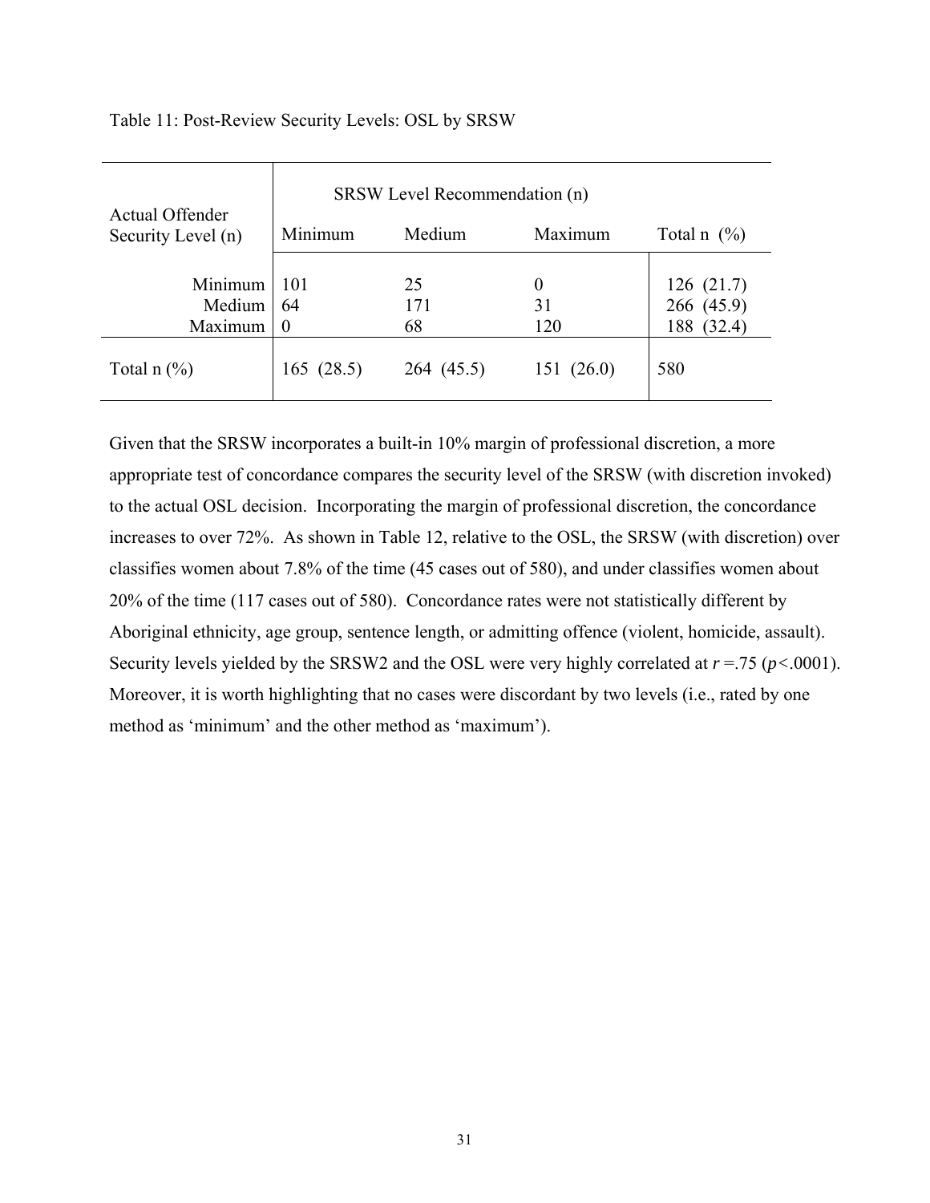Table 11: Post-Review Security Levels: OSL by SRSW

| Actual Offender Security Level (n) | SRSW Level Recommendation (n) | | | |
|---|---|---|---|---|
| | Minimum | Medium | Maximum | Total n (%) |
| Minimum | 101 | 25 | 0 | 126 (21.7) |
| Medium | 64 | 171 | 31 | 266 (45.9) |
| Maximum | 0 | 68 | 120 | 188 (32.4) |
| Total n (%) | 165 (28.5) | 264 (45.5) | 151 (26.0) | 580 |

Given that the SRSW incorporates a built-in 10% margin of professional discretion, a more appropriate test of concordance compares the security level of the SRSW (with discretion invoked) to the actual OSL decision. Incorporating the margin of professional discretion, the concordance increases to over 72%. As shown in Table 12, relative to the OSL, the SRSW (with discretion) over classifies women about 7.8% of the time (45 cases out of 580), and under classifies women about 20% of the time (117 cases out of 580). Concordance rates were not statistically different by Aboriginal ethnicity, age group, sentence length, or admitting offence (violent, homicide, assault). Security levels yielded by the SRSW2 and the OSL were very highly correlated at $r = .75$ ($p < .0001$). Moreover, it is worth highlighting that no cases were discordant by two levels (i.e., rated by one method as 'minimum' and the other method as 'maximum').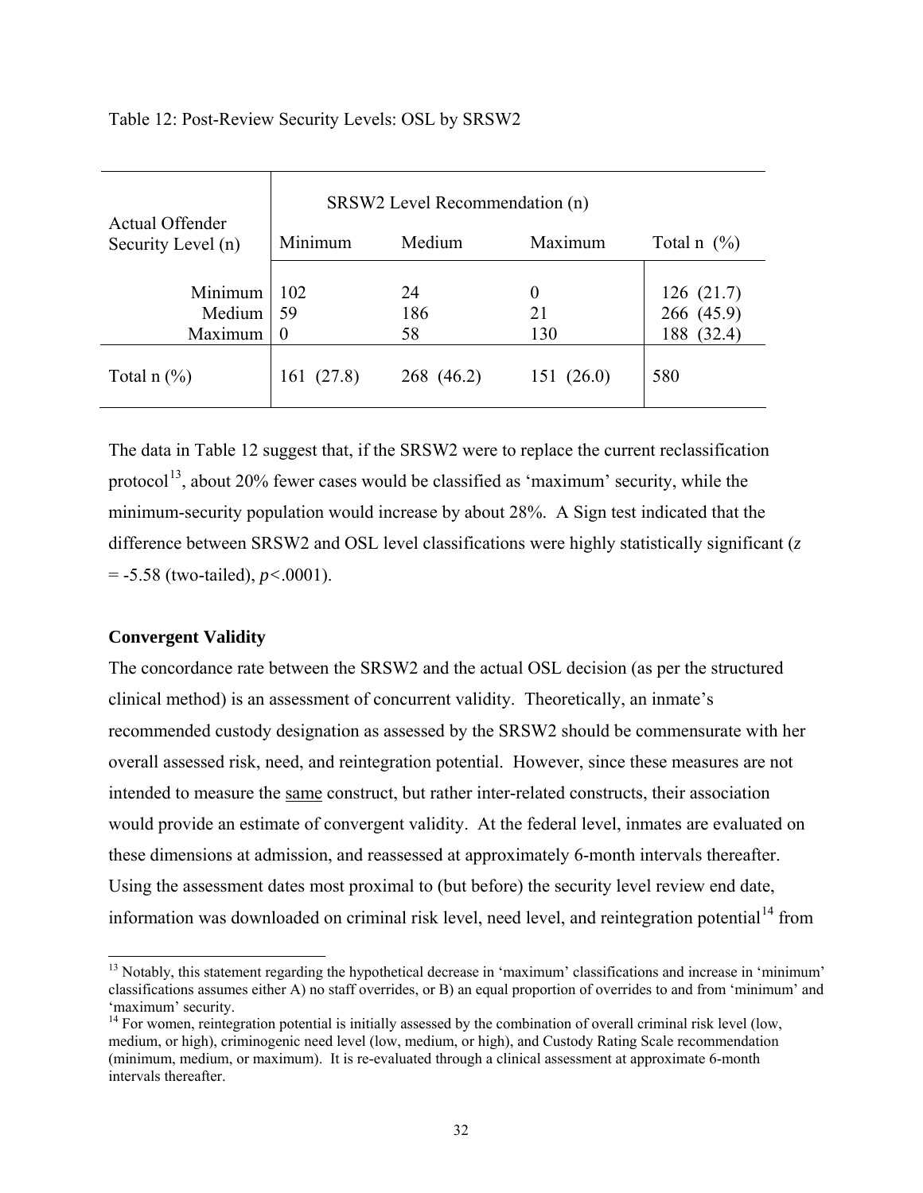Table 12: Post-Review Security Levels: OSL by SRSW2

| Actual Offender Security Level (n) | SRSW2 Level Recommendation (n) | | | |
|---|---|---|---|---|
| | Minimum | Medium | Maximum | Total n (%) |
| Minimum | 102 | 24 | 0 | 126 (21.7) |
| Medium | 59 | 186 | 21 | 266 (45.9) |
| Maximum | 0 | 58 | 130 | 188 (32.4) |
| Total n (%) | 161 (27.8) | 268 (46.2) | 151 (26.0) | 580 |

The data in Table 12 suggest that, if the SRSW2 were to replace the current reclassification protocol[13], about 20% fewer cases would be classified as 'maximum' security, while the minimum-security population would increase by about 28%. A Sign test indicated that the difference between SRSW2 and OSL level classifications were highly statistically significant ($z = -5.58$ (two-tailed), $p<.0001$).

**Convergent Validity**

The concordance rate between the SRSW2 and the actual OSL decision (as per the structured clinical method) is an assessment of concurrent validity. Theoretically, an inmate's recommended custody designation as assessed by the SRSW2 should be commensurate with her overall assessed risk, need, and reintegration potential. However, since these measures are not intended to measure the <u>same</u> construct, but rather inter-related constructs, their association would provide an estimate of convergent validity. At the federal level, inmates are evaluated on these dimensions at admission, and reassessed at approximately 6-month intervals thereafter. Using the assessment dates most proximal to (but before) the security level review end date, information was downloaded on criminal risk level, need level, and reintegration potential[14] from

[13] Notably, this statement regarding the hypothetical decrease in 'maximum' classifications and increase in 'minimum' classifications assumes either A) no staff overrides, or B) an equal proportion of overrides to and from 'minimum' and 'maximum' security.

[14] For women, reintegration potential is initially assessed by the combination of overall criminal risk level (low, medium, or high), criminogenic need level (low, medium, or high), and Custody Rating Scale recommendation (minimum, medium, or maximum). It is re-evaluated through a clinical assessment at approximate 6-month intervals thereafter.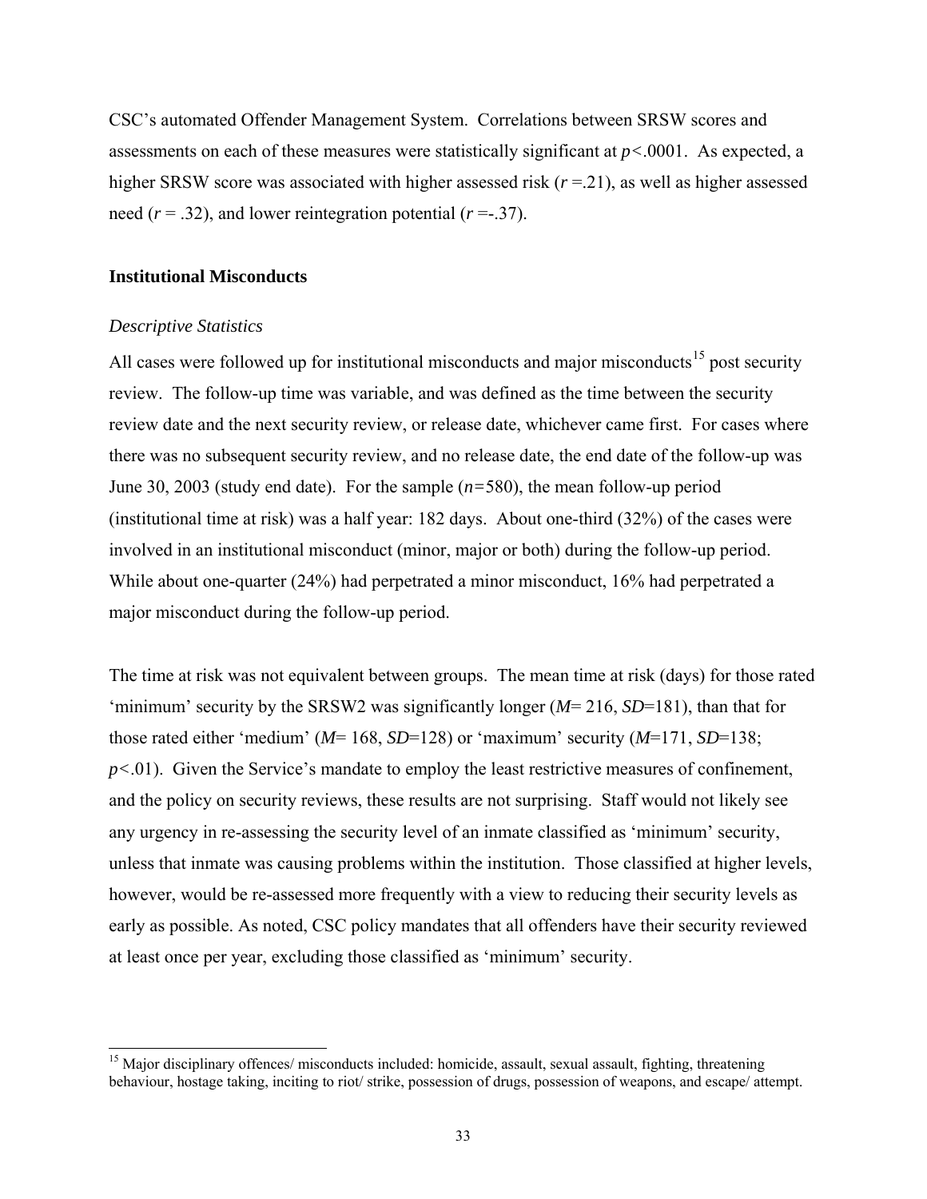CSC's automated Offender Management System. Correlations between SRSW scores and assessments on each of these measures were statistically significant at $p<.0001$. As expected, a higher SRSW score was associated with higher assessed risk ($r=.21$), as well as higher assessed need ($r=.32$), and lower reintegration potential ($r=-.37$).

### Institutional Misconducts

*Descriptive Statistics*

All cases were followed up for institutional misconducts and major misconducts[15] post security review. The follow-up time was variable, and was defined as the time between the security review date and the next security review, or release date, whichever came first. For cases where there was no subsequent security review, and no release date, the end date of the follow-up was June 30, 2003 (study end date). For the sample ($n=580$), the mean follow-up period (institutional time at risk) was a half year: 182 days. About one-third (32%) of the cases were involved in an institutional misconduct (minor, major or both) during the follow-up period. While about one-quarter (24%) had perpetrated a minor misconduct, 16% had perpetrated a major misconduct during the follow-up period.

The time at risk was not equivalent between groups. The mean time at risk (days) for those rated 'minimum' security by the SRSW2 was significantly longer ($M$= 216, $SD$=181), than that for those rated either 'medium' ($M$= 168, $SD$=128) or 'maximum' security ($M$=171, $SD$=138; $p<.01$). Given the Service's mandate to employ the least restrictive measures of confinement, and the policy on security reviews, these results are not surprising. Staff would not likely see any urgency in re-assessing the security level of an inmate classified as 'minimum' security, unless that inmate was causing problems within the institution. Those classified at higher levels, however, would be re-assessed more frequently with a view to reducing their security levels as early as possible. As noted, CSC policy mandates that all offenders have their security reviewed at least once per year, excluding those classified as 'minimum' security.

---

[15] Major disciplinary offences/ misconducts included: homicide, assault, sexual assault, fighting, threatening behaviour, hostage taking, inciting to riot/ strike, possession of drugs, possession of weapons, and escape/ attempt.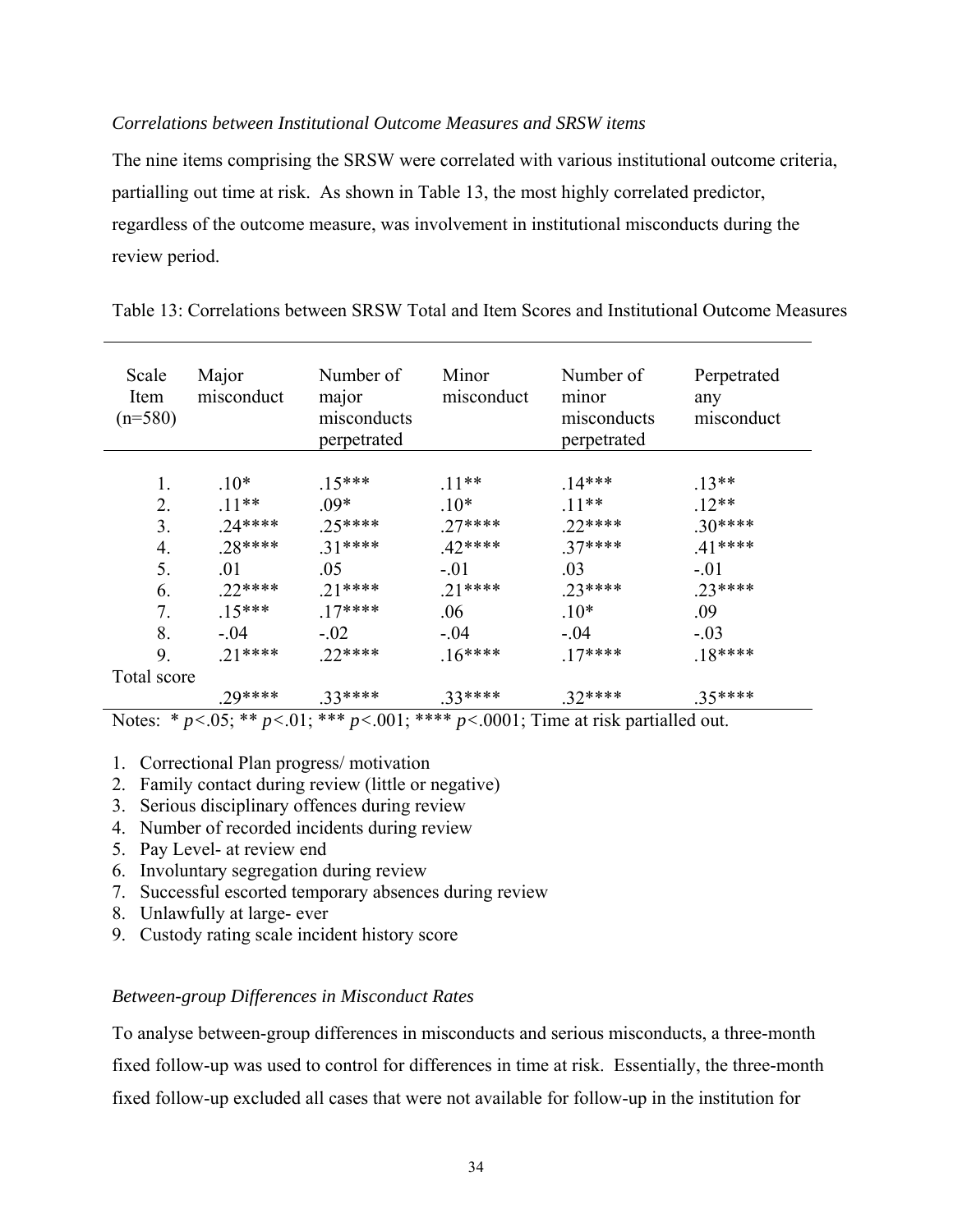*Correlations between Institutional Outcome Measures and SRSW items*

The nine items comprising the SRSW were correlated with various institutional outcome criteria, partialling out time at risk. As shown in Table 13, the most highly correlated predictor, regardless of the outcome measure, was involvement in institutional misconducts during the review period.

Table 13: Correlations between SRSW Total and Item Scores and Institutional Outcome Measures

| Scale Item (n=580) | Major misconduct | Number of major misconducts perpetrated | Minor misconduct | Number of minor misconducts perpetrated | Perpetrated any misconduct |
|---|---|---|---|---|---|
| 1. | .10* | .15*** | .11** | .14*** | .13** |
| 2. | .11** | .09* | .10* | .11** | .12** |
| 3. | .24**** | .25**** | .27**** | .22**** | .30**** |
| 4. | .28**** | .31**** | .42**** | .37**** | .41**** |
| 5. | .01 | .05 | -.01 | .03 | -.01 |
| 6. | .22**** | .21**** | .21**** | .23**** | .23**** |
| 7. | .15*** | .17**** | .06 | .10* | .09 |
| 8. | -.04 | -.02 | -.04 | -.04 | -.03 |
| 9. | .21**** | .22**** | .16**** | .17**** | .18**** |
| Total score | .29**** | .33**** | .33**** | .32**** | .35**** |

Notes: * $p<.05$; ** $p<.01$; *** $p<.001$; **** $p<.0001$; Time at risk partialled out.

1. Correctional Plan progress/ motivation
2. Family contact during review (little or negative)
3. Serious disciplinary offences during review
4. Number of recorded incidents during review
5. Pay Level- at review end
6. Involuntary segregation during review
7. Successful escorted temporary absences during review
8. Unlawfully at large- ever
9. Custody rating scale incident history score

*Between-group Differences in Misconduct Rates*

To analyse between-group differences in misconducts and serious misconducts, a three-month fixed follow-up was used to control for differences in time at risk. Essentially, the three-month fixed follow-up excluded all cases that were not available for follow-up in the institution for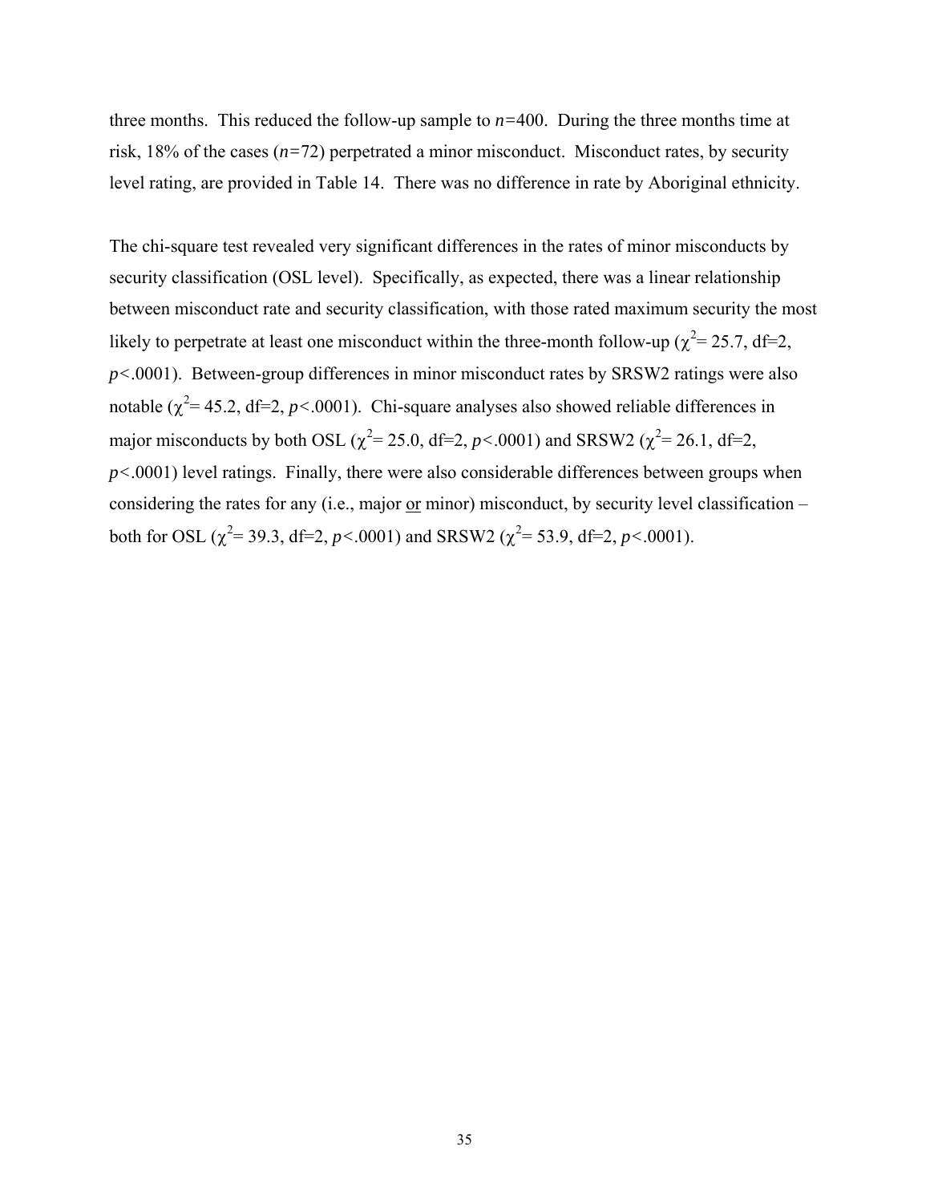three months. This reduced the follow-up sample to $n=400$. During the three months time at risk, 18% of the cases ($n=72$) perpetrated a minor misconduct. Misconduct rates, by security level rating, are provided in Table 14. There was no difference in rate by Aboriginal ethnicity.

The chi-square test revealed very significant differences in the rates of minor misconducts by security classification (OSL level). Specifically, as expected, there was a linear relationship between misconduct rate and security classification, with those rated maximum security the most likely to perpetrate at least one misconduct within the three-month follow-up ($\chi^2$= 25.7, df=2, $p<.0001$). Between-group differences in minor misconduct rates by SRSW2 ratings were also notable ($\chi^2$= 45.2, df=2, $p<.0001$). Chi-square analyses also showed reliable differences in major misconducts by both OSL ($\chi^2$= 25.0, df=2, $p<.0001$) and SRSW2 ($\chi^2$= 26.1, df=2, $p<.0001$) level ratings. Finally, there were also considerable differences between groups when considering the rates for any (i.e., major <u>or</u> minor) misconduct, by security level classification – both for OSL ($\chi^2$= 39.3, df=2, $p<.0001$) and SRSW2 ($\chi^2$= 53.9, df=2, $p<.0001$).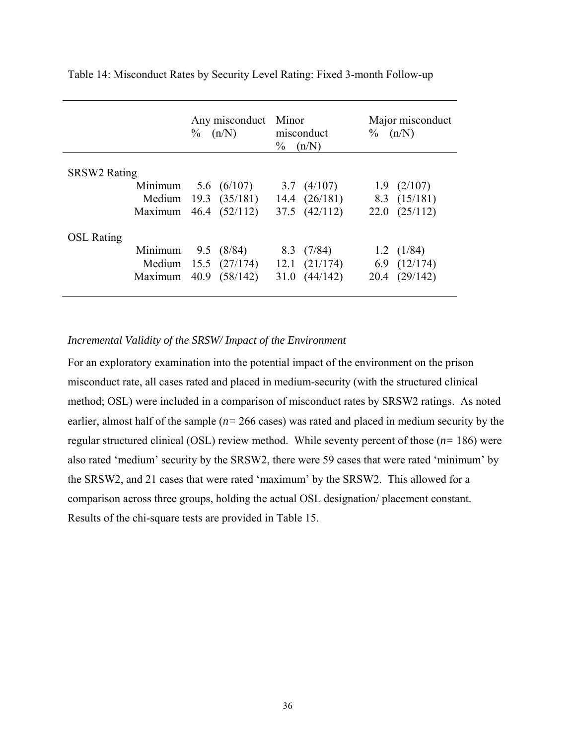Table 14: Misconduct Rates by Security Level Rating: Fixed 3-month Follow-up

| | Any misconduct % (n/N) | Minor misconduct % (n/N) | Major misconduct % (n/N) |
|---|---|---|---|
| SRSW2 Rating | | | |
| Minimum | 5.6 (6/107) | 3.7 (4/107) | 1.9 (2/107) |
| Medium | 19.3 (35/181) | 14.4 (26/181) | 8.3 (15/181) |
| Maximum | 46.4 (52/112) | 37.5 (42/112) | 22.0 (25/112) |
| OSL Rating | | | |
| Minimum | 9.5 (8/84) | 8.3 (7/84) | 1.2 (1/84) |
| Medium | 15.5 (27/174) | 12.1 (21/174) | 6.9 (12/174) |
| Maximum | 40.9 (58/142) | 31.0 (44/142) | 20.4 (29/142) |

*Incremental Validity of the SRSW/ Impact of the Environment*

For an exploratory examination into the potential impact of the environment on the prison misconduct rate, all cases rated and placed in medium-security (with the structured clinical method; OSL) were included in a comparison of misconduct rates by SRSW2 ratings. As noted earlier, almost half of the sample (*n*= 266 cases) was rated and placed in medium security by the regular structured clinical (OSL) review method. While seventy percent of those (*n*= 186) were also rated 'medium' security by the SRSW2, there were 59 cases that were rated 'minimum' by the SRSW2, and 21 cases that were rated 'maximum' by the SRSW2. This allowed for a comparison across three groups, holding the actual OSL designation/ placement constant. Results of the chi-square tests are provided in Table 15.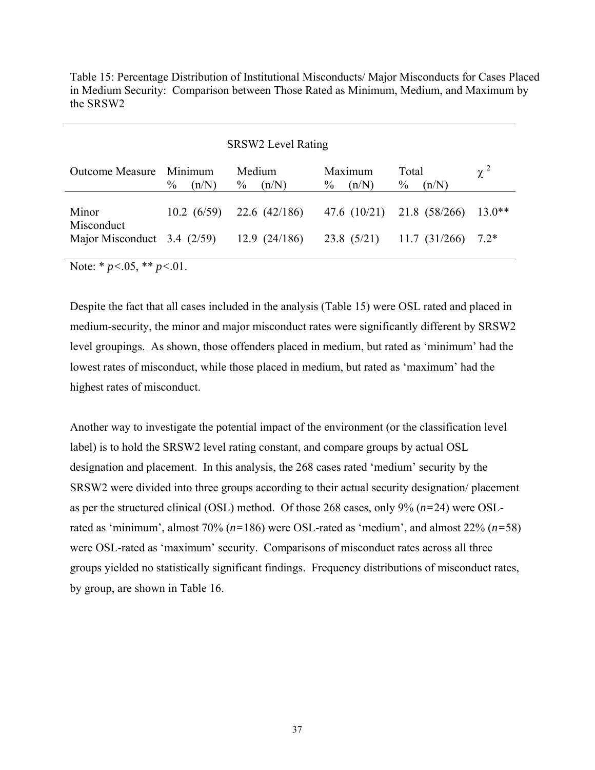Table 15: Percentage Distribution of Institutional Misconducts/ Major Misconducts for Cases Placed in Medium Security: Comparison between Those Rated as Minimum, Medium, and Maximum by the SRSW2

| | SRSW2 Level Rating | | | | |
|---|---|---|---|---|---|
| Outcome Measure | Minimum % (n/N) | Medium % (n/N) | Maximum % (n/N) | Total % (n/N) | $\chi^2$ |
| Minor Misconduct | 10.2 (6/59) | 22.6 (42/186) | 47.6 (10/21) | 21.8 (58/266) | 13.0** |
| Major Misconduct | 3.4 (2/59) | 12.9 (24/186) | 23.8 (5/21) | 11.7 (31/266) | 7.2* |

Note: * $p<.05$, ** $p<.01$.

Despite the fact that all cases included in the analysis (Table 15) were OSL rated and placed in medium-security, the minor and major misconduct rates were significantly different by SRSW2 level groupings. As shown, those offenders placed in medium, but rated as 'minimum' had the lowest rates of misconduct, while those placed in medium, but rated as 'maximum' had the highest rates of misconduct.

Another way to investigate the potential impact of the environment (or the classification level label) is to hold the SRSW2 level rating constant, and compare groups by actual OSL designation and placement. In this analysis, the 268 cases rated 'medium' security by the SRSW2 were divided into three groups according to their actual security designation/ placement as per the structured clinical (OSL) method. Of those 268 cases, only 9% ($n=24$) were OSL-rated as 'minimum', almost 70% ($n=186$) were OSL-rated as 'medium', and almost 22% ($n=58$) were OSL-rated as 'maximum' security. Comparisons of misconduct rates across all three groups yielded no statistically significant findings. Frequency distributions of misconduct rates, by group, are shown in Table 16.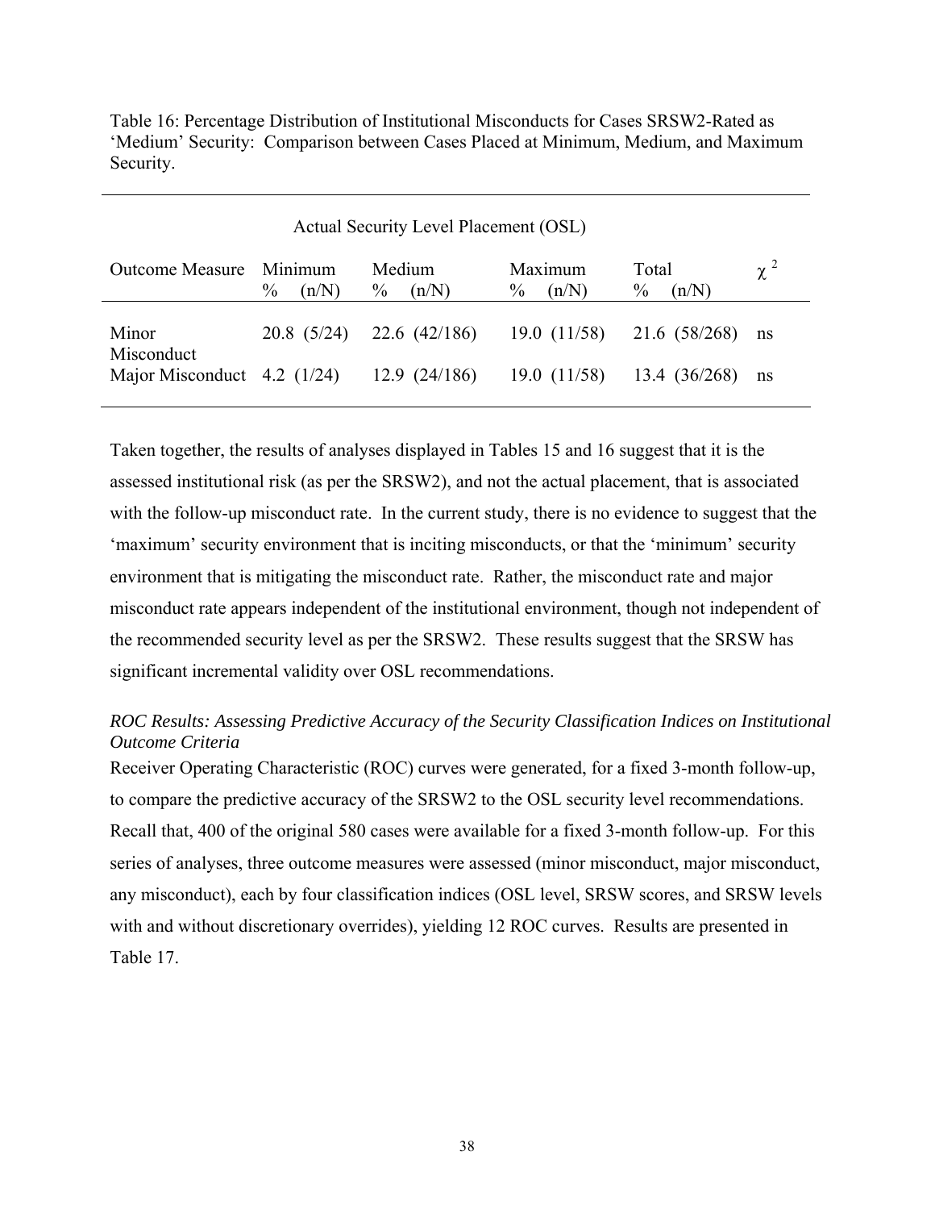Table 16: Percentage Distribution of Institutional Misconducts for Cases SRSW2-Rated as 'Medium' Security: Comparison between Cases Placed at Minimum, Medium, and Maximum Security.

| | Actual Security Level Placement (OSL) | | | | |
|---|---|---|---|---|---|
| Outcome Measure | Minimum % (n/N) | Medium % (n/N) | Maximum % (n/N) | Total % (n/N) | $\chi^2$ |
| Minor Misconduct | 20.8 (5/24) | 22.6 (42/186) | 19.0 (11/58) | 21.6 (58/268) | ns |
| Major Misconduct | 4.2 (1/24) | 12.9 (24/186) | 19.0 (11/58) | 13.4 (36/268) | ns |

Taken together, the results of analyses displayed in Tables 15 and 16 suggest that it is the assessed institutional risk (as per the SRSW2), and not the actual placement, that is associated with the follow-up misconduct rate. In the current study, there is no evidence to suggest that the 'maximum' security environment that is inciting misconducts, or that the 'minimum' security environment that is mitigating the misconduct rate. Rather, the misconduct rate and major misconduct rate appears independent of the institutional environment, though not independent of the recommended security level as per the SRSW2. These results suggest that the SRSW has significant incremental validity over OSL recommendations.

*ROC Results: Assessing Predictive Accuracy of the Security Classification Indices on Institutional Outcome Criteria*

Receiver Operating Characteristic (ROC) curves were generated, for a fixed 3-month follow-up, to compare the predictive accuracy of the SRSW2 to the OSL security level recommendations. Recall that, 400 of the original 580 cases were available for a fixed 3-month follow-up. For this series of analyses, three outcome measures were assessed (minor misconduct, major misconduct, any misconduct), each by four classification indices (OSL level, SRSW scores, and SRSW levels with and without discretionary overrides), yielding 12 ROC curves. Results are presented in Table 17.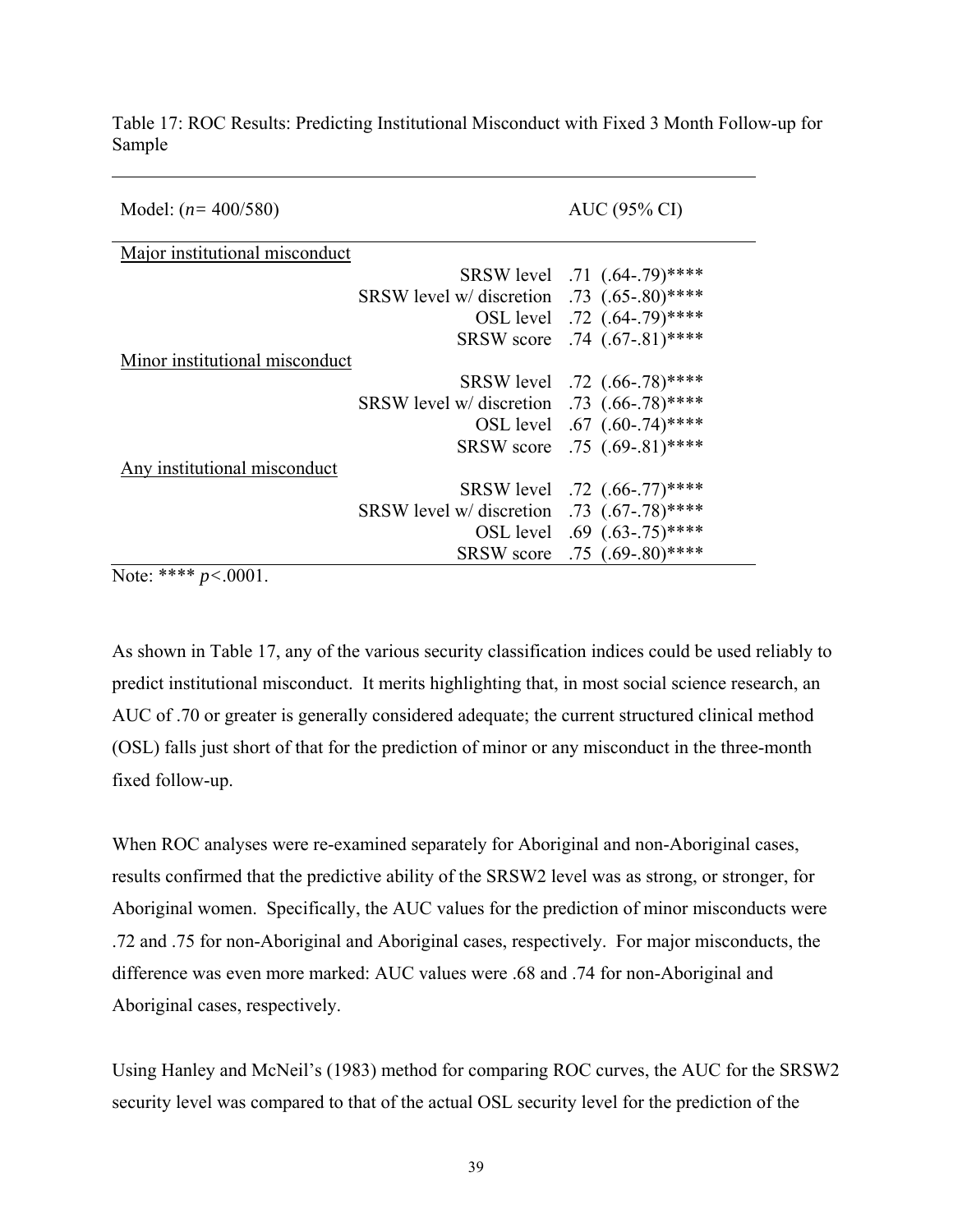Table 17: ROC Results: Predicting Institutional Misconduct with Fixed 3 Month Follow-up for Sample

| Model: (*n*= 400/580) | | AUC (95% CI) |
|---|---|---|
| Major institutional misconduct | | |
| | SRSW level | .71 (.64-.79)**** |
| | SRSW level w/ discretion | .73 (.65-.80)**** |
| | OSL level | .72 (.64-.79)**** |
| | SRSW score | .74 (.67-.81)**** |
| Minor institutional misconduct | | |
| | SRSW level | .72 (.66-.78)**** |
| | SRSW level w/ discretion | .73 (.66-.78)**** |
| | OSL level | .67 (.60-.74)**** |
| | SRSW score | .75 (.69-.81)**** |
| Any institutional misconduct | | |
| | SRSW level | .72 (.66-.77)**** |
| | SRSW level w/ discretion | .73 (.67-.78)**** |
| | OSL level | .69 (.63-.75)**** |
| | SRSW score | .75 (.69-.80)**** |

Note: **** $p<.0001$.

As shown in Table 17, any of the various security classification indices could be used reliably to predict institutional misconduct. It merits highlighting that, in most social science research, an AUC of .70 or greater is generally considered adequate; the current structured clinical method (OSL) falls just short of that for the prediction of minor or any misconduct in the three-month fixed follow-up.

When ROC analyses were re-examined separately for Aboriginal and non-Aboriginal cases, results confirmed that the predictive ability of the SRSW2 level was as strong, or stronger, for Aboriginal women. Specifically, the AUC values for the prediction of minor misconducts were .72 and .75 for non-Aboriginal and Aboriginal cases, respectively. For major misconducts, the difference was even more marked: AUC values were .68 and .74 for non-Aboriginal and Aboriginal cases, respectively.

Using Hanley and McNeil's (1983) method for comparing ROC curves, the AUC for the SRSW2 security level was compared to that of the actual OSL security level for the prediction of the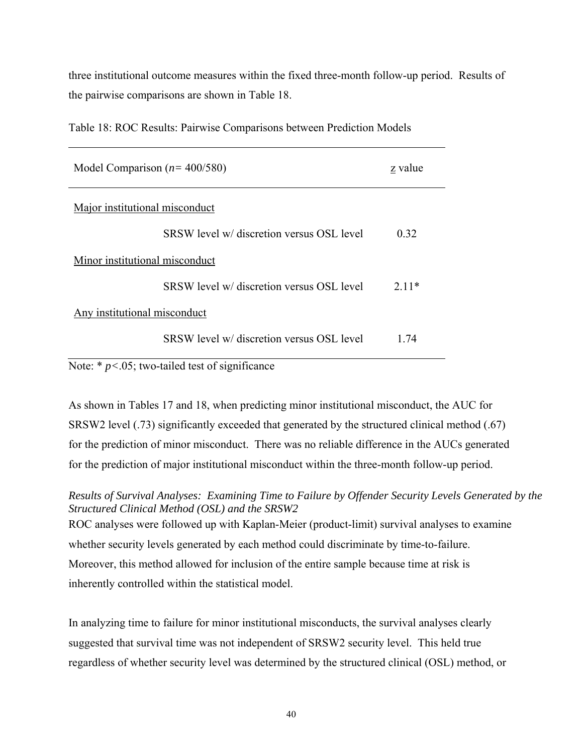three institutional outcome measures within the fixed three-month follow-up period. Results of the pairwise comparisons are shown in Table 18.

Table 18: ROC Results: Pairwise Comparisons between Prediction Models

| Model Comparison (*n*= 400/580) | | z value |
|---|---|---|
| Major institutional misconduct | | |
| | SRSW level w/ discretion versus OSL level | 0.32 |
| Minor institutional misconduct | | |
| | SRSW level w/ discretion versus OSL level | 2.11* |
| Any institutional misconduct | | |
| | SRSW level w/ discretion versus OSL level | 1.74 |

Note: * $p<.05$; two-tailed test of significance

As shown in Tables 17 and 18, when predicting minor institutional misconduct, the AUC for SRSW2 level (.73) significantly exceeded that generated by the structured clinical method (.67) for the prediction of minor misconduct. There was no reliable difference in the AUCs generated for the prediction of major institutional misconduct within the three-month follow-up period.

*Results of Survival Analyses: Examining Time to Failure by Offender Security Levels Generated by the Structured Clinical Method (OSL) and the SRSW2*

ROC analyses were followed up with Kaplan-Meier (product-limit) survival analyses to examine whether security levels generated by each method could discriminate by time-to-failure. Moreover, this method allowed for inclusion of the entire sample because time at risk is inherently controlled within the statistical model.

In analyzing time to failure for minor institutional misconducts, the survival analyses clearly suggested that survival time was not independent of SRSW2 security level. This held true regardless of whether security level was determined by the structured clinical (OSL) method, or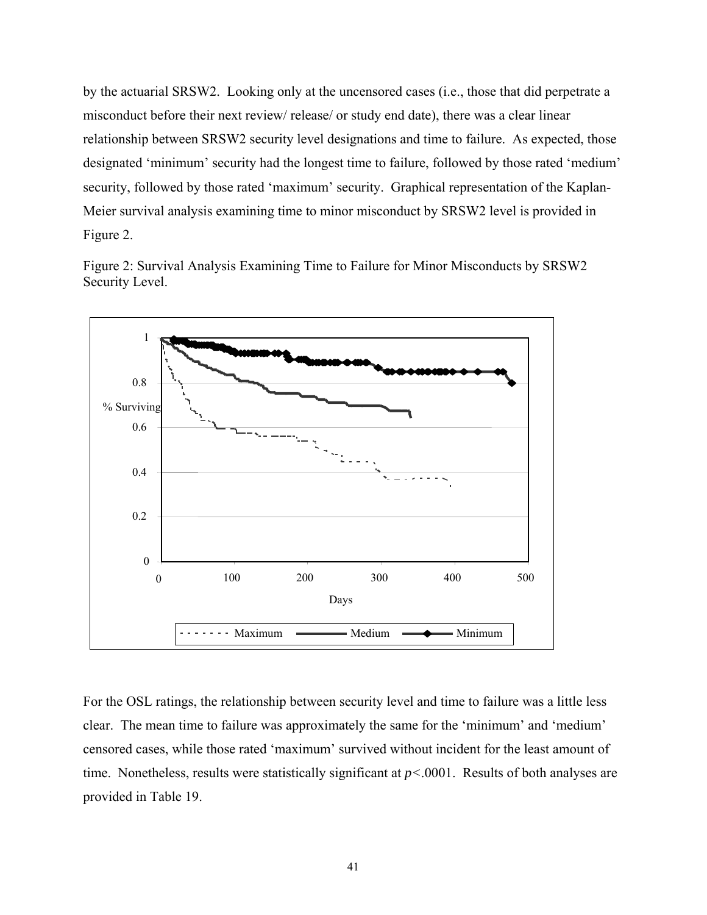by the actuarial SRSW2. Looking only at the uncensored cases (i.e., those that did perpetrate a misconduct before their next review/ release/ or study end date), there was a clear linear relationship between SRSW2 security level designations and time to failure. As expected, those designated 'minimum' security had the longest time to failure, followed by those rated 'medium' security, followed by those rated 'maximum' security. Graphical representation of the Kaplan-Meier survival analysis examining time to minor misconduct by SRSW2 level is provided in Figure 2.

Figure 2: Survival Analysis Examining Time to Failure for Minor Misconducts by SRSW2 Security Level.

For the OSL ratings, the relationship between security level and time to failure was a little less clear. The mean time to failure was approximately the same for the 'minimum' and 'medium' censored cases, while those rated 'maximum' survived without incident for the least amount of time. Nonetheless, results were statistically significant at $p < .0001$. Results of both analyses are provided in Table 19.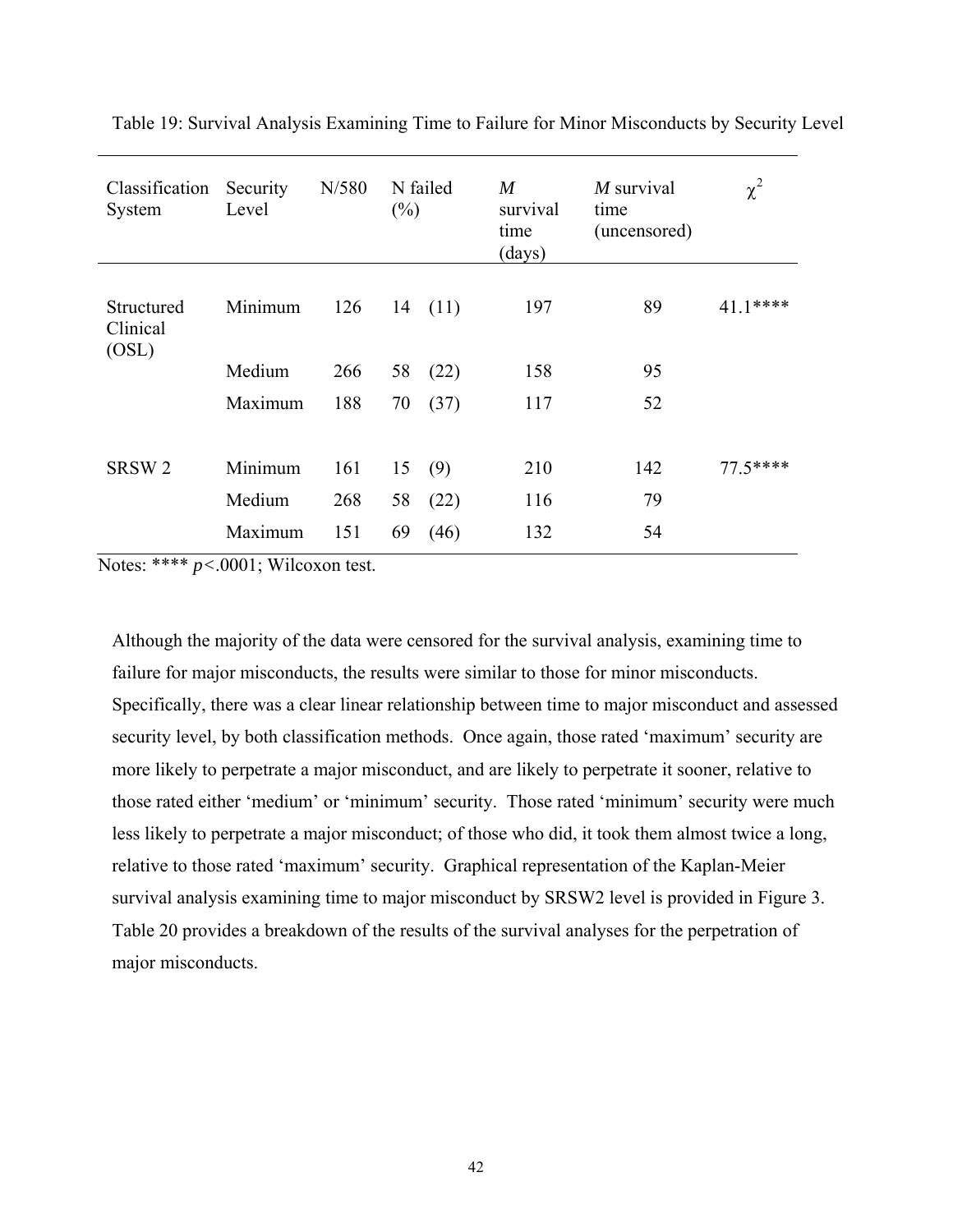Table 19: Survival Analysis Examining Time to Failure for Minor Misconducts by Security Level

| Classification System | Security Level | N/580 | N failed (%) | *M* survival time (days) | *M* survival time (uncensored) | $\chi^2$ |
|---|---|---|---|---|---|---|
| Structured Clinical (OSL) | Minimum | 126 | 14 (11) | 197 | 89 | 41.1**** |
| | Medium | 266 | 58 (22) | 158 | 95 | |
| | Maximum | 188 | 70 (37) | 117 | 52 | |
| SRSW 2 | Minimum | 161 | 15 (9) | 210 | 142 | 77.5**** |
| | Medium | 268 | 58 (22) | 116 | 79 | |
| | Maximum | 151 | 69 (46) | 132 | 54 | |

Notes: **** $p<.0001$; Wilcoxon test.

Although the majority of the data were censored for the survival analysis, examining time to failure for major misconducts, the results were similar to those for minor misconducts. Specifically, there was a clear linear relationship between time to major misconduct and assessed security level, by both classification methods. Once again, those rated 'maximum' security are more likely to perpetrate a major misconduct, and are likely to perpetrate it sooner, relative to those rated either 'medium' or 'minimum' security. Those rated 'minimum' security were much less likely to perpetrate a major misconduct; of those who did, it took them almost twice a long, relative to those rated 'maximum' security. Graphical representation of the Kaplan-Meier survival analysis examining time to major misconduct by SRSW2 level is provided in Figure 3. Table 20 provides a breakdown of the results of the survival analyses for the perpetration of major misconducts.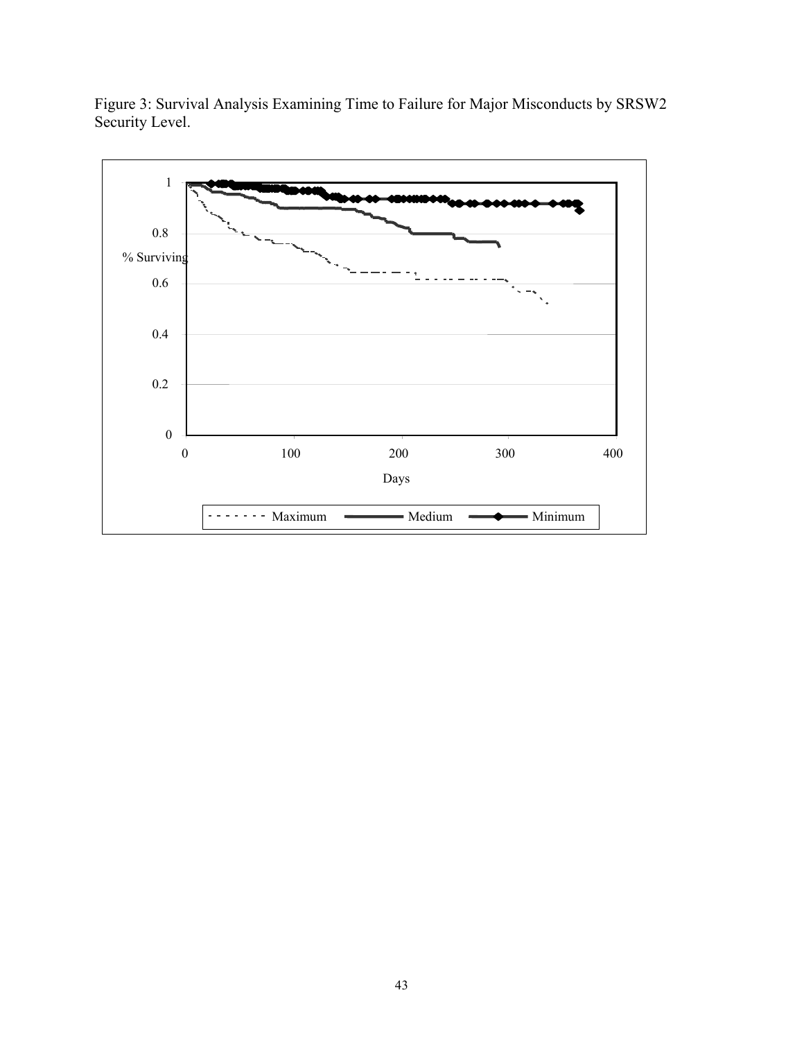Figure 3: Survival Analysis Examining Time to Failure for Major Misconducts by SRSW2 Security Level.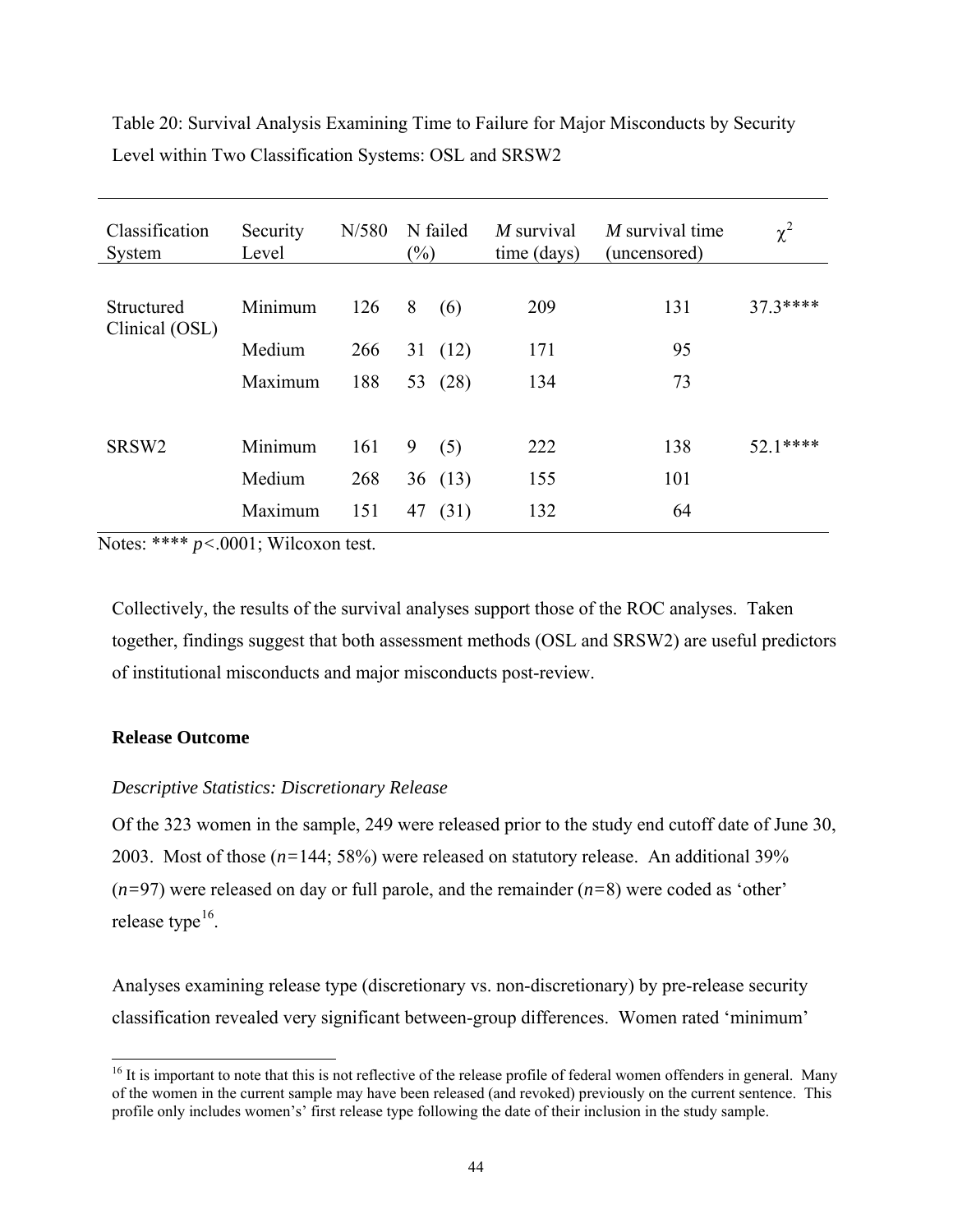Table 20: Survival Analysis Examining Time to Failure for Major Misconducts by Security Level within Two Classification Systems: OSL and SRSW2

| Classification System | Security Level | N/580 | N failed (%) | *M* survival time (days) | *M* survival time (uncensored) | $\chi^2$ |
|---|---|---|---|---|---|---|
| Structured Clinical (OSL) | Minimum | 126 | 8 (6) | 209 | 131 | 37.3**** |
| | Medium | 266 | 31 (12) | 171 | 95 | |
| | Maximum | 188 | 53 (28) | 134 | 73 | |
| SRSW2 | Minimum | 161 | 9 (5) | 222 | 138 | 52.1**** |
| | Medium | 268 | 36 (13) | 155 | 101 | |
| | Maximum | 151 | 47 (31) | 132 | 64 | |

Notes: **** $p<.0001$; Wilcoxon test.

Collectively, the results of the survival analyses support those of the ROC analyses. Taken together, findings suggest that both assessment methods (OSL and SRSW2) are useful predictors of institutional misconducts and major misconducts post-review.

**Release Outcome**

*Descriptive Statistics: Discretionary Release*

Of the 323 women in the sample, 249 were released prior to the study end cutoff date of June 30, 2003. Most of those ($n=144$; 58%) were released on statutory release. An additional 39% ($n=97$) were released on day or full parole, and the remainder ($n=8$) were coded as 'other' release type[16].

Analyses examining release type (discretionary vs. non-discretionary) by pre-release security classification revealed very significant between-group differences. Women rated 'minimum'

[16] It is important to note that this is not reflective of the release profile of federal women offenders in general. Many of the women in the current sample may have been released (and revoked) previously on the current sentence. This profile only includes women's' first release type following the date of their inclusion in the study sample.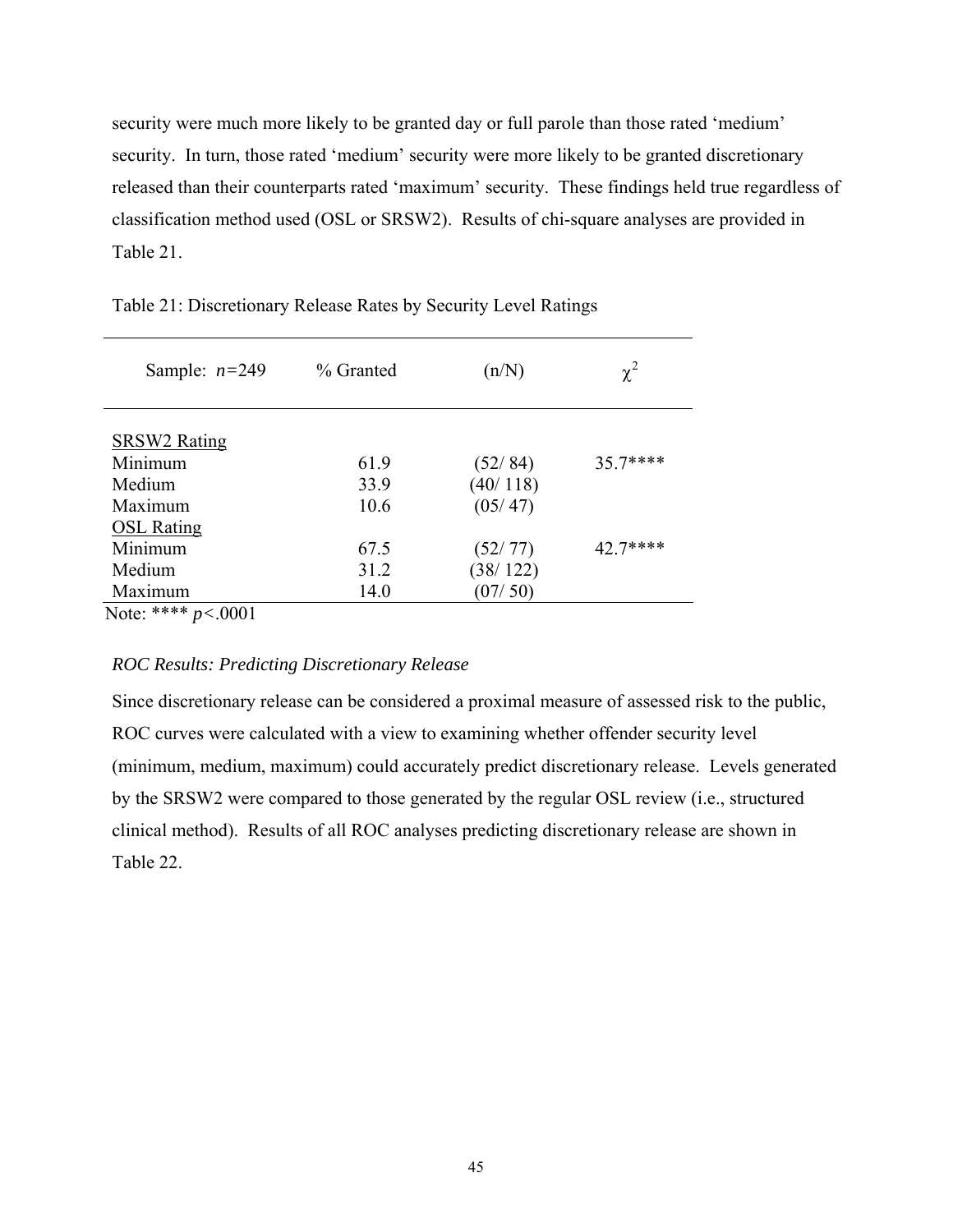security were much more likely to be granted day or full parole than those rated 'medium' security. In turn, those rated 'medium' security were more likely to be granted discretionary released than their counterparts rated 'maximum' security. These findings held true regardless of classification method used (OSL or SRSW2). Results of chi-square analyses are provided in Table 21.

Table 21: Discretionary Release Rates by Security Level Ratings

| Sample: $n$=249 | % Granted | (n/N) | $\chi^2$ |
|---|---|---|---|
| SRSW2 Rating | | | |
| Minimum | 61.9 | (52/ 84) | 35.7**** |
| Medium | 33.9 | (40/ 118) | |
| Maximum | 10.6 | (05/ 47) | |
| OSL Rating | | | |
| Minimum | 67.5 | (52/ 77) | 42.7**** |
| Medium | 31.2 | (38/ 122) | |
| Maximum | 14.0 | (07/ 50) | |

Note: **** $p$<.0001

*ROC Results: Predicting Discretionary Release*

Since discretionary release can be considered a proximal measure of assessed risk to the public, ROC curves were calculated with a view to examining whether offender security level (minimum, medium, maximum) could accurately predict discretionary release. Levels generated by the SRSW2 were compared to those generated by the regular OSL review (i.e., structured clinical method). Results of all ROC analyses predicting discretionary release are shown in Table 22.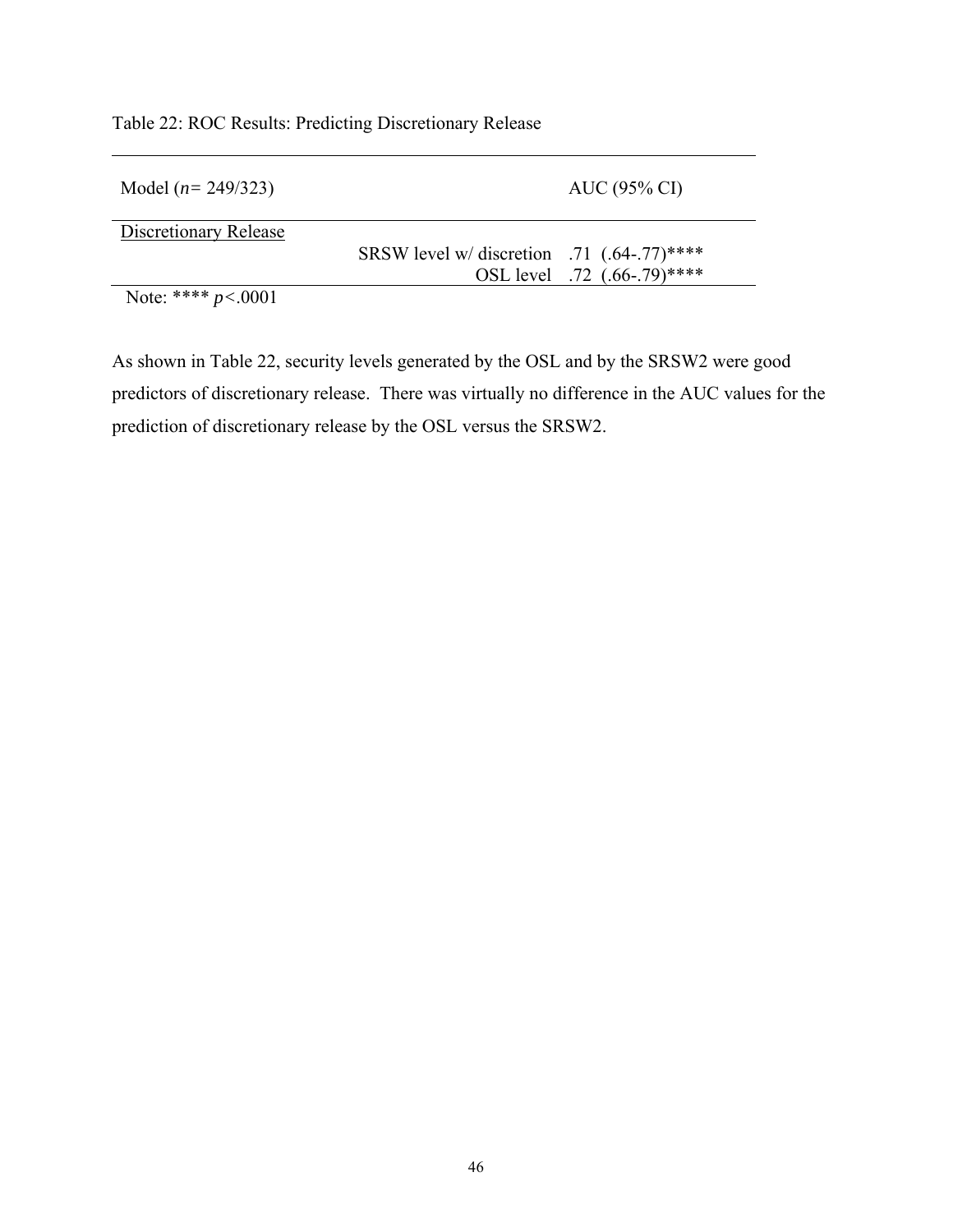Table 22: ROC Results: Predicting Discretionary Release

| Model ($n$= 249/323) | | AUC (95% CI) |
|---|---|---|
| Discretionary Release | | |
| | SRSW level w/ discretion | .71 (.64-.77)**** |
| | OSL level | .72 (.66-.79)**** |

Note: **** $p$<.0001

As shown in Table 22, security levels generated by the OSL and by the SRSW2 were good predictors of discretionary release. There was virtually no difference in the AUC values for the prediction of discretionary release by the OSL versus the SRSW2.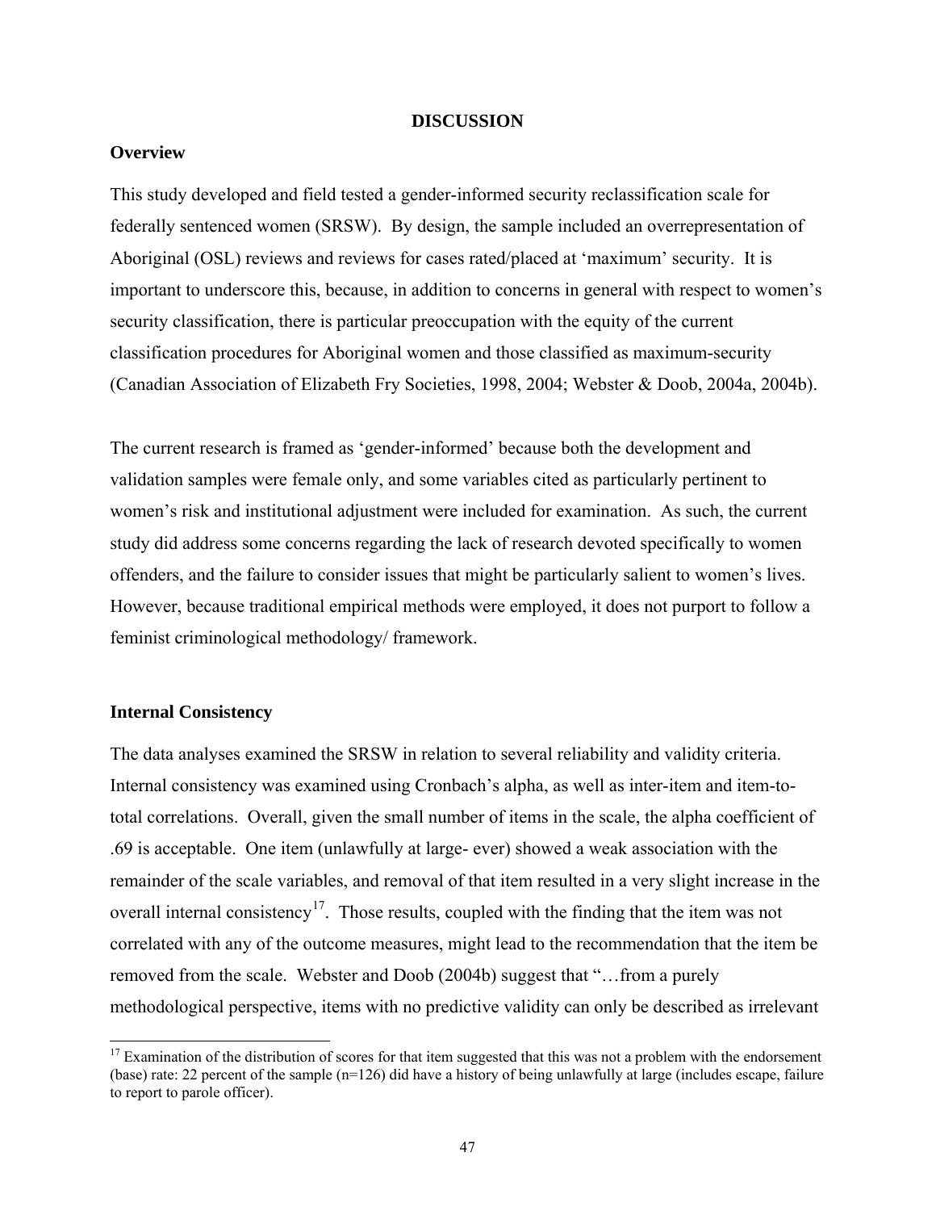# DISCUSSION

## Overview

This study developed and field tested a gender-informed security reclassification scale for federally sentenced women (SRSW). By design, the sample included an overrepresentation of Aboriginal (OSL) reviews and reviews for cases rated/placed at 'maximum' security. It is important to underscore this, because, in addition to concerns in general with respect to women's security classification, there is particular preoccupation with the equity of the current classification procedures for Aboriginal women and those classified as maximum-security (Canadian Association of Elizabeth Fry Societies, 1998, 2004; Webster & Doob, 2004a, 2004b).

The current research is framed as 'gender-informed' because both the development and validation samples were female only, and some variables cited as particularly pertinent to women's risk and institutional adjustment were included for examination. As such, the current study did address some concerns regarding the lack of research devoted specifically to women offenders, and the failure to consider issues that might be particularly salient to women's lives. However, because traditional empirical methods were employed, it does not purport to follow a feminist criminological methodology/ framework.

## Internal Consistency

The data analyses examined the SRSW in relation to several reliability and validity criteria. Internal consistency was examined using Cronbach's alpha, as well as inter-item and item-to-total correlations. Overall, given the small number of items in the scale, the alpha coefficient of .69 is acceptable. One item (unlawfully at large- ever) showed a weak association with the remainder of the scale variables, and removal of that item resulted in a very slight increase in the overall internal consistency[17]. Those results, coupled with the finding that the item was not correlated with any of the outcome measures, might lead to the recommendation that the item be removed from the scale. Webster and Doob (2004b) suggest that "…from a purely methodological perspective, items with no predictive validity can only be described as irrelevant

[17] Examination of the distribution of scores for that item suggested that this was not a problem with the endorsement (base) rate: 22 percent of the sample (n=126) did have a history of being unlawfully at large (includes escape, failure to report to parole officer).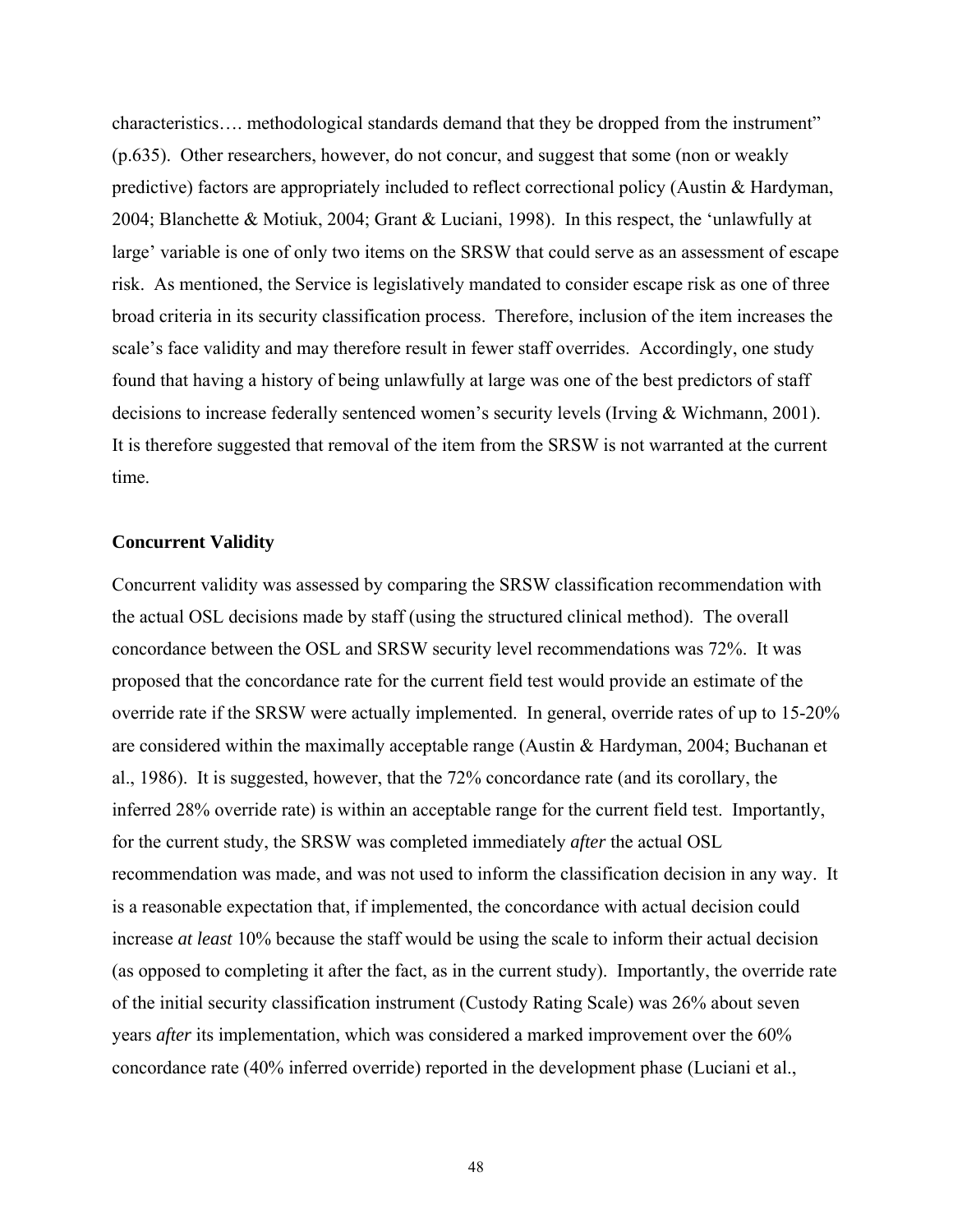characteristics…. methodological standards demand that they be dropped from the instrument" (p.635). Other researchers, however, do not concur, and suggest that some (non or weakly predictive) factors are appropriately included to reflect correctional policy (Austin & Hardyman, 2004; Blanchette & Motiuk, 2004; Grant & Luciani, 1998). In this respect, the 'unlawfully at large' variable is one of only two items on the SRSW that could serve as an assessment of escape risk. As mentioned, the Service is legislatively mandated to consider escape risk as one of three broad criteria in its security classification process. Therefore, inclusion of the item increases the scale's face validity and may therefore result in fewer staff overrides. Accordingly, one study found that having a history of being unlawfully at large was one of the best predictors of staff decisions to increase federally sentenced women's security levels (Irving & Wichmann, 2001). It is therefore suggested that removal of the item from the SRSW is not warranted at the current time.

### Concurrent Validity

Concurrent validity was assessed by comparing the SRSW classification recommendation with the actual OSL decisions made by staff (using the structured clinical method). The overall concordance between the OSL and SRSW security level recommendations was 72%. It was proposed that the concordance rate for the current field test would provide an estimate of the override rate if the SRSW were actually implemented. In general, override rates of up to 15-20% are considered within the maximally acceptable range (Austin & Hardyman, 2004; Buchanan et al., 1986). It is suggested, however, that the 72% concordance rate (and its corollary, the inferred 28% override rate) is within an acceptable range for the current field test. Importantly, for the current study, the SRSW was completed immediately *after* the actual OSL recommendation was made, and was not used to inform the classification decision in any way. It is a reasonable expectation that, if implemented, the concordance with actual decision could increase *at least* 10% because the staff would be using the scale to inform their actual decision (as opposed to completing it after the fact, as in the current study). Importantly, the override rate of the initial security classification instrument (Custody Rating Scale) was 26% about seven years *after* its implementation, which was considered a marked improvement over the 60% concordance rate (40% inferred override) reported in the development phase (Luciani et al.,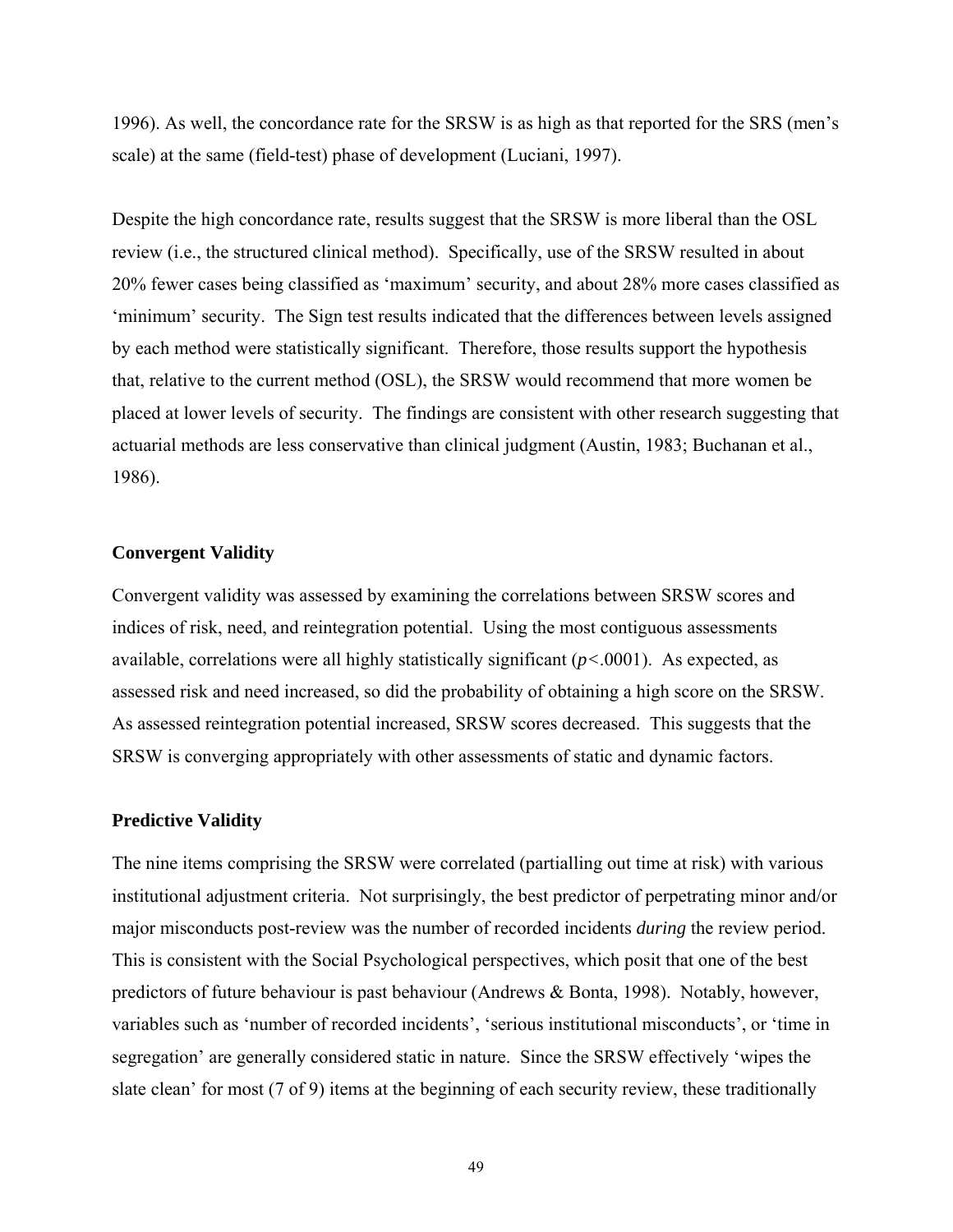1996). As well, the concordance rate for the SRSW is as high as that reported for the SRS (men's scale) at the same (field-test) phase of development (Luciani, 1997).

Despite the high concordance rate, results suggest that the SRSW is more liberal than the OSL review (i.e., the structured clinical method). Specifically, use of the SRSW resulted in about 20% fewer cases being classified as 'maximum' security, and about 28% more cases classified as 'minimum' security. The Sign test results indicated that the differences between levels assigned by each method were statistically significant. Therefore, those results support the hypothesis that, relative to the current method (OSL), the SRSW would recommend that more women be placed at lower levels of security. The findings are consistent with other research suggesting that actuarial methods are less conservative than clinical judgment (Austin, 1983; Buchanan et al., 1986).

### Convergent Validity

Convergent validity was assessed by examining the correlations between SRSW scores and indices of risk, need, and reintegration potential. Using the most contiguous assessments available, correlations were all highly statistically significant ($p<.0001$). As expected, as assessed risk and need increased, so did the probability of obtaining a high score on the SRSW. As assessed reintegration potential increased, SRSW scores decreased. This suggests that the SRSW is converging appropriately with other assessments of static and dynamic factors.

### Predictive Validity

The nine items comprising the SRSW were correlated (partialling out time at risk) with various institutional adjustment criteria. Not surprisingly, the best predictor of perpetrating minor and/or major misconducts post-review was the number of recorded incidents *during* the review period. This is consistent with the Social Psychological perspectives, which posit that one of the best predictors of future behaviour is past behaviour (Andrews & Bonta, 1998). Notably, however, variables such as 'number of recorded incidents', 'serious institutional misconducts', or 'time in segregation' are generally considered static in nature. Since the SRSW effectively 'wipes the slate clean' for most (7 of 9) items at the beginning of each security review, these traditionally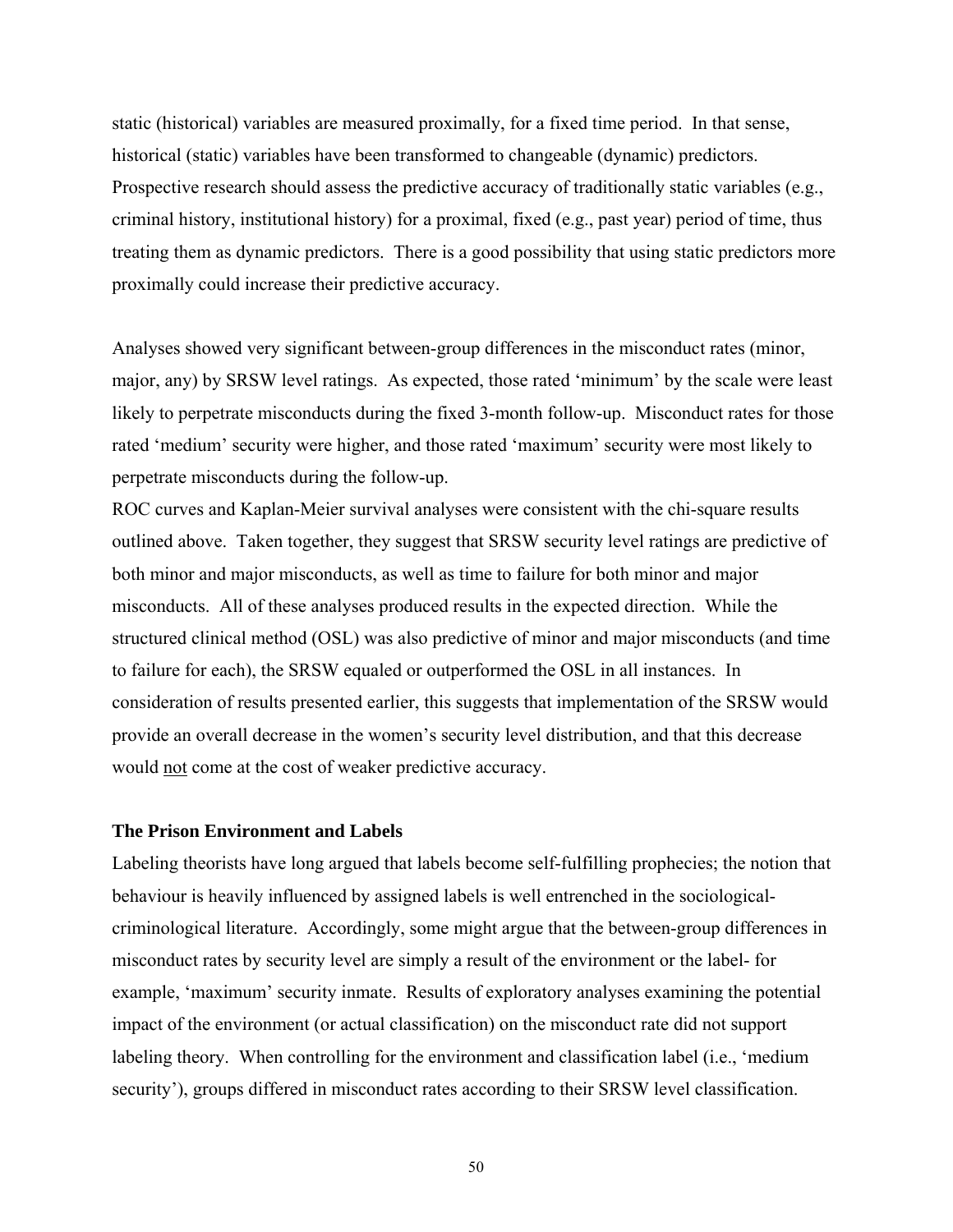static (historical) variables are measured proximally, for a fixed time period. In that sense, historical (static) variables have been transformed to changeable (dynamic) predictors. Prospective research should assess the predictive accuracy of traditionally static variables (e.g., criminal history, institutional history) for a proximal, fixed (e.g., past year) period of time, thus treating them as dynamic predictors. There is a good possibility that using static predictors more proximally could increase their predictive accuracy.

Analyses showed very significant between-group differences in the misconduct rates (minor, major, any) by SRSW level ratings. As expected, those rated 'minimum' by the scale were least likely to perpetrate misconducts during the fixed 3-month follow-up. Misconduct rates for those rated 'medium' security were higher, and those rated 'maximum' security were most likely to perpetrate misconducts during the follow-up.

ROC curves and Kaplan-Meier survival analyses were consistent with the chi-square results outlined above. Taken together, they suggest that SRSW security level ratings are predictive of both minor and major misconducts, as well as time to failure for both minor and major misconducts. All of these analyses produced results in the expected direction. While the structured clinical method (OSL) was also predictive of minor and major misconducts (and time to failure for each), the SRSW equaled or outperformed the OSL in all instances. In consideration of results presented earlier, this suggests that implementation of the SRSW would provide an overall decrease in the women's security level distribution, and that this decrease would <u>not</u> come at the cost of weaker predictive accuracy.

### The Prison Environment and Labels

Labeling theorists have long argued that labels become self-fulfilling prophecies; the notion that behaviour is heavily influenced by assigned labels is well entrenched in the sociological-criminological literature. Accordingly, some might argue that the between-group differences in misconduct rates by security level are simply a result of the environment or the label- for example, 'maximum' security inmate. Results of exploratory analyses examining the potential impact of the environment (or actual classification) on the misconduct rate did not support labeling theory. When controlling for the environment and classification label (i.e., 'medium security'), groups differed in misconduct rates according to their SRSW level classification.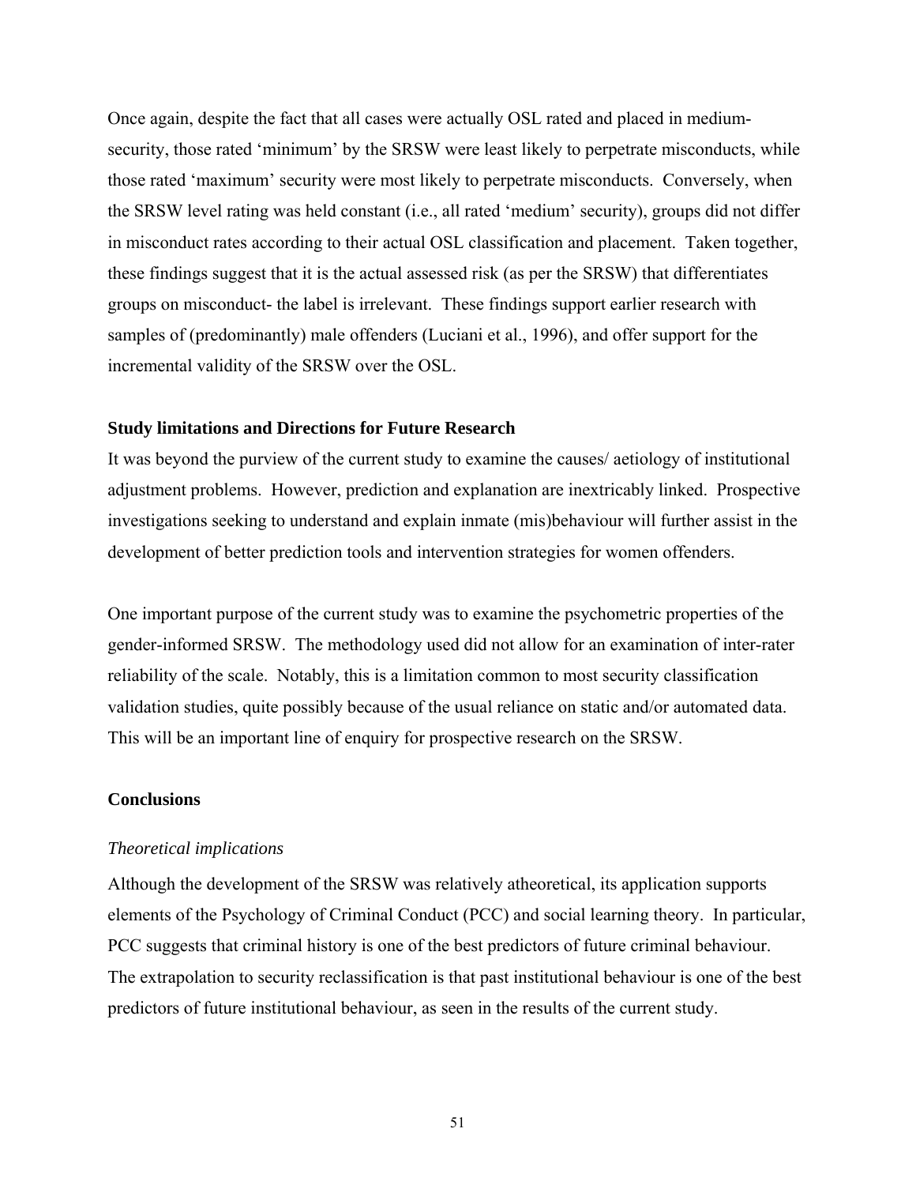Once again, despite the fact that all cases were actually OSL rated and placed in medium-security, those rated 'minimum' by the SRSW were least likely to perpetrate misconducts, while those rated 'maximum' security were most likely to perpetrate misconducts. Conversely, when the SRSW level rating was held constant (i.e., all rated 'medium' security), groups did not differ in misconduct rates according to their actual OSL classification and placement. Taken together, these findings suggest that it is the actual assessed risk (as per the SRSW) that differentiates groups on misconduct- the label is irrelevant. These findings support earlier research with samples of (predominantly) male offenders (Luciani et al., 1996), and offer support for the incremental validity of the SRSW over the OSL.

### Study limitations and Directions for Future Research

It was beyond the purview of the current study to examine the causes/ aetiology of institutional adjustment problems. However, prediction and explanation are inextricably linked. Prospective investigations seeking to understand and explain inmate (mis)behaviour will further assist in the development of better prediction tools and intervention strategies for women offenders.

One important purpose of the current study was to examine the psychometric properties of the gender-informed SRSW. The methodology used did not allow for an examination of inter-rater reliability of the scale. Notably, this is a limitation common to most security classification validation studies, quite possibly because of the usual reliance on static and/or automated data. This will be an important line of enquiry for prospective research on the SRSW.

## Conclusions

### *Theoretical implications*

Although the development of the SRSW was relatively atheoretical, its application supports elements of the Psychology of Criminal Conduct (PCC) and social learning theory. In particular, PCC suggests that criminal history is one of the best predictors of future criminal behaviour. The extrapolation to security reclassification is that past institutional behaviour is one of the best predictors of future institutional behaviour, as seen in the results of the current study.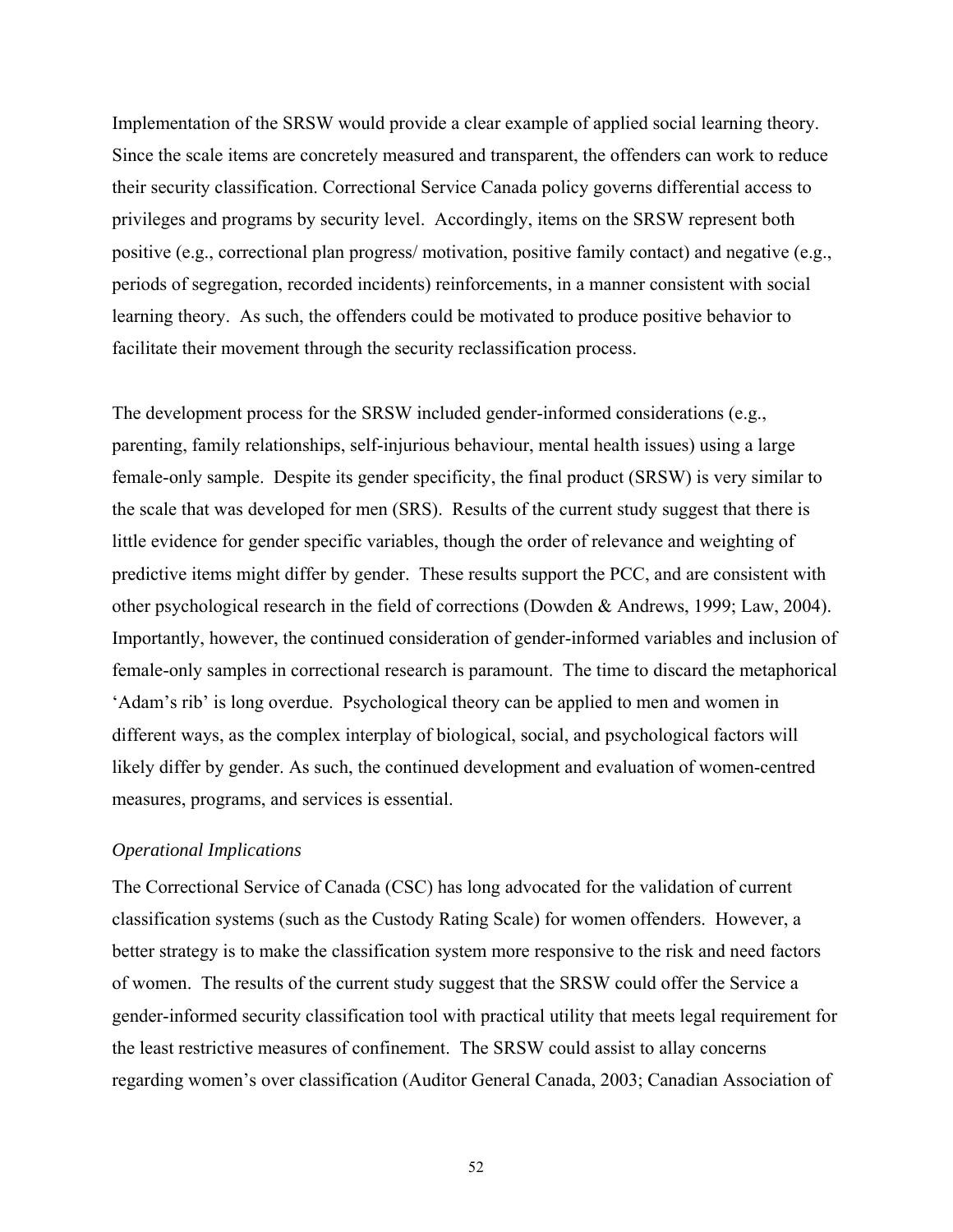Implementation of the SRSW would provide a clear example of applied social learning theory. Since the scale items are concretely measured and transparent, the offenders can work to reduce their security classification. Correctional Service Canada policy governs differential access to privileges and programs by security level. Accordingly, items on the SRSW represent both positive (e.g., correctional plan progress/ motivation, positive family contact) and negative (e.g., periods of segregation, recorded incidents) reinforcements, in a manner consistent with social learning theory. As such, the offenders could be motivated to produce positive behavior to facilitate their movement through the security reclassification process.

The development process for the SRSW included gender-informed considerations (e.g., parenting, family relationships, self-injurious behaviour, mental health issues) using a large female-only sample. Despite its gender specificity, the final product (SRSW) is very similar to the scale that was developed for men (SRS). Results of the current study suggest that there is little evidence for gender specific variables, though the order of relevance and weighting of predictive items might differ by gender. These results support the PCC, and are consistent with other psychological research in the field of corrections (Dowden & Andrews, 1999; Law, 2004). Importantly, however, the continued consideration of gender-informed variables and inclusion of female-only samples in correctional research is paramount. The time to discard the metaphorical 'Adam's rib' is long overdue. Psychological theory can be applied to men and women in different ways, as the complex interplay of biological, social, and psychological factors will likely differ by gender. As such, the continued development and evaluation of women-centred measures, programs, and services is essential.

*Operational Implications*

The Correctional Service of Canada (CSC) has long advocated for the validation of current classification systems (such as the Custody Rating Scale) for women offenders. However, a better strategy is to make the classification system more responsive to the risk and need factors of women. The results of the current study suggest that the SRSW could offer the Service a gender-informed security classification tool with practical utility that meets legal requirement for the least restrictive measures of confinement. The SRSW could assist to allay concerns regarding women's over classification (Auditor General Canada, 2003; Canadian Association of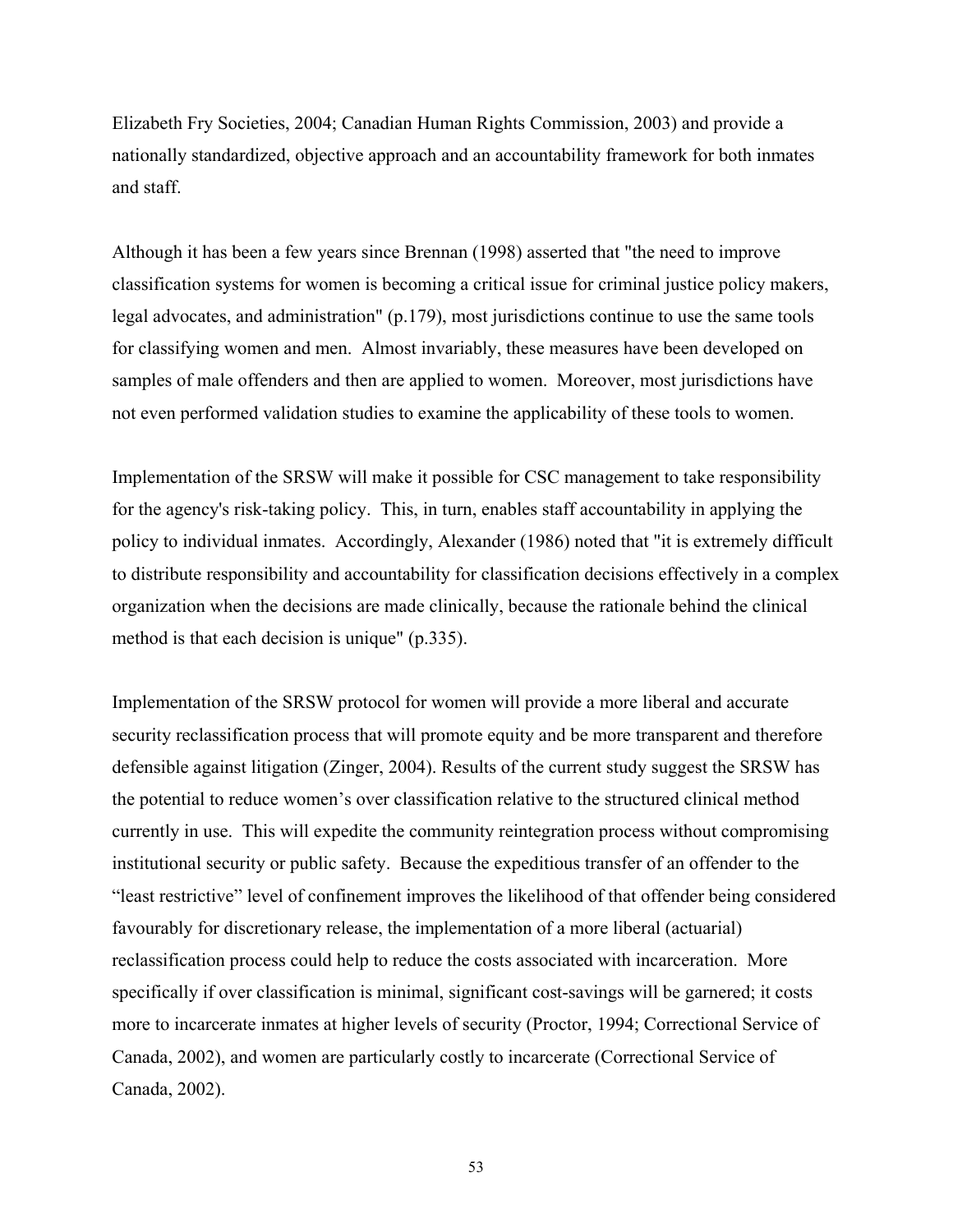Elizabeth Fry Societies, 2004; Canadian Human Rights Commission, 2003) and provide a nationally standardized, objective approach and an accountability framework for both inmates and staff.

Although it has been a few years since Brennan (1998) asserted that "the need to improve classification systems for women is becoming a critical issue for criminal justice policy makers, legal advocates, and administration" (p.179), most jurisdictions continue to use the same tools for classifying women and men. Almost invariably, these measures have been developed on samples of male offenders and then are applied to women. Moreover, most jurisdictions have not even performed validation studies to examine the applicability of these tools to women.

Implementation of the SRSW will make it possible for CSC management to take responsibility for the agency's risk-taking policy. This, in turn, enables staff accountability in applying the policy to individual inmates. Accordingly, Alexander (1986) noted that "it is extremely difficult to distribute responsibility and accountability for classification decisions effectively in a complex organization when the decisions are made clinically, because the rationale behind the clinical method is that each decision is unique" (p.335).

Implementation of the SRSW protocol for women will provide a more liberal and accurate security reclassification process that will promote equity and be more transparent and therefore defensible against litigation (Zinger, 2004). Results of the current study suggest the SRSW has the potential to reduce women's over classification relative to the structured clinical method currently in use. This will expedite the community reintegration process without compromising institutional security or public safety. Because the expeditious transfer of an offender to the "least restrictive" level of confinement improves the likelihood of that offender being considered favourably for discretionary release, the implementation of a more liberal (actuarial) reclassification process could help to reduce the costs associated with incarceration. More specifically if over classification is minimal, significant cost-savings will be garnered; it costs more to incarcerate inmates at higher levels of security (Proctor, 1994; Correctional Service of Canada, 2002), and women are particularly costly to incarcerate (Correctional Service of Canada, 2002).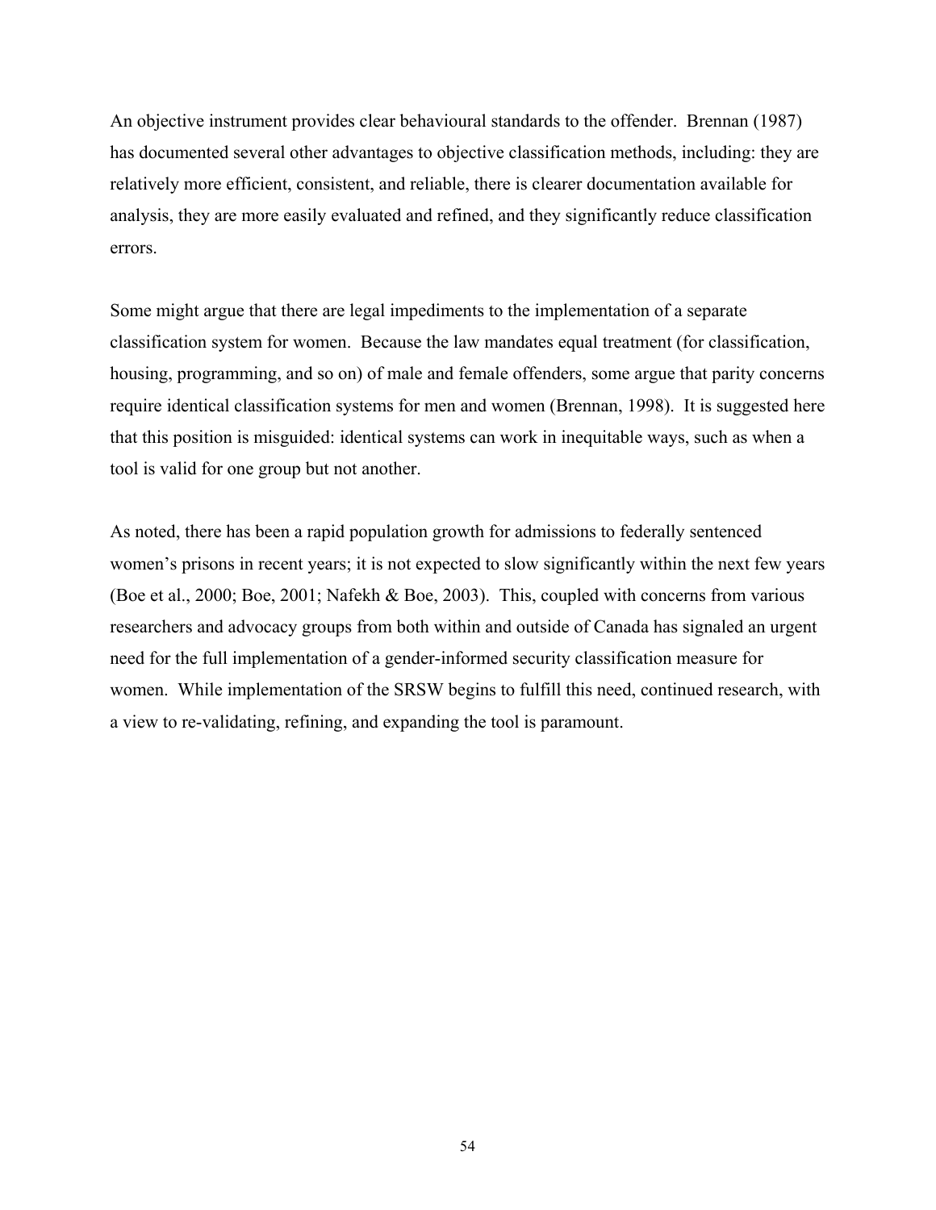An objective instrument provides clear behavioural standards to the offender. Brennan (1987) has documented several other advantages to objective classification methods, including: they are relatively more efficient, consistent, and reliable, there is clearer documentation available for analysis, they are more easily evaluated and refined, and they significantly reduce classification errors.

Some might argue that there are legal impediments to the implementation of a separate classification system for women. Because the law mandates equal treatment (for classification, housing, programming, and so on) of male and female offenders, some argue that parity concerns require identical classification systems for men and women (Brennan, 1998). It is suggested here that this position is misguided: identical systems can work in inequitable ways, such as when a tool is valid for one group but not another.

As noted, there has been a rapid population growth for admissions to federally sentenced women's prisons in recent years; it is not expected to slow significantly within the next few years (Boe et al., 2000; Boe, 2001; Nafekh & Boe, 2003). This, coupled with concerns from various researchers and advocacy groups from both within and outside of Canada has signaled an urgent need for the full implementation of a gender-informed security classification measure for women. While implementation of the SRSW begins to fulfill this need, continued research, with a view to re-validating, refining, and expanding the tool is paramount.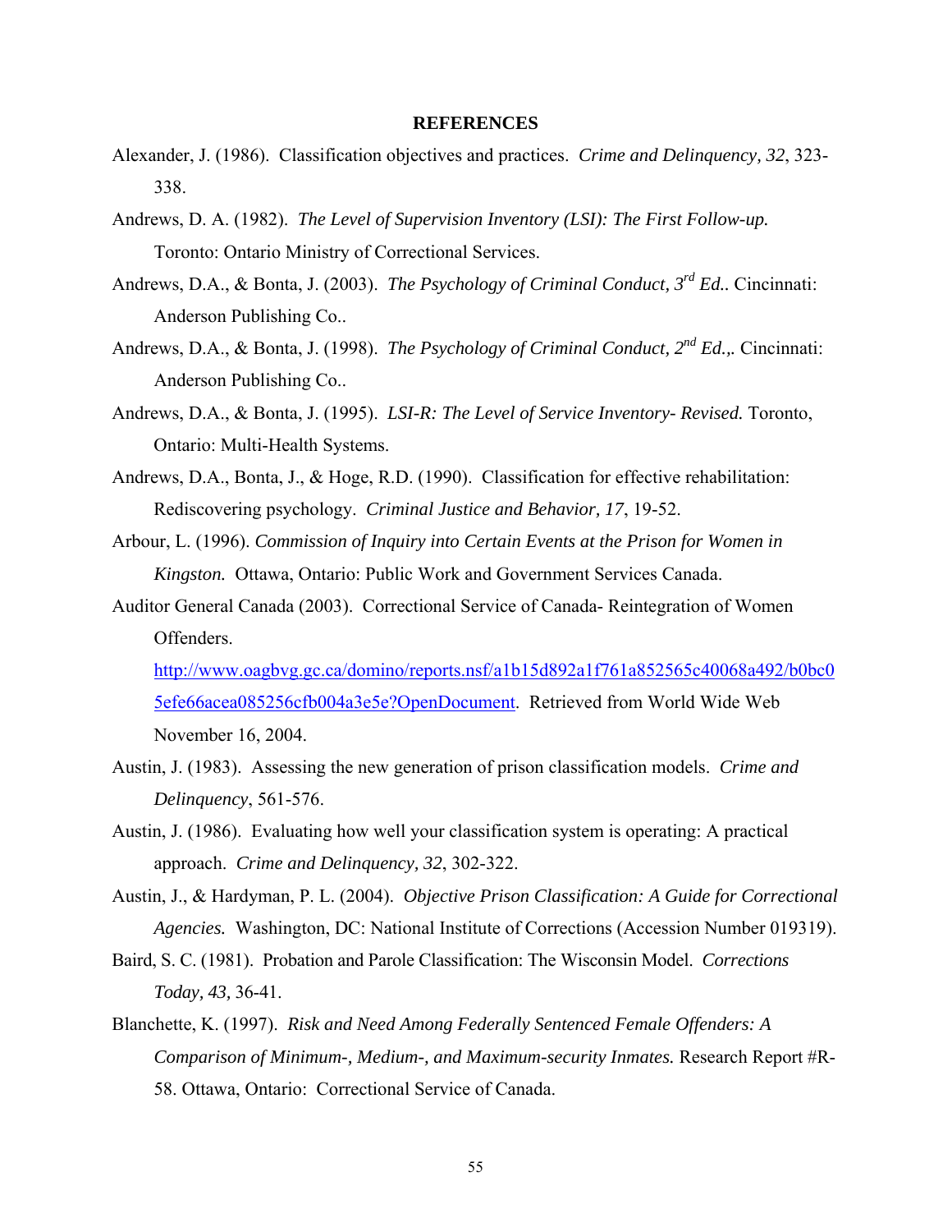# REFERENCES

Alexander, J. (1986). Classification objectives and practices. *Crime and Delinquency, 32*, 323-338.

Andrews, D. A. (1982). *The Level of Supervision Inventory (LSI): The First Follow-up.* Toronto: Ontario Ministry of Correctional Services.

Andrews, D.A., & Bonta, J. (2003). *The Psychology of Criminal Conduct, 3rd Ed..* Cincinnati: Anderson Publishing Co..

Andrews, D.A., & Bonta, J. (1998). *The Psychology of Criminal Conduct, 2nd Ed.,.* Cincinnati: Anderson Publishing Co..

Andrews, D.A., & Bonta, J. (1995). *LSI-R: The Level of Service Inventory- Revised.* Toronto, Ontario: Multi-Health Systems.

Andrews, D.A., Bonta, J., & Hoge, R.D. (1990). Classification for effective rehabilitation: Rediscovering psychology. *Criminal Justice and Behavior, 17*, 19-52.

Arbour, L. (1996). *Commission of Inquiry into Certain Events at the Prison for Women in Kingston.* Ottawa, Ontario: Public Work and Government Services Canada.

Auditor General Canada (2003). Correctional Service of Canada- Reintegration of Women Offenders. http://www.oagbvg.gc.ca/domino/reports.nsf/a1b15d892a1f761a852565c40068a492/b0bc05efe66acea085256cfb004a3e5e?OpenDocument. Retrieved from World Wide Web November 16, 2004.

Austin, J. (1983). Assessing the new generation of prison classification models. *Crime and Delinquency*, 561-576.

Austin, J. (1986). Evaluating how well your classification system is operating: A practical approach. *Crime and Delinquency, 32*, 302-322.

Austin, J., & Hardyman, P. L. (2004). *Objective Prison Classification: A Guide for Correctional Agencies.* Washington, DC: National Institute of Corrections (Accession Number 019319).

Baird, S. C. (1981). Probation and Parole Classification: The Wisconsin Model. *Corrections Today, 43*, 36-41.

Blanchette, K. (1997). *Risk and Need Among Federally Sentenced Female Offenders: A Comparison of Minimum-, Medium-, and Maximum-security Inmates.* Research Report #R-58. Ottawa, Ontario: Correctional Service of Canada.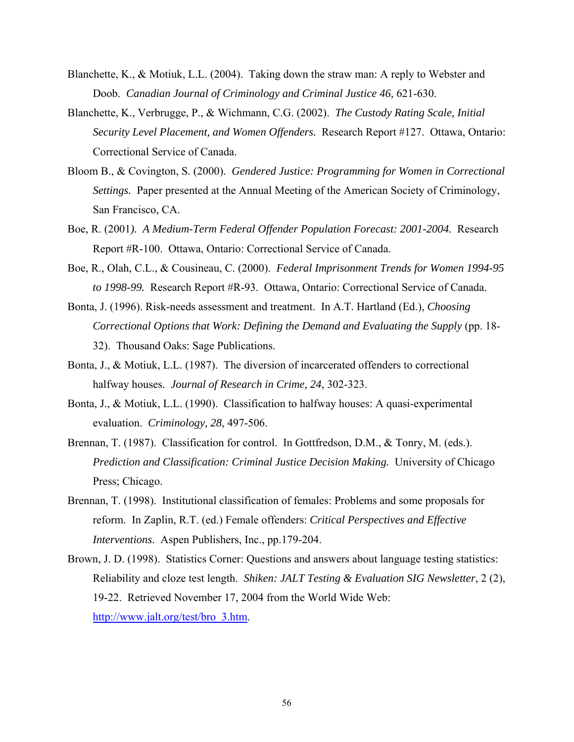Blanchette, K., & Motiuk, L.L. (2004). Taking down the straw man: A reply to Webster and Doob. *Canadian Journal of Criminology and Criminal Justice 46,* 621-630.

Blanchette, K., Verbrugge, P., & Wichmann, C.G. (2002). *The Custody Rating Scale, Initial Security Level Placement, and Women Offenders.* Research Report #127. Ottawa, Ontario: Correctional Service of Canada.

Bloom B., & Covington, S. (2000). *Gendered Justice: Programming for Women in Correctional Settings.* Paper presented at the Annual Meeting of the American Society of Criminology, San Francisco, CA.

Boe, R. (2001*). A Medium-Term Federal Offender Population Forecast: 2001-2004.* Research Report #R-100. Ottawa, Ontario: Correctional Service of Canada.

Boe, R., Olah, C.L., & Cousineau, C. (2000). *Federal Imprisonment Trends for Women 1994-95 to 1998-99.* Research Report #R-93. Ottawa, Ontario: Correctional Service of Canada.

Bonta, J. (1996). Risk-needs assessment and treatment. In A.T. Hartland (Ed.), *Choosing Correctional Options that Work: Defining the Demand and Evaluating the Supply* (pp. 18-32). Thousand Oaks: Sage Publications.

Bonta, J., & Motiuk, L.L. (1987). The diversion of incarcerated offenders to correctional halfway houses. *Journal of Research in Crime, 24*, 302-323.

Bonta, J., & Motiuk, L.L. (1990). Classification to halfway houses: A quasi-experimental evaluation. *Criminology, 28*, 497-506.

Brennan, T. (1987). Classification for control. In Gottfredson, D.M., & Tonry, M. (eds.). *Prediction and Classification: Criminal Justice Decision Making.* University of Chicago Press; Chicago.

Brennan, T. (1998). Institutional classification of females: Problems and some proposals for reform. In Zaplin, R.T. (ed.) Female offenders: *Critical Perspectives and Effective Interventions*. Aspen Publishers, Inc., pp.179-204.

Brown, J. D. (1998). Statistics Corner: Questions and answers about language testing statistics: Reliability and cloze test length. *Shiken: JALT Testing & Evaluation SIG Newsletter*, 2 (2), 19-22. Retrieved November 17, 2004 from the World Wide Web: http://www.jalt.org/test/bro_3.htm.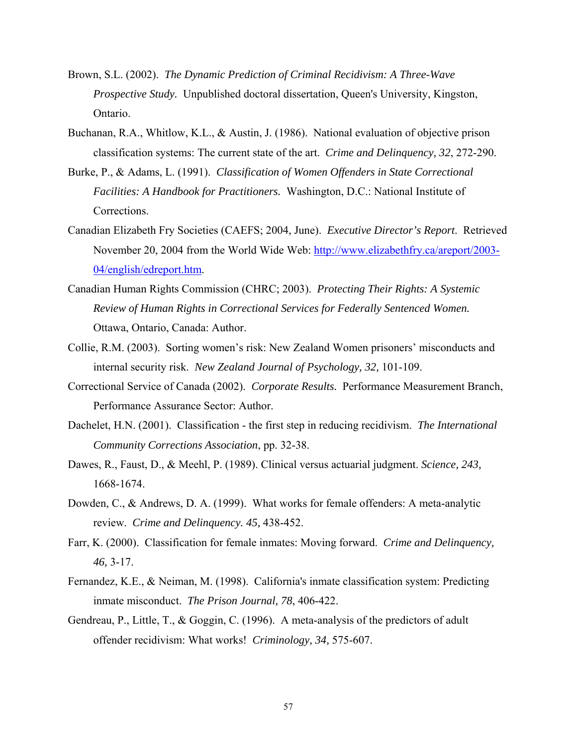Brown, S.L. (2002). *The Dynamic Prediction of Criminal Recidivism: A Three-Wave Prospective Study.* Unpublished doctoral dissertation, Queen's University, Kingston, Ontario.

Buchanan, R.A., Whitlow, K.L., & Austin, J. (1986). National evaluation of objective prison classification systems: The current state of the art. *Crime and Delinquency, 32*, 272-290.

Burke, P., & Adams, L. (1991). *Classification of Women Offenders in State Correctional Facilities: A Handbook for Practitioners.* Washington, D.C.: National Institute of Corrections.

Canadian Elizabeth Fry Societies (CAEFS; 2004, June). *Executive Director's Report.* Retrieved November 20, 2004 from the World Wide Web: http://www.elizabethfry.ca/areport/2003-04/english/edreport.htm.

Canadian Human Rights Commission (CHRC; 2003). *Protecting Their Rights: A Systemic Review of Human Rights in Correctional Services for Federally Sentenced Women.* Ottawa, Ontario, Canada: Author.

Collie, R.M. (2003). Sorting women's risk: New Zealand Women prisoners' misconducts and internal security risk. *New Zealand Journal of Psychology, 32,* 101-109.

Correctional Service of Canada (2002). *Corporate Results.* Performance Measurement Branch, Performance Assurance Sector: Author.

Dachelet, H.N. (2001). Classification - the first step in reducing recidivism. *The International Community Corrections Association*, pp. 32-38.

Dawes, R., Faust, D., & Meehl, P. (1989). Clinical versus actuarial judgment. *Science, 243,* 1668-1674.

Dowden, C., & Andrews, D. A. (1999). What works for female offenders: A meta-analytic review. *Crime and Delinquency. 45,* 438-452.

Farr, K. (2000). Classification for female inmates: Moving forward. *Crime and Delinquency, 46,* 3-17.

Fernandez, K.E., & Neiman, M. (1998). California's inmate classification system: Predicting inmate misconduct. *The Prison Journal, 78*, 406-422.

Gendreau, P., Little, T., & Goggin, C. (1996). A meta-analysis of the predictors of adult offender recidivism: What works! *Criminology, 34,* 575-607.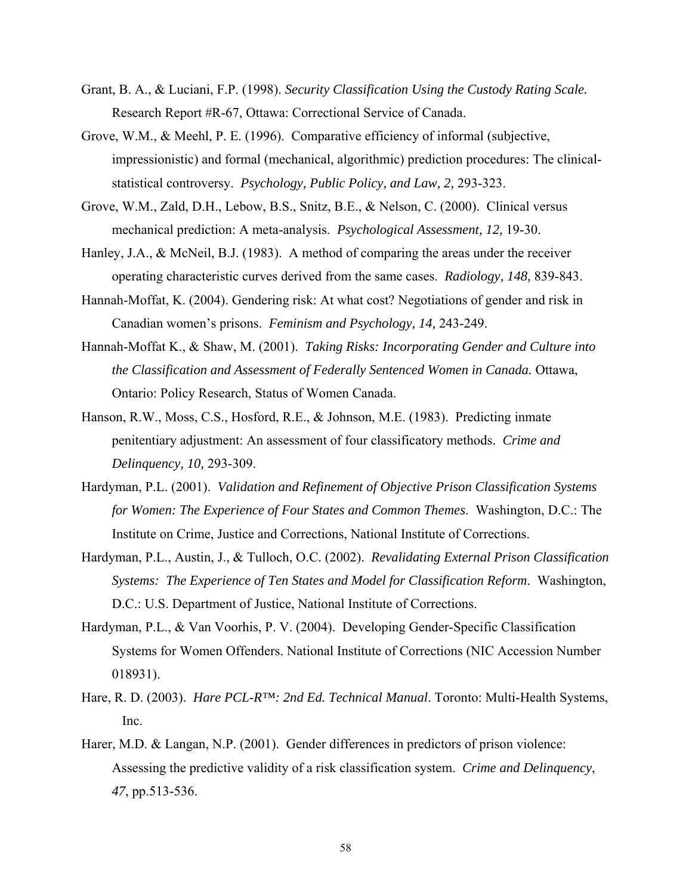Grant, B. A., & Luciani, F.P. (1998). *Security Classification Using the Custody Rating Scale.* Research Report #R-67, Ottawa: Correctional Service of Canada.

Grove, W.M., & Meehl, P. E. (1996). Comparative efficiency of informal (subjective, impressionistic) and formal (mechanical, algorithmic) prediction procedures: The clinical-statistical controversy. *Psychology, Public Policy, and Law, 2,* 293-323.

Grove, W.M., Zald, D.H., Lebow, B.S., Snitz, B.E., & Nelson, C. (2000). Clinical versus mechanical prediction: A meta-analysis. *Psychological Assessment, 12,* 19-30.

Hanley, J.A., & McNeil, B.J. (1983). A method of comparing the areas under the receiver operating characteristic curves derived from the same cases. *Radiology, 148,* 839-843.

Hannah-Moffat, K. (2004). Gendering risk: At what cost? Negotiations of gender and risk in Canadian women's prisons. *Feminism and Psychology, 14,* 243-249.

Hannah-Moffat K., & Shaw, M. (2001). *Taking Risks: Incorporating Gender and Culture into the Classification and Assessment of Federally Sentenced Women in Canada.* Ottawa, Ontario: Policy Research, Status of Women Canada.

Hanson, R.W., Moss, C.S., Hosford, R.E., & Johnson, M.E. (1983). Predicting inmate penitentiary adjustment: An assessment of four classificatory methods. *Crime and Delinquency, 10,* 293-309.

Hardyman, P.L. (2001). *Validation and Refinement of Objective Prison Classification Systems for Women: The Experience of Four States and Common Themes*. Washington, D.C.: The Institute on Crime, Justice and Corrections, National Institute of Corrections.

Hardyman, P.L., Austin, J., & Tulloch, O.C. (2002). *Revalidating External Prison Classification Systems: The Experience of Ten States and Model for Classification Reform*. Washington, D.C.: U.S. Department of Justice, National Institute of Corrections.

Hardyman, P.L., & Van Voorhis, P. V. (2004). Developing Gender-Specific Classification Systems for Women Offenders. National Institute of Corrections (NIC Accession Number 018931).

Hare, R. D. (2003). *Hare PCL-R™: 2nd Ed. Technical Manual*. Toronto: Multi-Health Systems, Inc.

Harer, M.D. & Langan, N.P. (2001). Gender differences in predictors of prison violence: Assessing the predictive validity of a risk classification system. *Crime and Delinquency*, *47*, pp.513-536.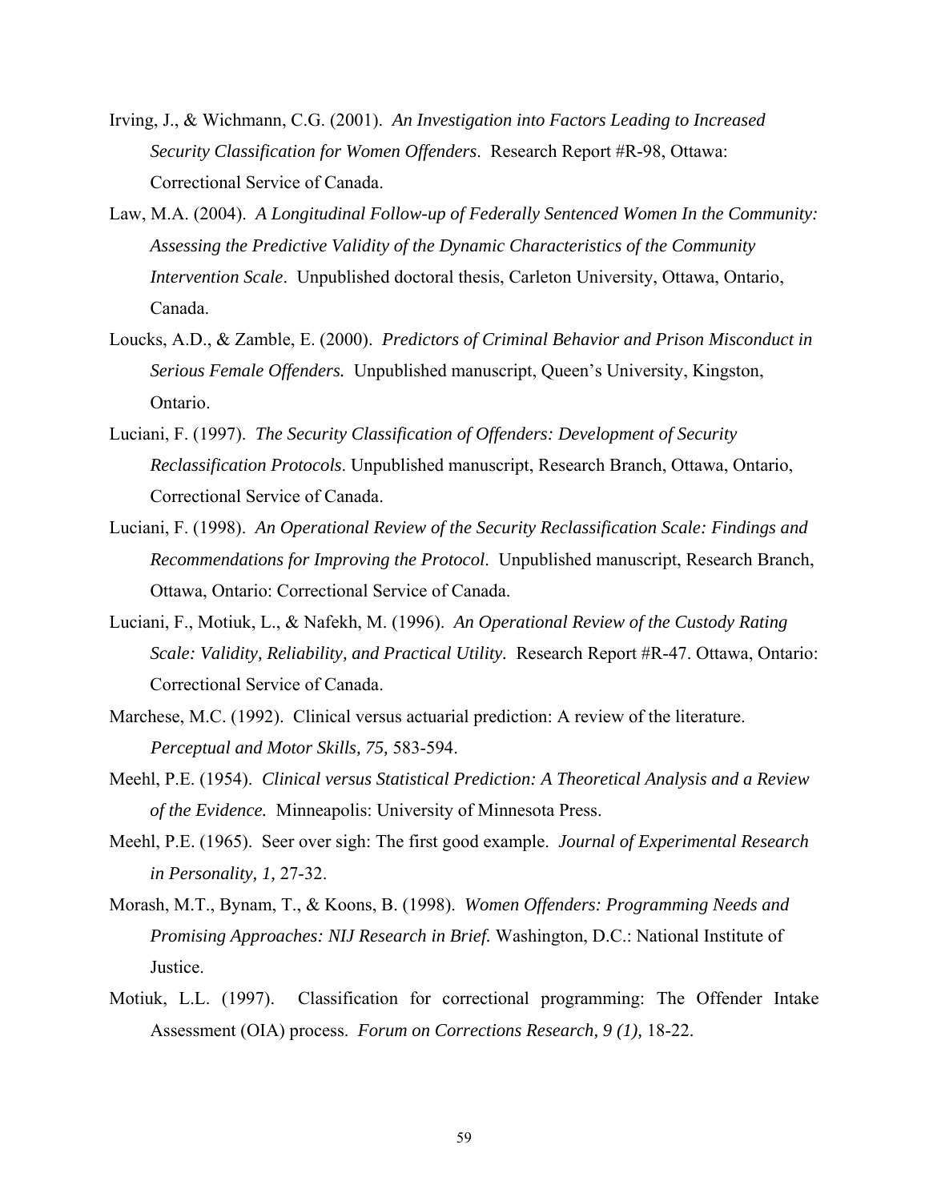Irving, J., & Wichmann, C.G. (2001). *An Investigation into Factors Leading to Increased Security Classification for Women Offenders*. Research Report #R-98, Ottawa: Correctional Service of Canada.

Law, M.A. (2004). *A Longitudinal Follow-up of Federally Sentenced Women In the Community: Assessing the Predictive Validity of the Dynamic Characteristics of the Community Intervention Scale*. Unpublished doctoral thesis, Carleton University, Ottawa, Ontario, Canada.

Loucks, A.D., & Zamble, E. (2000). *Predictors of Criminal Behavior and Prison Misconduct in Serious Female Offenders.* Unpublished manuscript, Queen's University, Kingston, Ontario.

Luciani, F. (1997). *The Security Classification of Offenders: Development of Security Reclassification Protocols*. Unpublished manuscript, Research Branch, Ottawa, Ontario, Correctional Service of Canada.

Luciani, F. (1998). *An Operational Review of the Security Reclassification Scale: Findings and Recommendations for Improving the Protocol*. Unpublished manuscript, Research Branch, Ottawa, Ontario: Correctional Service of Canada.

Luciani, F., Motiuk, L., & Nafekh, M. (1996). *An Operational Review of the Custody Rating Scale: Validity, Reliability, and Practical Utility*. Research Report #R-47. Ottawa, Ontario: Correctional Service of Canada.

Marchese, M.C. (1992). Clinical versus actuarial prediction: A review of the literature. *Perceptual and Motor Skills, 75,* 583-594.

Meehl, P.E. (1954). *Clinical versus Statistical Prediction: A Theoretical Analysis and a Review of the Evidence.* Minneapolis: University of Minnesota Press.

Meehl, P.E. (1965). Seer over sigh: The first good example. *Journal of Experimental Research in Personality, 1,* 27-32.

Morash, M.T., Bynam, T., & Koons, B. (1998). *Women Offenders: Programming Needs and Promising Approaches: NIJ Research in Brief.* Washington, D.C.: National Institute of Justice.

Motiuk, L.L. (1997). Classification for correctional programming: The Offender Intake Assessment (OIA) process. *Forum on Corrections Research, 9 (1),* 18-22.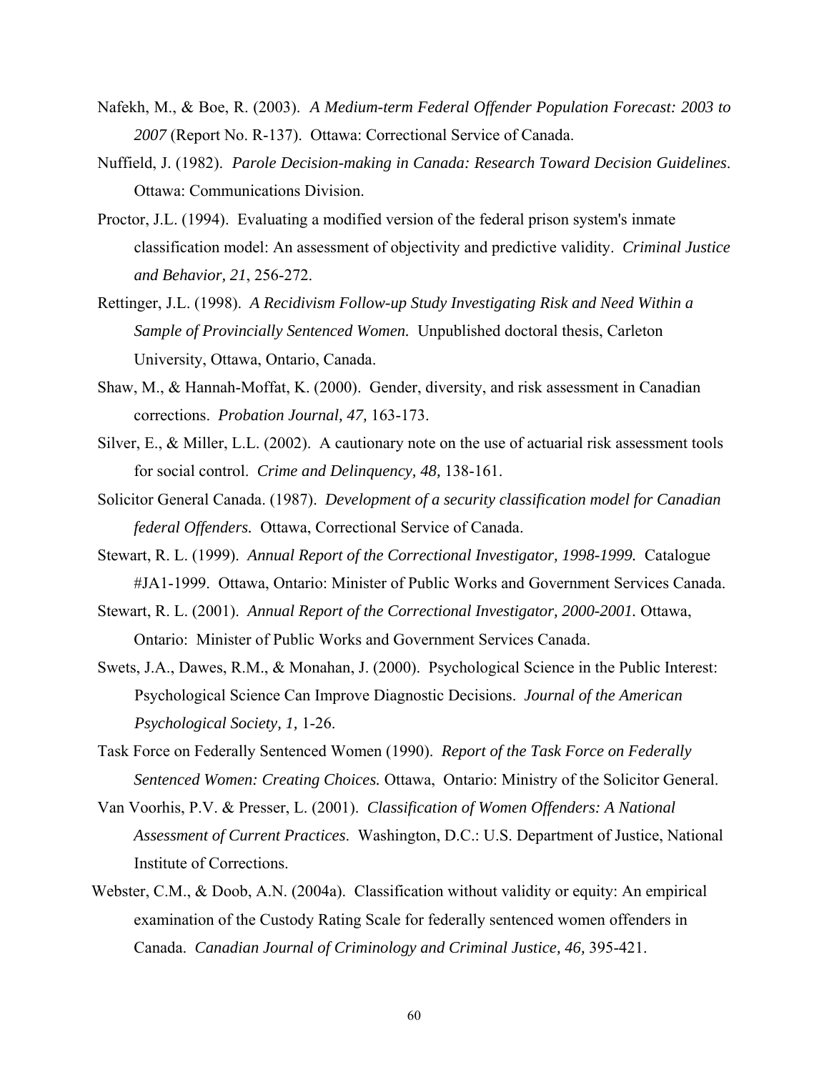Nafekh, M., & Boe, R. (2003). *A Medium-term Federal Offender Population Forecast: 2003 to 2007* (Report No. R-137). Ottawa: Correctional Service of Canada.

Nuffield, J. (1982). *Parole Decision-making in Canada: Research Toward Decision Guidelines*. Ottawa: Communications Division.

Proctor, J.L. (1994). Evaluating a modified version of the federal prison system's inmate classification model: An assessment of objectivity and predictive validity. *Criminal Justice and Behavior, 21*, 256-272.

Rettinger, J.L. (1998). *A Recidivism Follow-up Study Investigating Risk and Need Within a Sample of Provincially Sentenced Women.* Unpublished doctoral thesis, Carleton University, Ottawa, Ontario, Canada.

Shaw, M., & Hannah-Moffat, K. (2000). Gender, diversity, and risk assessment in Canadian corrections. *Probation Journal, 47,* 163-173.

Silver, E., & Miller, L.L. (2002). A cautionary note on the use of actuarial risk assessment tools for social control. *Crime and Delinquency, 48,* 138-161.

Solicitor General Canada. (1987). *Development of a security classification model for Canadian federal Offenders.* Ottawa, Correctional Service of Canada.

Stewart, R. L. (1999). *Annual Report of the Correctional Investigator, 1998-1999.* Catalogue #JA1-1999. Ottawa, Ontario: Minister of Public Works and Government Services Canada.

Stewart, R. L. (2001). *Annual Report of the Correctional Investigator, 2000-2001.* Ottawa, Ontario: Minister of Public Works and Government Services Canada.

Swets, J.A., Dawes, R.M., & Monahan, J. (2000). Psychological Science in the Public Interest: Psychological Science Can Improve Diagnostic Decisions. *Journal of the American Psychological Society, 1,* 1-26.

Task Force on Federally Sentenced Women (1990). *Report of the Task Force on Federally Sentenced Women: Creating Choices.* Ottawa, Ontario: Ministry of the Solicitor General.

Van Voorhis, P.V. & Presser, L. (2001). *Classification of Women Offenders: A National Assessment of Current Practices*. Washington, D.C.: U.S. Department of Justice, National Institute of Corrections.

Webster, C.M., & Doob, A.N. (2004a). Classification without validity or equity: An empirical examination of the Custody Rating Scale for federally sentenced women offenders in Canada. *Canadian Journal of Criminology and Criminal Justice, 46,* 395-421.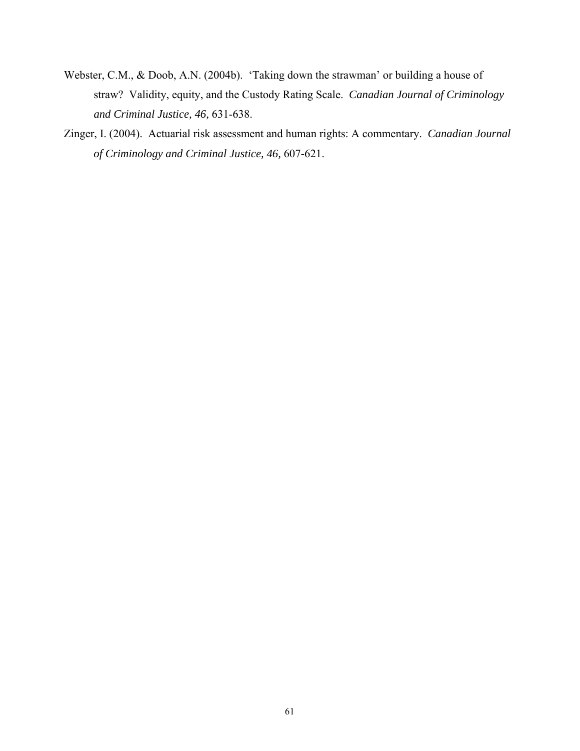Webster, C.M., & Doob, A.N. (2004b). 'Taking down the strawman' or building a house of straw? Validity, equity, and the Custody Rating Scale. *Canadian Journal of Criminology and Criminal Justice, 46,* 631-638.

Zinger, I. (2004). Actuarial risk assessment and human rights: A commentary. *Canadian Journal of Criminology and Criminal Justice, 46,* 607-621.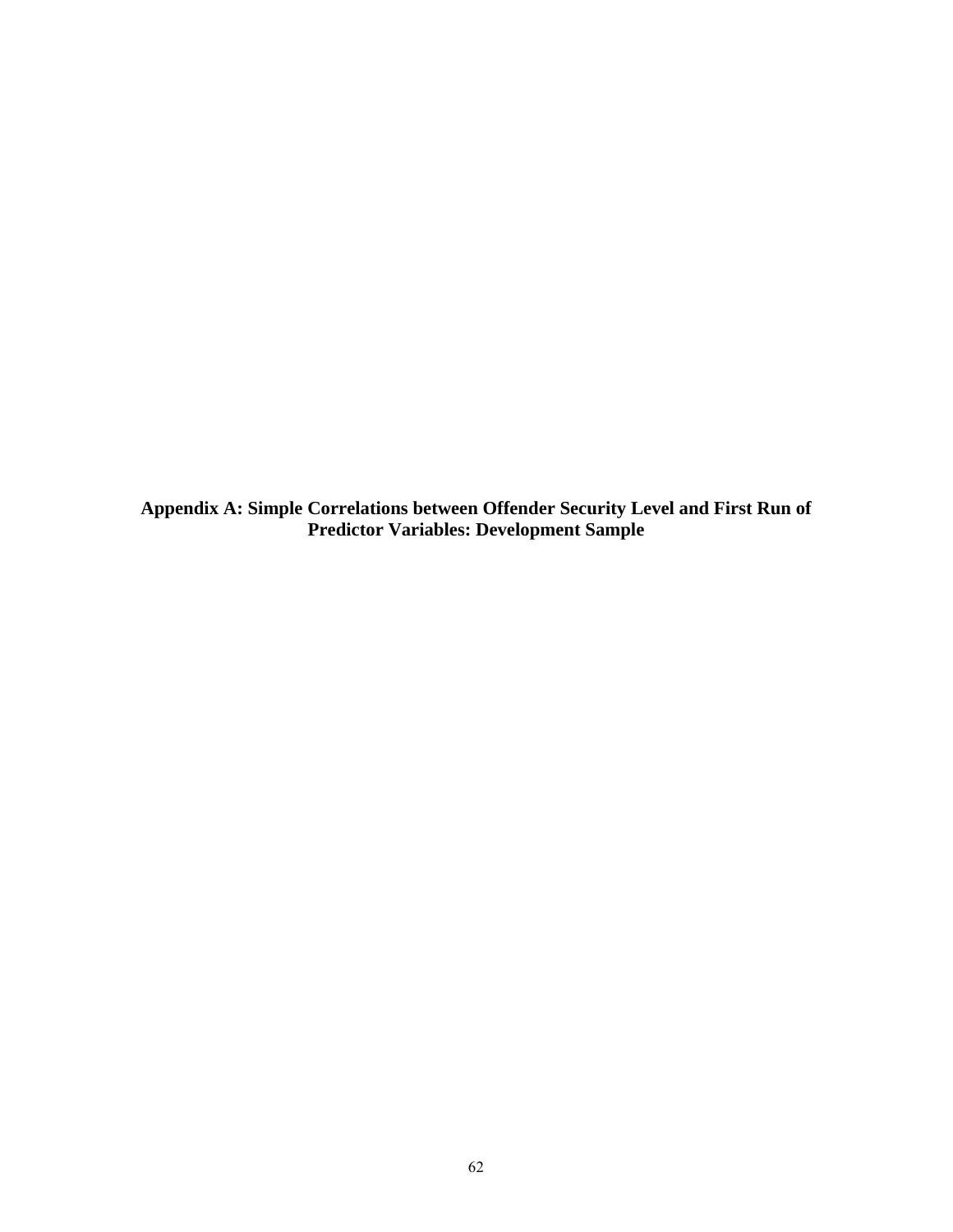# Appendix A: Simple Correlations between Offender Security Level and First Run of Predictor Variables: Development Sample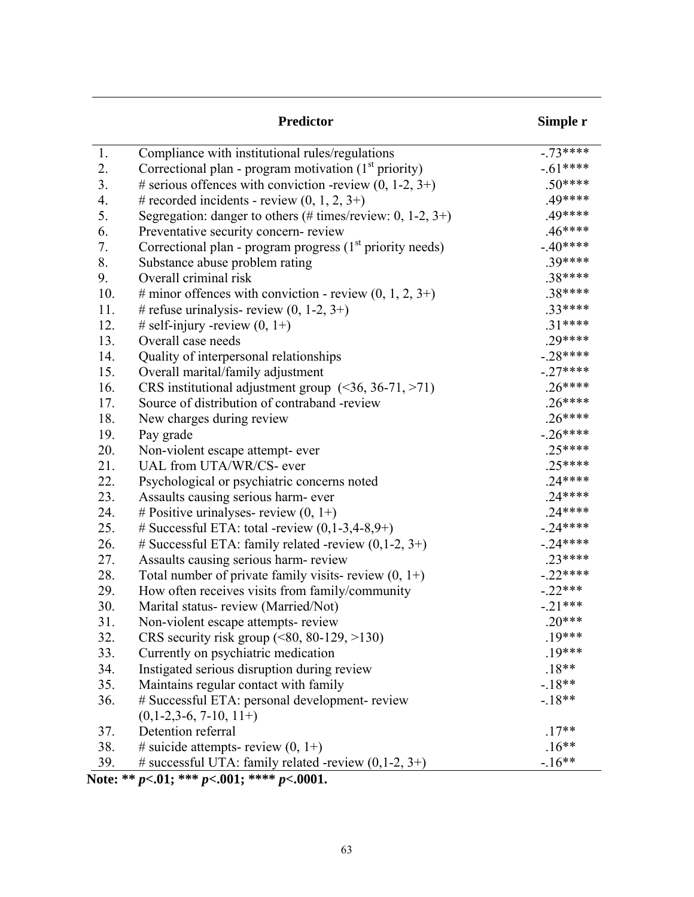| | Predictor | Simple r |
|---|---|---|
| 1. | Compliance with institutional rules/regulations | -.73**** |
| 2. | Correctional plan - program motivation (1st priority) | -.61**** |
| 3. | # serious offences with conviction -review (0, 1-2, 3+) | .50**** |
| 4. | # recorded incidents - review (0, 1, 2, 3+) | .49**** |
| 5. | Segregation: danger to others (# times/review: 0, 1-2, 3+) | .49**** |
| 6. | Preventative security concern- review | .46**** |
| 7. | Correctional plan - program progress (1st priority needs) | -.40**** |
| 8. | Substance abuse problem rating | .39**** |
| 9. | Overall criminal risk | .38**** |
| 10. | # minor offences with conviction - review (0, 1, 2, 3+) | .38**** |
| 11. | # refuse urinalysis- review (0, 1-2, 3+) | .33**** |
| 12. | # self-injury -review (0, 1+) | .31**** |
| 13. | Overall case needs | .29**** |
| 14. | Quality of interpersonal relationships | -.28**** |
| 15. | Overall marital/family adjustment | -.27**** |
| 16. | CRS institutional adjustment group (<36, 36-71, >71) | .26**** |
| 17. | Source of distribution of contraband -review | .26**** |
| 18. | New charges during review | .26**** |
| 19. | Pay grade | -.26**** |
| 20. | Non-violent escape attempt- ever | .25**** |
| 21. | UAL from UTA/WR/CS- ever | .25**** |
| 22. | Psychological or psychiatric concerns noted | .24**** |
| 23. | Assaults causing serious harm- ever | .24**** |
| 24. | # Positive urinalyses- review (0, 1+) | .24**** |
| 25. | # Successful ETA: total -review (0,1-3,4-8,9+) | -.24**** |
| 26. | # Successful ETA: family related -review (0,1-2, 3+) | -.24**** |
| 27. | Assaults causing serious harm- review | .23**** |
| 28. | Total number of private family visits- review (0, 1+) | -.22**** |
| 29. | How often receives visits from family/community | -.22*** |
| 30. | Marital status- review (Married/Not) | -.21*** |
| 31. | Non-violent escape attempts- review | .20*** |
| 32. | CRS security risk group (<80, 80-129, >130) | .19*** |
| 33. | Currently on psychiatric medication | .19*** |
| 34. | Instigated serious disruption during review | .18** |
| 35. | Maintains regular contact with family | -.18** |
| 36. | # Successful ETA: personal development- review (0,1-2,3-6, 7-10, 11+) | -.18** |
| 37. | Detention referral | .17** |
| 38. | # suicide attempts- review (0, 1+) | .16** |
| 39. | # successful UTA: family related -review (0,1-2, 3+) | -.16** |

**Note: ** $p<.01$; *** $p<.001$; **** $p<.0001$.**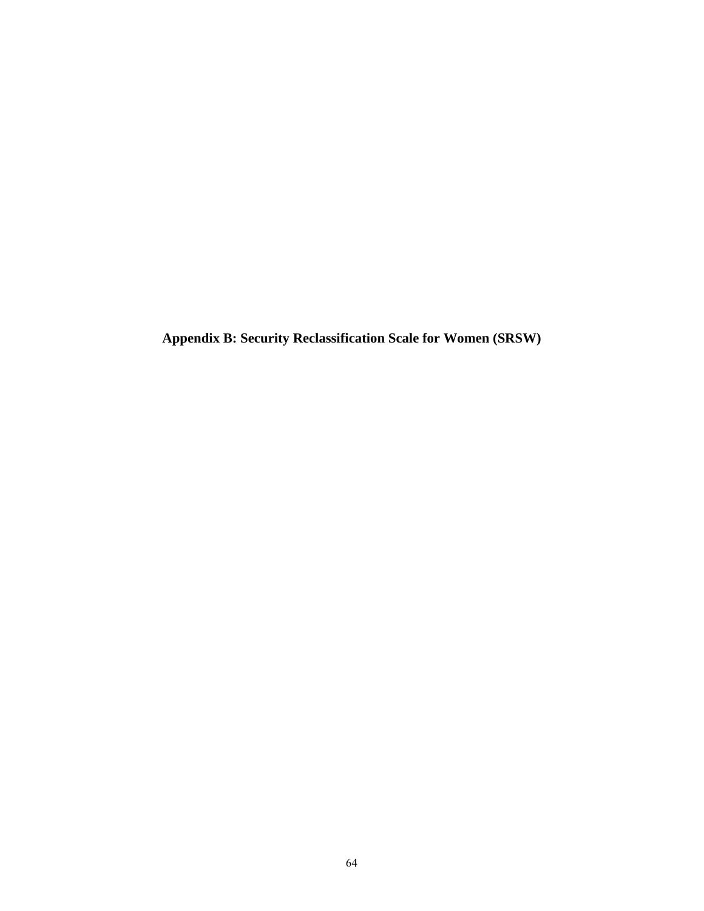# Appendix B: Security Reclassification Scale for Women (SRSW)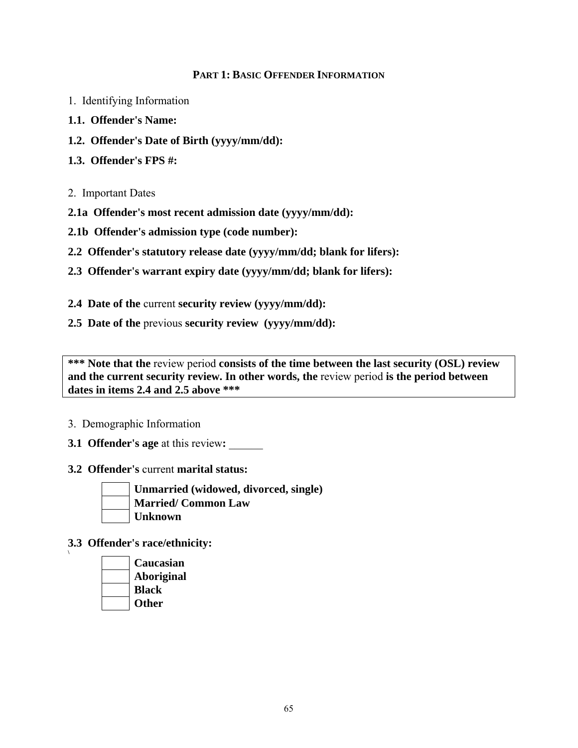## PART 1: BASIC OFFENDER INFORMATION

1. Identifying Information

**1.1. Offender's Name:**

**1.2. Offender's Date of Birth (yyyy/mm/dd):**

**1.3. Offender's FPS #:**

2. Important Dates

**2.1a Offender's most recent admission date (yyyy/mm/dd):**

**2.1b Offender's admission type (code number):**

**2.2 Offender's statutory release date (yyyy/mm/dd; blank for lifers):**

**2.3 Offender's warrant expiry date (yyyy/mm/dd; blank for lifers):**

**2.4 Date of the** current **security review (yyyy/mm/dd):**

**2.5 Date of the** previous **security review (yyyy/mm/dd):**

> **\*\*\* Note that the** review period **consists of the time between the last security (OSL) review and the current security review. In other words, the** review period **is the period between dates in items 2.4 and 2.5 above \*\*\***

3. Demographic Information

**3.1 Offender's age** at this review**:** ______

**3.2 Offender's** current **marital status:**

- [ ] **Unmarried (widowed, divorced, single)**
- [ ] **Married/ Common Law**
- [ ] **Unknown**

**3.3 Offender's race/ethnicity:**

- [ ] **Caucasian**
- [ ] **Aboriginal**
- [ ] **Black**
- [ ] **Other**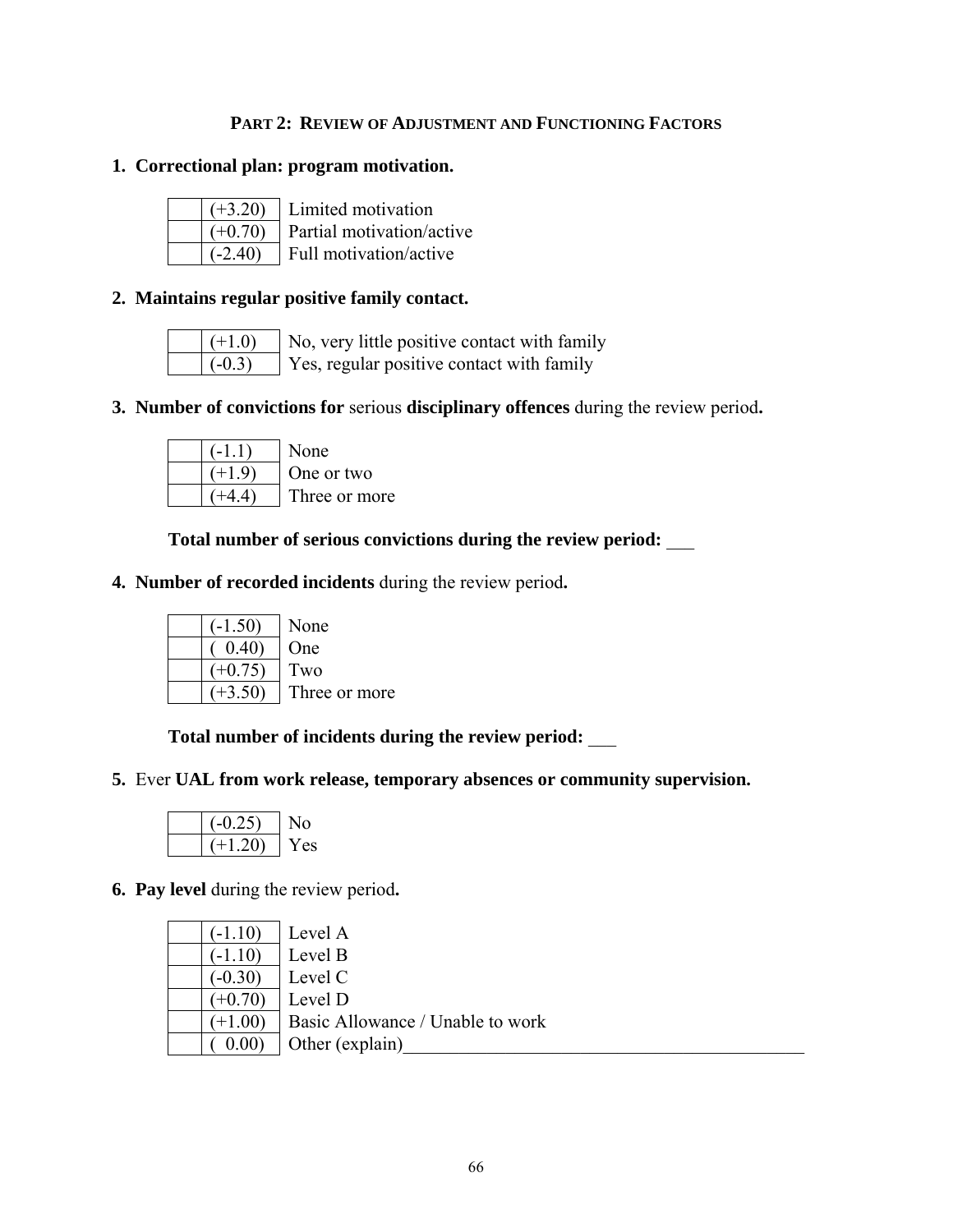## PART 2: REVIEW OF ADJUSTMENT AND FUNCTIONING FACTORS

**1. Correctional plan: program motivation.**

| | | |
|---|---|---|
| | (+3.20) | Limited motivation |
| | (+0.70) | Partial motivation/active |
| | (-2.40) | Full motivation/active |

**2. Maintains regular positive family contact.**

| | | |
|---|---|---|
| | (+1.0) | No, very little positive contact with family |
| | (-0.3) | Yes, regular positive contact with family |

**3. Number of convictions for** serious **disciplinary offences** during the review period**.**

| | | |
|---|---|---|
| | (-1.1) | None |
| | (+1.9) | One or two |
| | (+4.4) | Three or more |

**Total number of serious convictions during the review period:** ___

**4. Number of recorded incidents** during the review period**.**

| | | |
|---|---|---|
| | (-1.50) | None |
| | ( 0.40) | One |
| | (+0.75) | Two |
| | (+3.50) | Three or more |

**Total number of incidents during the review period:** ___

**5.** Ever **UAL from work release, temporary absences or community supervision.**

| | | |
|---|---|---|
| | (-0.25) | No |
| | (+1.20) | Yes |

**6. Pay level** during the review period**.**

| | | |
|---|---|---|
| | (-1.10) | Level A |
| | (-1.10) | Level B |
| | (-0.30) | Level C |
| | (+0.70) | Level D |
| | (+1.00) | Basic Allowance / Unable to work |
| | ( 0.00) | Other (explain)___________________________________________ |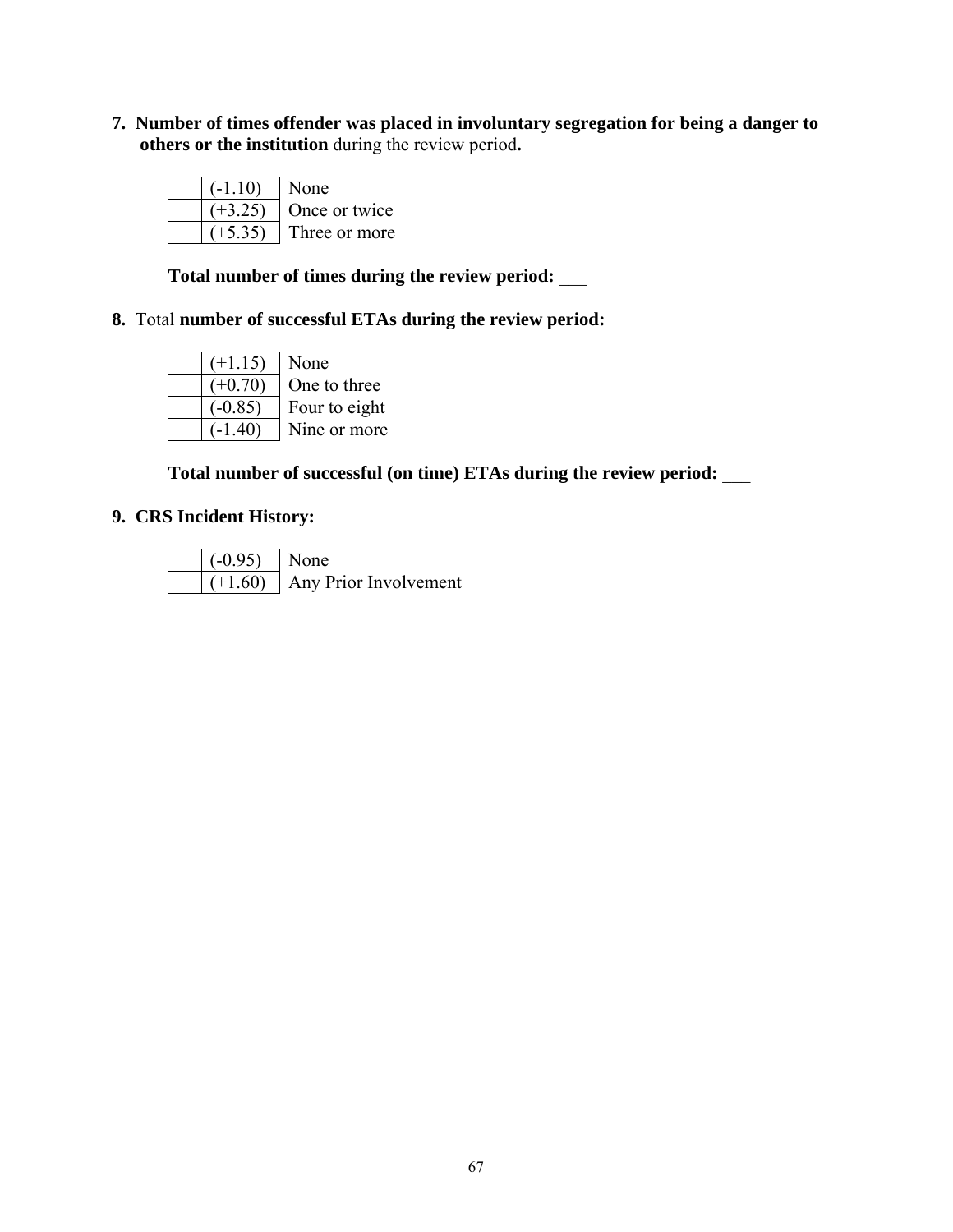**7. Number of times offender was placed in involuntary segregation for being a danger to others or the institution** during the review period**.**

| | | |
|---|---|---|
| | (-1.10) | None |
| | (+3.25) | Once or twice |
| | (+5.35) | Three or more |

**Total number of times during the review period:** ___

**8.** Total **number of successful ETAs during the review period:**

| | | |
|---|---|---|
| | (+1.15) | None |
| | (+0.70) | One to three |
| | (-0.85) | Four to eight |
| | (-1.40) | Nine or more |

**Total number of successful (on time) ETAs during the review period:** ___

**9. CRS Incident History:**

| | | |
|---|---|---|
| | (-0.95) | None |
| | (+1.60) | Any Prior Involvement |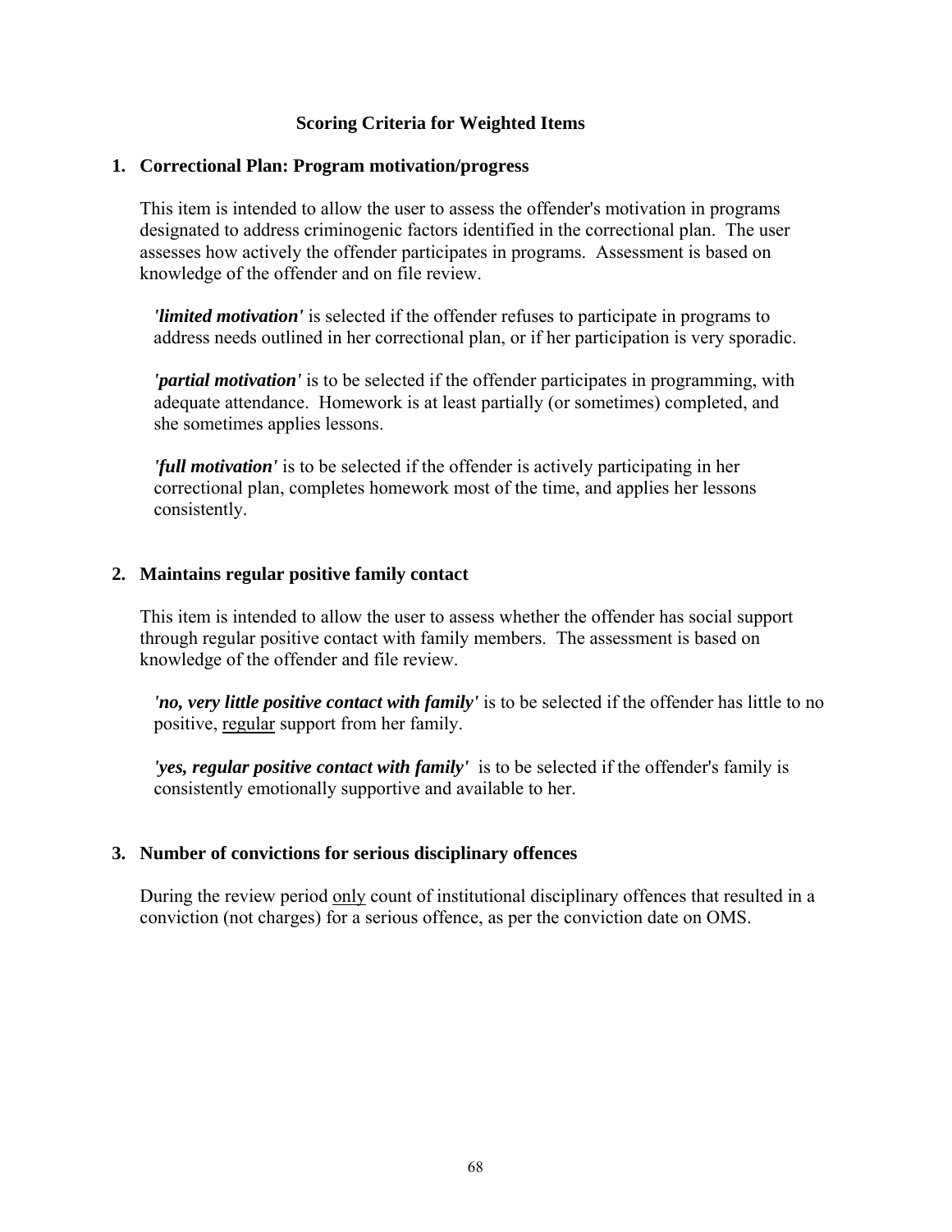## Scoring Criteria for Weighted Items

### 1. Correctional Plan: Program motivation/progress

This item is intended to allow the user to assess the offender's motivation in programs designated to address criminogenic factors identified in the correctional plan. The user assesses how actively the offender participates in programs. Assessment is based on knowledge of the offender and on file review.

***'limited motivation'*** is selected if the offender refuses to participate in programs to address needs outlined in her correctional plan, or if her participation is very sporadic.

***'partial motivation'*** is to be selected if the offender participates in programming, with adequate attendance. Homework is at least partially (or sometimes) completed, and she sometimes applies lessons.

***'full motivation'*** is to be selected if the offender is actively participating in her correctional plan, completes homework most of the time, and applies her lessons consistently.

### 2. Maintains regular positive family contact

This item is intended to allow the user to assess whether the offender has social support through regular positive contact with family members. The assessment is based on knowledge of the offender and file review.

***'no, very little positive contact with family'*** is to be selected if the offender has little to no positive, regular support from her family.

***'yes, regular positive contact with family'*** is to be selected if the offender's family is consistently emotionally supportive and available to her.

### 3. Number of convictions for serious disciplinary offences

During the review period only count of institutional disciplinary offences that resulted in a conviction (not charges) for a serious offence, as per the conviction date on OMS.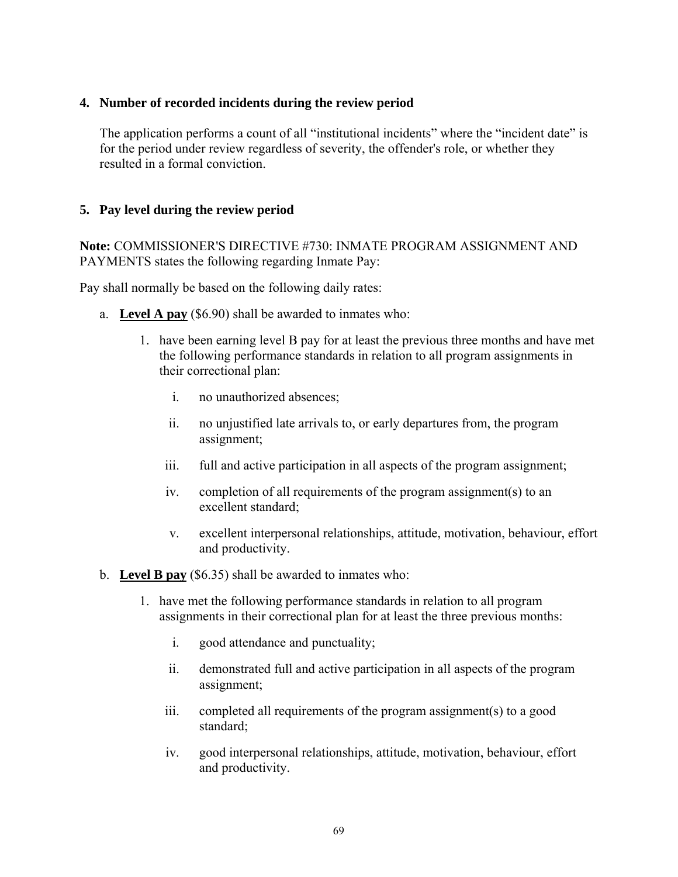**4. Number of recorded incidents during the review period**

The application performs a count of all "institutional incidents" where the "incident date" is for the period under review regardless of severity, the offender's role, or whether they resulted in a formal conviction.

**5. Pay level during the review period**

**Note:** COMMISSIONER'S DIRECTIVE #730: INMATE PROGRAM ASSIGNMENT AND PAYMENTS states the following regarding Inmate Pay:

Pay shall normally be based on the following daily rates:

a. **<u>Level A pay</u>** ($6.90) shall be awarded to inmates who:

   1. have been earning level B pay for at least the previous three months and have met the following performance standards in relation to all program assignments in their correctional plan:

      i. no unauthorized absences;

      ii. no unjustified late arrivals to, or early departures from, the program assignment;

      iii. full and active participation in all aspects of the program assignment;

      iv. completion of all requirements of the program assignment(s) to an excellent standard;

      v. excellent interpersonal relationships, attitude, motivation, behaviour, effort and productivity.

b. **<u>Level B pay</u>** ($6.35) shall be awarded to inmates who:

   1. have met the following performance standards in relation to all program assignments in their correctional plan for at least the three previous months:

      i. good attendance and punctuality;

      ii. demonstrated full and active participation in all aspects of the program assignment;

      iii. completed all requirements of the program assignment(s) to a good standard;

      iv. good interpersonal relationships, attitude, motivation, behaviour, effort and productivity.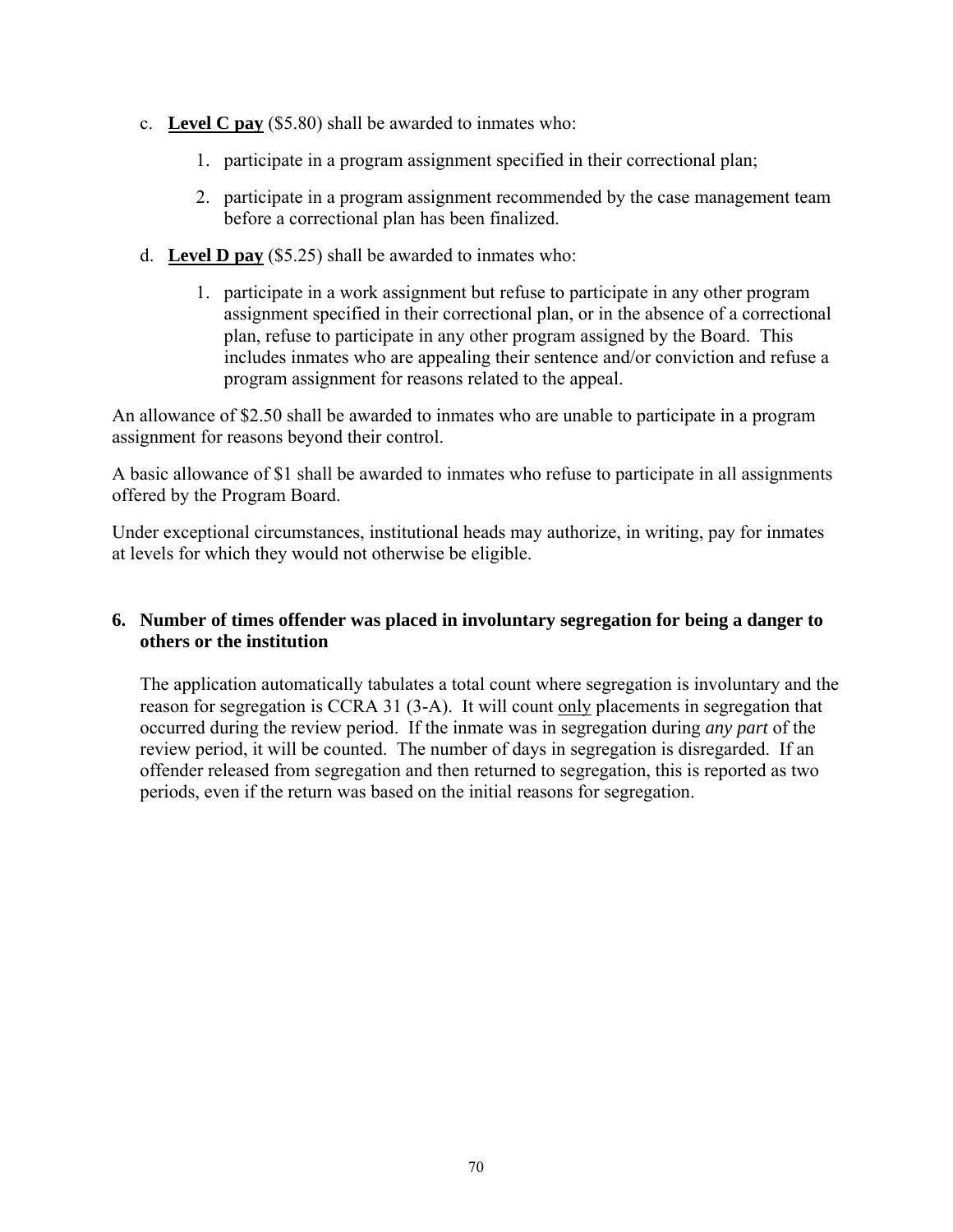c. **<u>Level C pay</u>** ($5.80) shall be awarded to inmates who:

   1. participate in a program assignment specified in their correctional plan;

   2. participate in a program assignment recommended by the case management team before a correctional plan has been finalized.

d. **<u>Level D pay</u>** ($5.25) shall be awarded to inmates who:

   1. participate in a work assignment but refuse to participate in any other program assignment specified in their correctional plan, or in the absence of a correctional plan, refuse to participate in any other program assigned by the Board. This includes inmates who are appealing their sentence and/or conviction and refuse a program assignment for reasons related to the appeal.

An allowance of $2.50 shall be awarded to inmates who are unable to participate in a program assignment for reasons beyond their control.

A basic allowance of $1 shall be awarded to inmates who refuse to participate in all assignments offered by the Program Board.

Under exceptional circumstances, institutional heads may authorize, in writing, pay for inmates at levels for which they would not otherwise be eligible.

**6. Number of times offender was placed in involuntary segregation for being a danger to others or the institution**

The application automatically tabulates a total count where segregation is involuntary and the reason for segregation is CCRA 31 (3-A). It will count <u>only</u> placements in segregation that occurred during the review period. If the inmate was in segregation during *any part* of the review period, it will be counted. The number of days in segregation is disregarded. If an offender released from segregation and then returned to segregation, this is reported as two periods, even if the return was based on the initial reasons for segregation.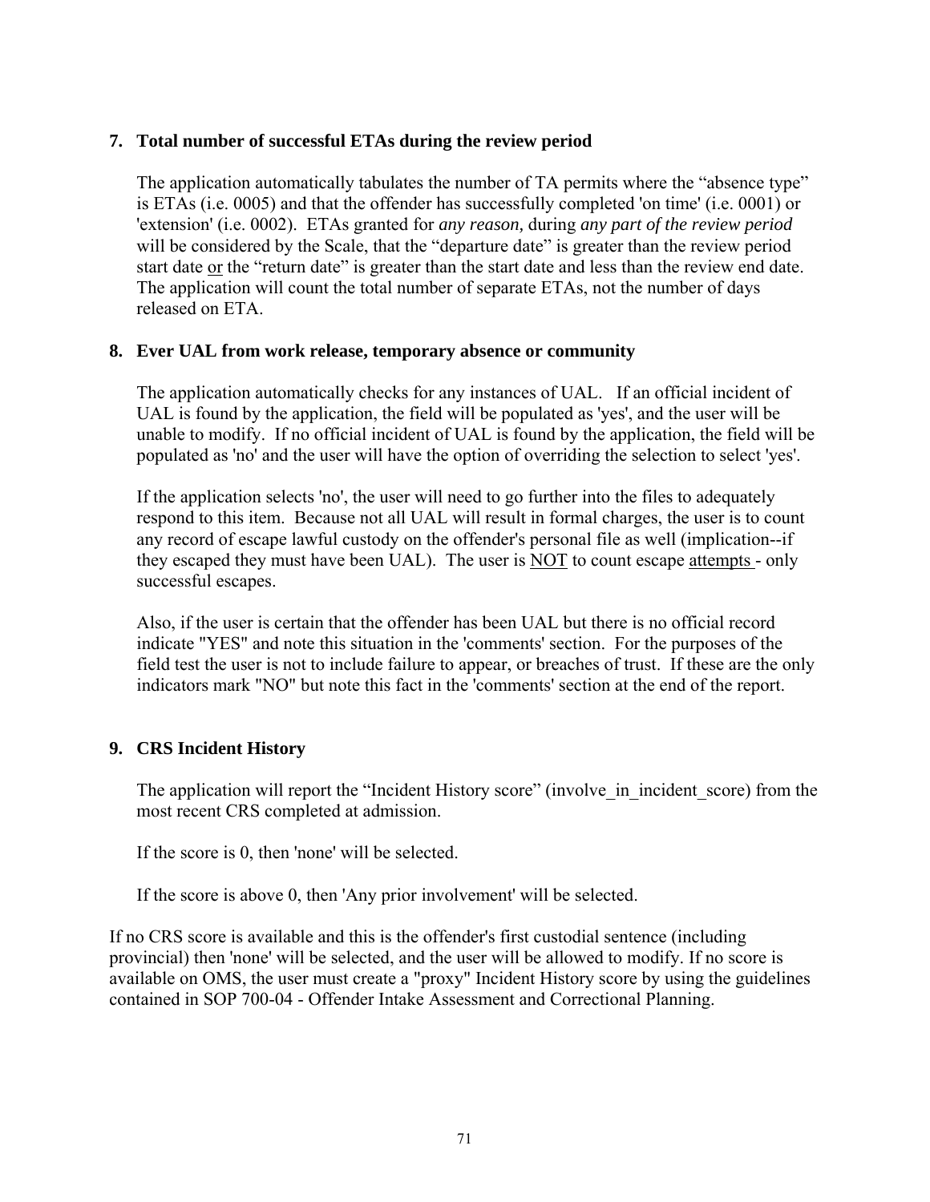**7. Total number of successful ETAs during the review period**

The application automatically tabulates the number of TA permits where the "absence type" is ETAs (i.e. 0005) and that the offender has successfully completed 'on time' (i.e. 0001) or 'extension' (i.e. 0002). ETAs granted for *any reason,* during *any part of the review period* will be considered by the Scale, that the "departure date" is greater than the review period start date or the "return date" is greater than the start date and less than the review end date. The application will count the total number of separate ETAs, not the number of days released on ETA.

**8. Ever UAL from work release, temporary absence or community**

The application automatically checks for any instances of UAL. If an official incident of UAL is found by the application, the field will be populated as 'yes', and the user will be unable to modify. If no official incident of UAL is found by the application, the field will be populated as 'no' and the user will have the option of overriding the selection to select 'yes'.

If the application selects 'no', the user will need to go further into the files to adequately respond to this item. Because not all UAL will result in formal charges, the user is to count any record of escape lawful custody on the offender's personal file as well (implication--if they escaped they must have been UAL). The user is NOT to count escape attempts - only successful escapes.

Also, if the user is certain that the offender has been UAL but there is no official record indicate "YES" and note this situation in the 'comments' section. For the purposes of the field test the user is not to include failure to appear, or breaches of trust. If these are the only indicators mark "NO" but note this fact in the 'comments' section at the end of the report.

**9. CRS Incident History**

The application will report the "Incident History score" (involve_in_incident_score) from the most recent CRS completed at admission.

If the score is 0, then 'none' will be selected.

If the score is above 0, then 'Any prior involvement' will be selected.

If no CRS score is available and this is the offender's first custodial sentence (including provincial) then 'none' will be selected, and the user will be allowed to modify. If no score is available on OMS, the user must create a "proxy" Incident History score by using the guidelines contained in SOP 700-04 - Offender Intake Assessment and Correctional Planning.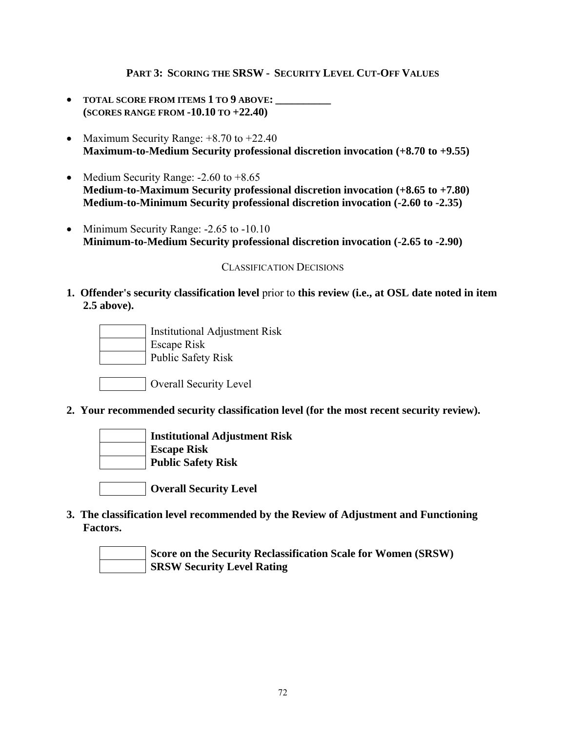## PART 3: SCORING THE SRSW - SECURITY LEVEL CUT-OFF VALUES

- **TOTAL SCORE FROM ITEMS 1 TO 9 ABOVE: __________**
  **(SCORES RANGE FROM -10.10 TO +22.40)**

- Maximum Security Range: +8.70 to +22.40
  **Maximum-to-Medium Security professional discretion invocation (+8.70 to +9.55)**

- Medium Security Range: -2.60 to +8.65
  **Medium-to-Maximum Security professional discretion invocation (+8.65 to +7.80)**
  **Medium-to-Minimum Security professional discretion invocation (-2.60 to -2.35)**

- Minimum Security Range: -2.65 to -10.10
  **Minimum-to-Medium Security professional discretion invocation (-2.65 to -2.90)**

CLASSIFICATION DECISIONS

1. **Offender's security classification level** prior to **this review (i.e., at OSL date noted in item 2.5 above).**

| | |
|---|---|
| | Institutional Adjustment Risk |
| | Escape Risk |
| | Public Safety Risk |

| | |
|---|---|
| | Overall Security Level |

2. **Your recommended security classification level (for the most recent security review).**

| | |
|---|---|
| | **Institutional Adjustment Risk** |
| | **Escape Risk** |
| | **Public Safety Risk** |

| | |
|---|---|
| | **Overall Security Level** |

3. **The classification level recommended by the Review of Adjustment and Functioning Factors.**

| | |
|---|---|
| | **Score on the Security Reclassification Scale for Women (SRSW)** |
| | **SRSW Security Level Rating** |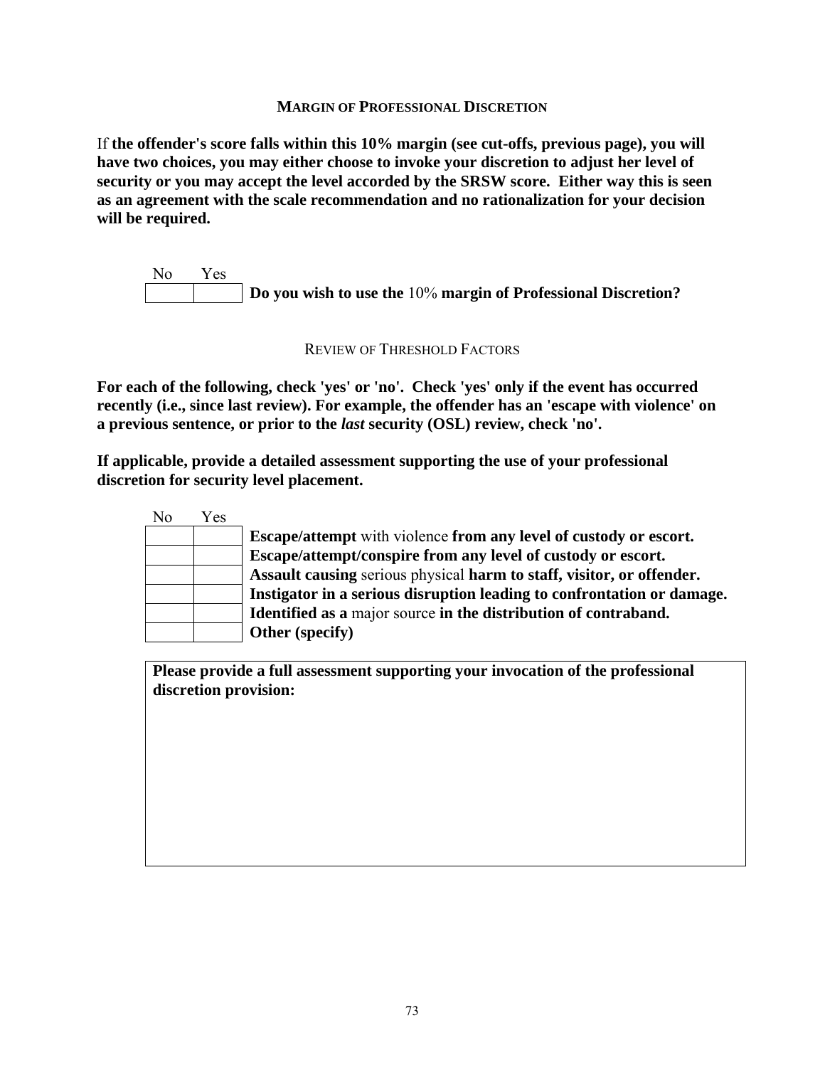### MARGIN OF PROFESSIONAL DISCRETION

If **the offender's score falls within this 10% margin (see cut-offs, previous page), you will have two choices, you may either choose to invoke your discretion to adjust her level of security or you may accept the level accorded by the SRSW score. Either way this is seen as an agreement with the scale recommendation and no rationalization for your decision will be required.**

| No | Yes | |
|---|---|---|
| | | **Do you wish to use the** 10% **margin of Professional Discretion?** |

### REVIEW OF THRESHOLD FACTORS

**For each of the following, check 'yes' or 'no'. Check 'yes' only if the event has occurred recently (i.e., since last review). For example, the offender has an 'escape with violence' on a previous sentence, or prior to the *last* security (OSL) review, check 'no'.**

**If applicable, provide a detailed assessment supporting the use of your professional discretion for security level placement.**

| No | Yes | |
|---|---|---|
| | | **Escape/attempt** with violence **from any level of custody or escort.** |
| | | **Escape/attempt/conspire from any level of custody or escort.** |
| | | **Assault causing** serious physical **harm to staff, visitor, or offender.** |
| | | **Instigator in a serious disruption leading to confrontation or damage.** |
| | | **Identified as a** major source **in the distribution of contraband.** |
| | | **Other (specify)** |

**Please provide a full assessment supporting your invocation of the professional discretion provision:**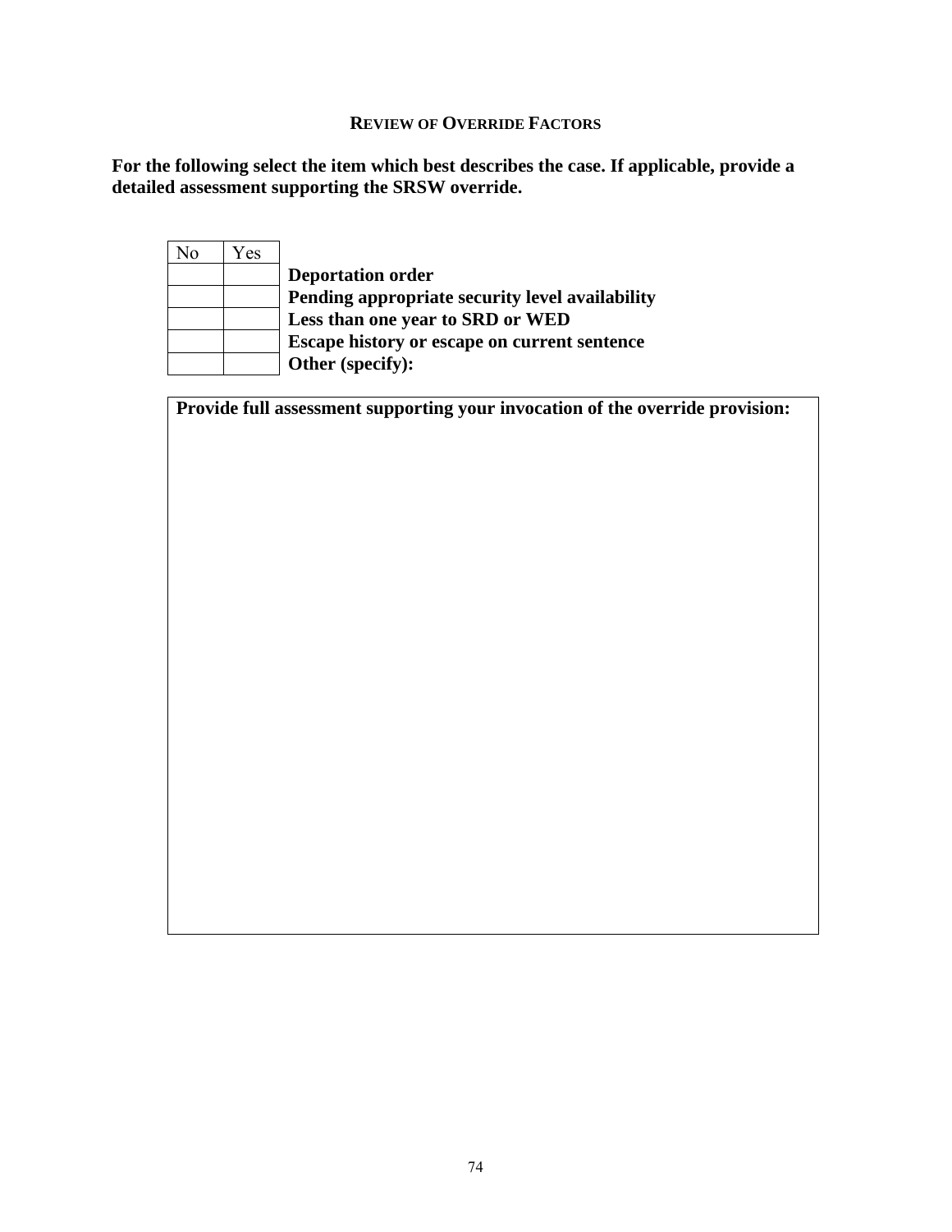## REVIEW OF OVERRIDE FACTORS

**For the following select the item which best describes the case. If applicable, provide a detailed assessment supporting the SRSW override.**

| No | Yes | |
|---|---|---|
| | | **Deportation order** |
| | | **Pending appropriate security level availability** |
| | | **Less than one year to SRD or WED** |
| | | **Escape history or escape on current sentence** |
| | | **Other (specify):** |

| **Provide full assessment supporting your invocation of the override provision:** |
|---|
| |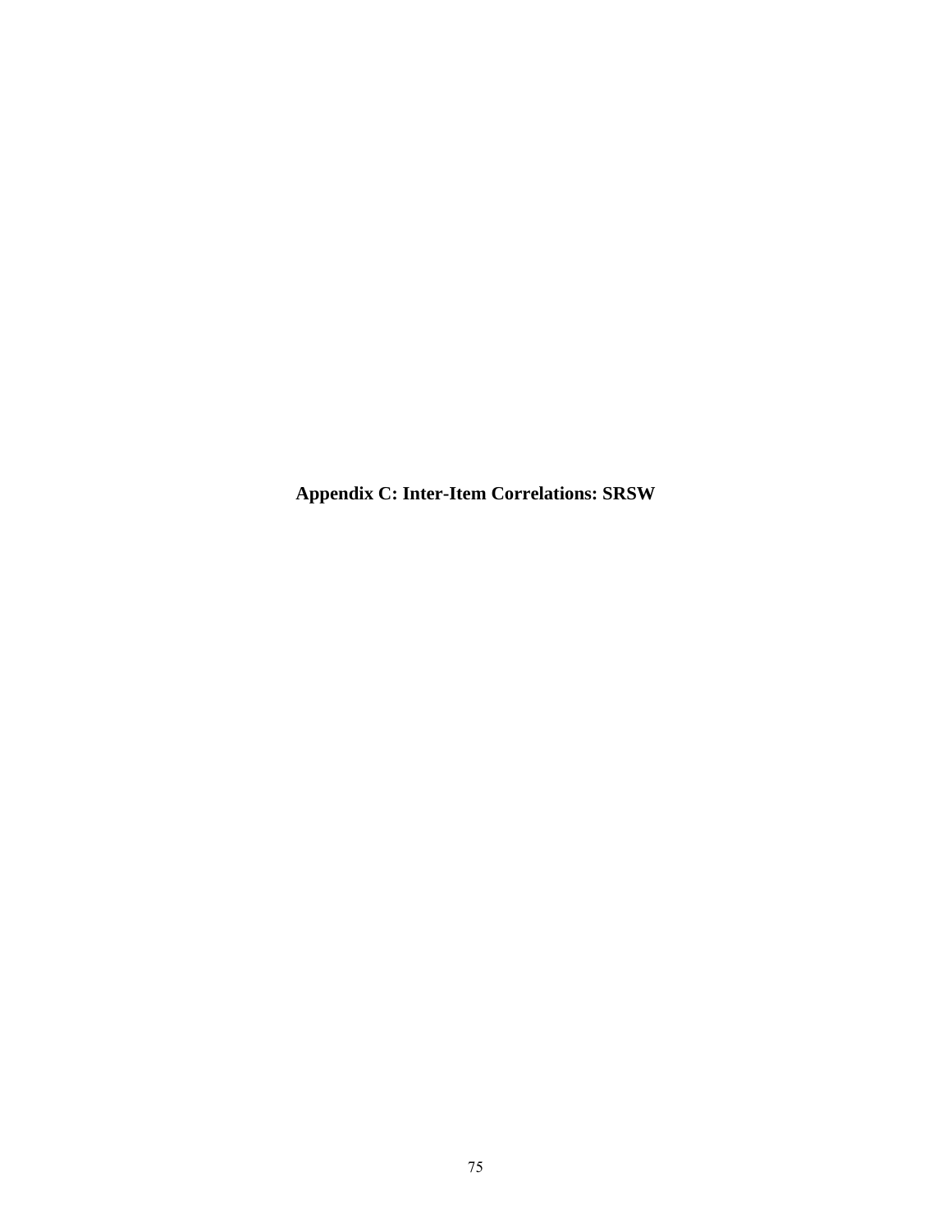# Appendix C: Inter-Item Correlations: SRSW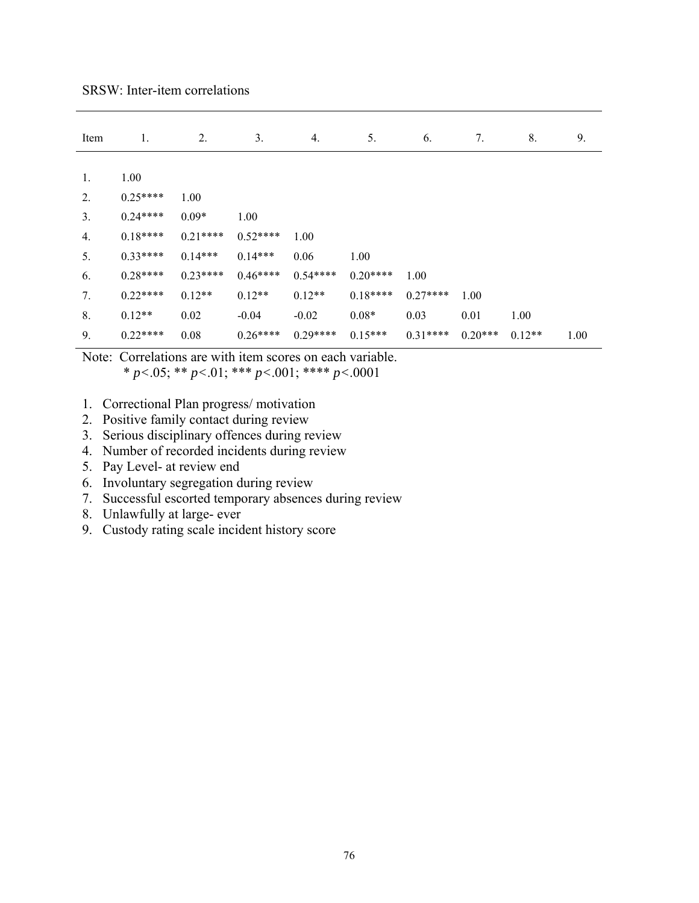SRSW: Inter-item correlations

| Item | 1. | 2. | 3. | 4. | 5. | 6. | 7. | 8. | 9. |
|---|---|---|---|---|---|---|---|---|---|
| 1. | 1.00 | | | | | | | | |
| 2. | 0.25**** | 1.00 | | | | | | | |
| 3. | 0.24**** | 0.09* | 1.00 | | | | | | |
| 4. | 0.18**** | 0.21**** | 0.52**** | 1.00 | | | | | |
| 5. | 0.33**** | 0.14*** | 0.14*** | 0.06 | 1.00 | | | | |
| 6. | 0.28**** | 0.23**** | 0.46**** | 0.54**** | 0.20**** | 1.00 | | | |
| 7. | 0.22**** | 0.12** | 0.12** | 0.12** | 0.18**** | 0.27**** | 1.00 | | |
| 8. | 0.12** | 0.02 | -0.04 | -0.02 | 0.08* | 0.03 | 0.01 | 1.00 | |
| 9. | 0.22**** | 0.08 | 0.26**** | 0.29**** | 0.15*** | 0.31**** | 0.20*** | 0.12** | 1.00 |

Note: Correlations are with item scores on each variable.
\* $p<.05$; \*\* $p<.01$; \*\*\* $p<.001$; \*\*\*\* $p<.0001$

1. Correctional Plan progress/ motivation
2. Positive family contact during review
3. Serious disciplinary offences during review
4. Number of recorded incidents during review
5. Pay Level- at review end
6. Involuntary segregation during review
7. Successful escorted temporary absences during review
8. Unlawfully at large- ever
9. Custody rating scale incident history score